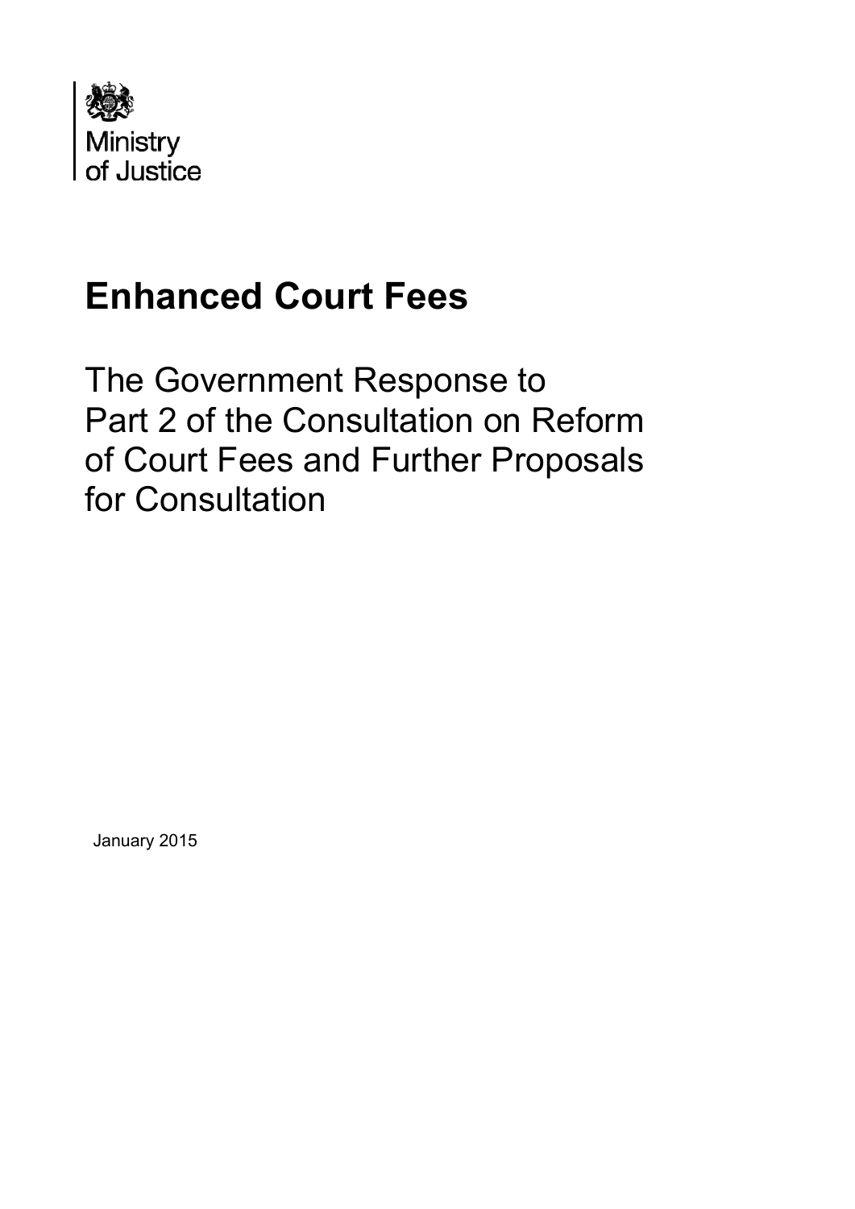Ministry of Justice

# Enhanced Court Fees

## The Government Response to Part 2 of the Consultation on Reform of Court Fees and Further Proposals for Consultation

January 2015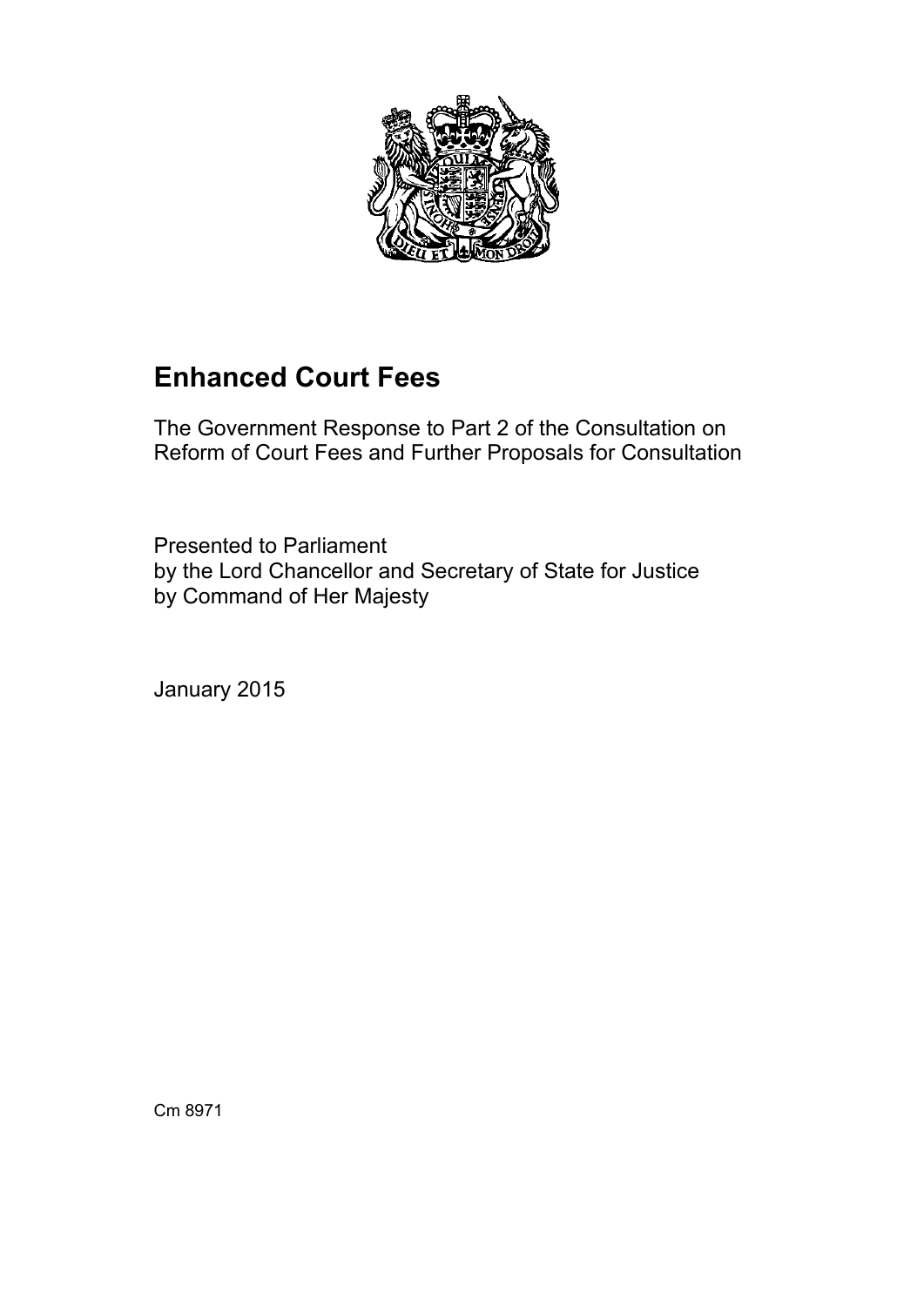# Enhanced Court Fees

The Government Response to Part 2 of the Consultation on Reform of Court Fees and Further Proposals for Consultation

Presented to Parliament
by the Lord Chancellor and Secretary of State for Justice
by Command of Her Majesty

January 2015

Cm 8971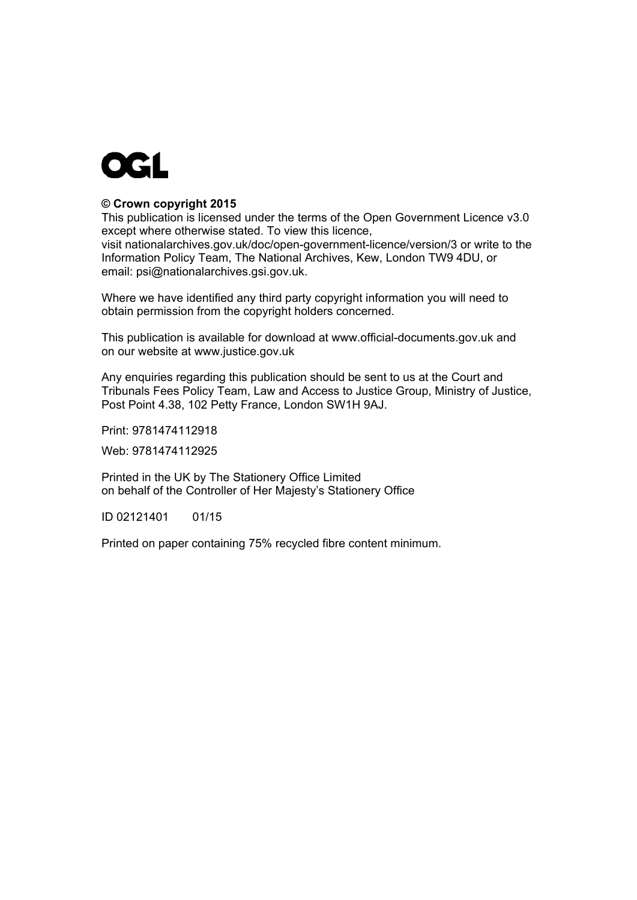OGL

**© Crown copyright 2015**

This publication is licensed under the terms of the Open Government Licence v3.0 except where otherwise stated. To view this licence, visit nationalarchives.gov.uk/doc/open-government-licence/version/3 or write to the Information Policy Team, The National Archives, Kew, London TW9 4DU, or email: psi@nationalarchives.gsi.gov.uk.

Where we have identified any third party copyright information you will need to obtain permission from the copyright holders concerned.

This publication is available for download at www.official-documents.gov.uk and on our website at www.justice.gov.uk

Any enquiries regarding this publication should be sent to us at the Court and Tribunals Fees Policy Team, Law and Access to Justice Group, Ministry of Justice, Post Point 4.38, 102 Petty France, London SW1H 9AJ.

Print: 9781474112918

Web: 9781474112925

Printed in the UK by The Stationery Office Limited
on behalf of the Controller of Her Majesty's Stationery Office

ID 02121401 01/15

Printed on paper containing 75% recycled fibre content minimum.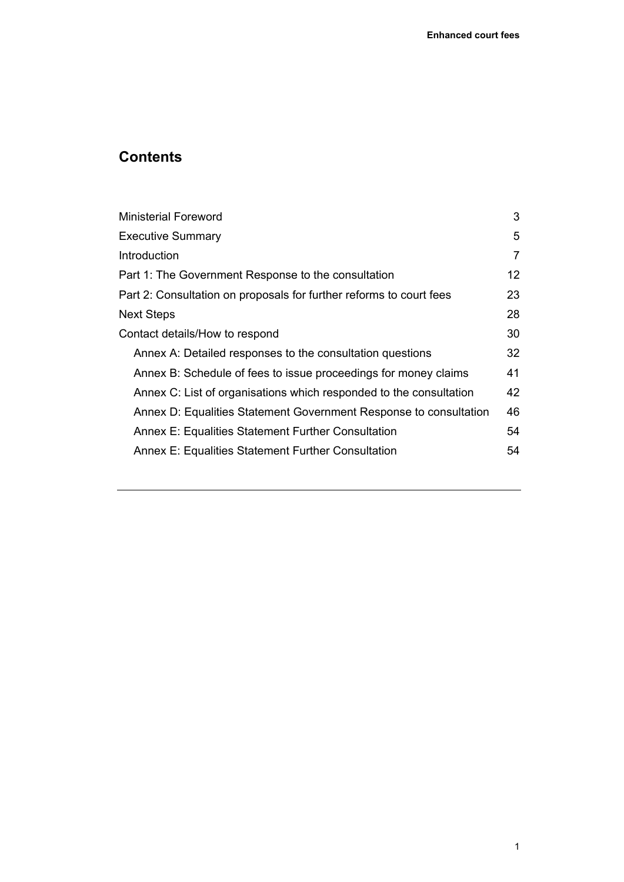## Contents

| | |
|---|---|
| Ministerial Foreword | 3 |
| Executive Summary | 5 |
| Introduction | 7 |
| Part 1: The Government Response to the consultation | 12 |
| Part 2: Consultation on proposals for further reforms to court fees | 23 |
| Next Steps | 28 |
| Contact details/How to respond | 30 |
| Annex A: Detailed responses to the consultation questions | 32 |
| Annex B: Schedule of fees to issue proceedings for money claims | 41 |
| Annex C: List of organisations which responded to the consultation | 42 |
| Annex D: Equalities Statement Government Response to consultation | 46 |
| Annex E: Equalities Statement Further Consultation | 54 |
| Annex E: Equalities Statement Further Consultation | 54 |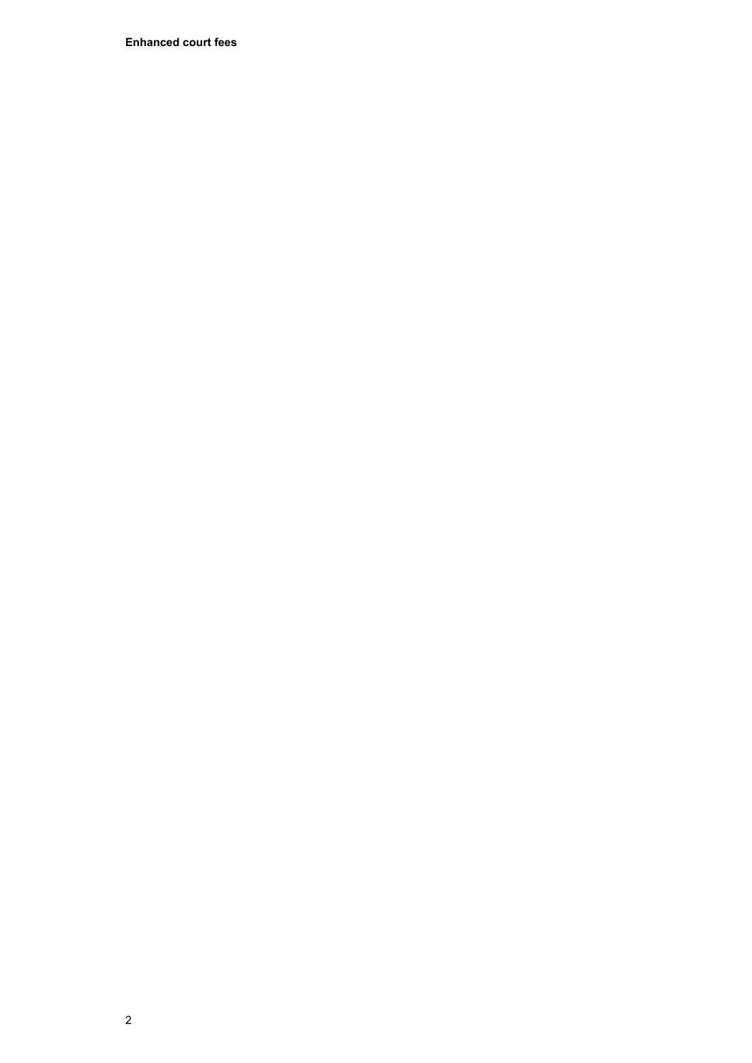**Enhanced court fees**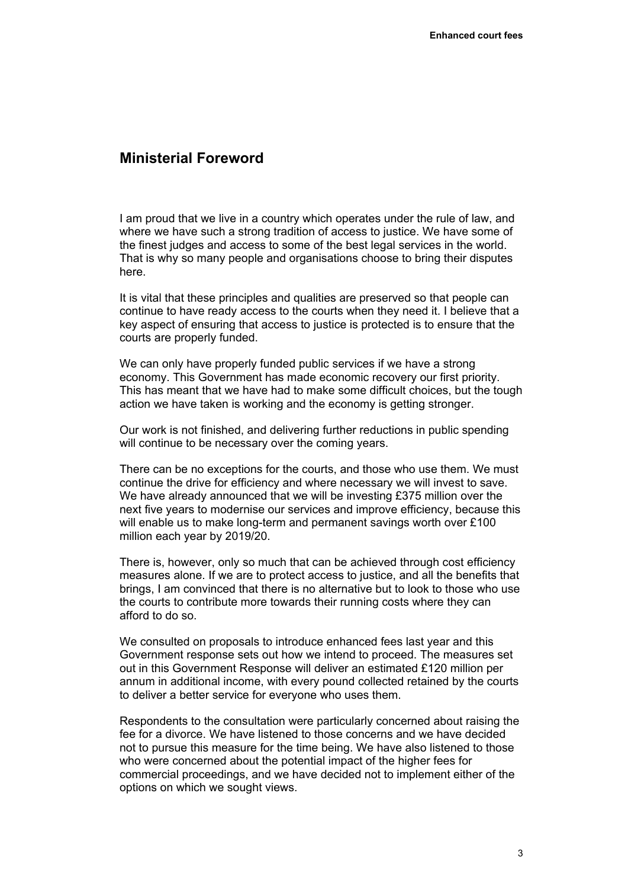## Ministerial Foreword

I am proud that we live in a country which operates under the rule of law, and where we have such a strong tradition of access to justice. We have some of the finest judges and access to some of the best legal services in the world. That is why so many people and organisations choose to bring their disputes here.

It is vital that these principles and qualities are preserved so that people can continue to have ready access to the courts when they need it. I believe that a key aspect of ensuring that access to justice is protected is to ensure that the courts are properly funded.

We can only have properly funded public services if we have a strong economy. This Government has made economic recovery our first priority. This has meant that we have had to make some difficult choices, but the tough action we have taken is working and the economy is getting stronger.

Our work is not finished, and delivering further reductions in public spending will continue to be necessary over the coming years.

There can be no exceptions for the courts, and those who use them. We must continue the drive for efficiency and where necessary we will invest to save. We have already announced that we will be investing £375 million over the next five years to modernise our services and improve efficiency, because this will enable us to make long-term and permanent savings worth over £100 million each year by 2019/20.

There is, however, only so much that can be achieved through cost efficiency measures alone. If we are to protect access to justice, and all the benefits that brings, I am convinced that there is no alternative but to look to those who use the courts to contribute more towards their running costs where they can afford to do so.

We consulted on proposals to introduce enhanced fees last year and this Government response sets out how we intend to proceed. The measures set out in this Government Response will deliver an estimated £120 million per annum in additional income, with every pound collected retained by the courts to deliver a better service for everyone who uses them.

Respondents to the consultation were particularly concerned about raising the fee for a divorce. We have listened to those concerns and we have decided not to pursue this measure for the time being. We have also listened to those who were concerned about the potential impact of the higher fees for commercial proceedings, and we have decided not to implement either of the options on which we sought views.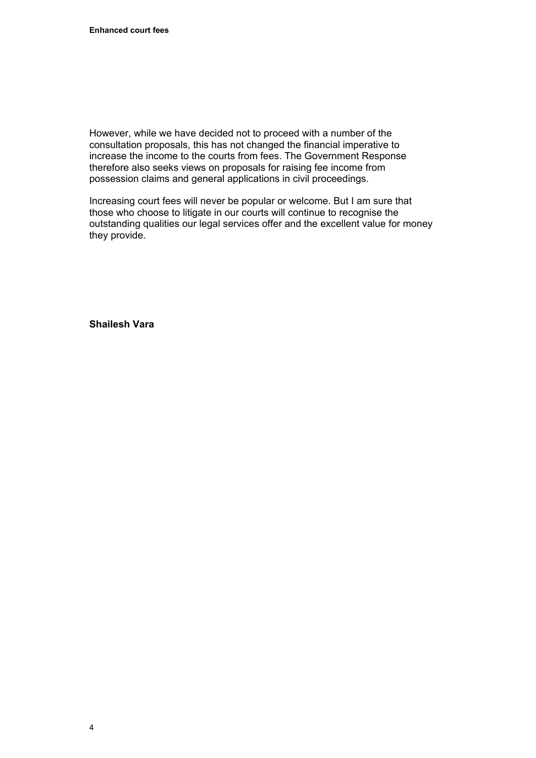However, while we have decided not to proceed with a number of the consultation proposals, this has not changed the financial imperative to increase the income to the courts from fees. The Government Response therefore also seeks views on proposals for raising fee income from possession claims and general applications in civil proceedings.

Increasing court fees will never be popular or welcome. But I am sure that those who choose to litigate in our courts will continue to recognise the outstanding qualities our legal services offer and the excellent value for money they provide.

**Shailesh Vara**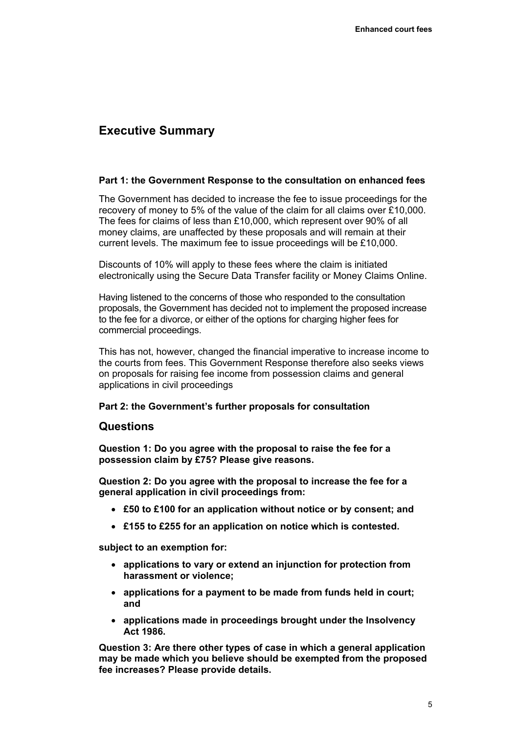## Executive Summary

**Part 1: the Government Response to the consultation on enhanced fees**

The Government has decided to increase the fee to issue proceedings for the recovery of money to 5% of the value of the claim for all claims over £10,000. The fees for claims of less than £10,000, which represent over 90% of all money claims, are unaffected by these proposals and will remain at their current levels. The maximum fee to issue proceedings will be £10,000.

Discounts of 10% will apply to these fees where the claim is initiated electronically using the Secure Data Transfer facility or Money Claims Online.

Having listened to the concerns of those who responded to the consultation proposals, the Government has decided not to implement the proposed increase to the fee for a divorce, or either of the options for charging higher fees for commercial proceedings.

This has not, however, changed the financial imperative to increase income to the courts from fees. This Government Response therefore also seeks views on proposals for raising fee income from possession claims and general applications in civil proceedings

**Part 2: the Government's further proposals for consultation**

## Questions

**Question 1: Do you agree with the proposal to raise the fee for a possession claim by £75? Please give reasons.**

**Question 2: Do you agree with the proposal to increase the fee for a general application in civil proceedings from:**

- **£50 to £100 for an application without notice or by consent; and**
- **£155 to £255 for an application on notice which is contested.**

**subject to an exemption for:**

- **applications to vary or extend an injunction for protection from harassment or violence;**
- **applications for a payment to be made from funds held in court; and**
- **applications made in proceedings brought under the Insolvency Act 1986.**

**Question 3: Are there other types of case in which a general application may be made which you believe should be exempted from the proposed fee increases? Please provide details.**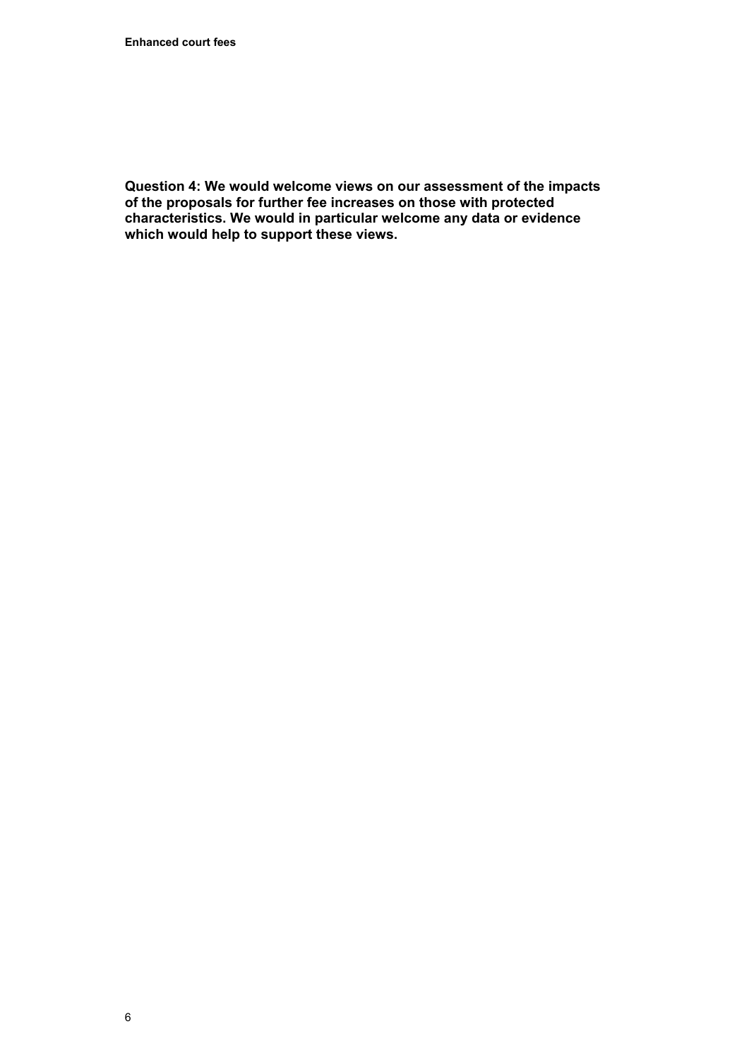**Question 4: We would welcome views on our assessment of the impacts of the proposals for further fee increases on those with protected characteristics. We would in particular welcome any data or evidence which would help to support these views.**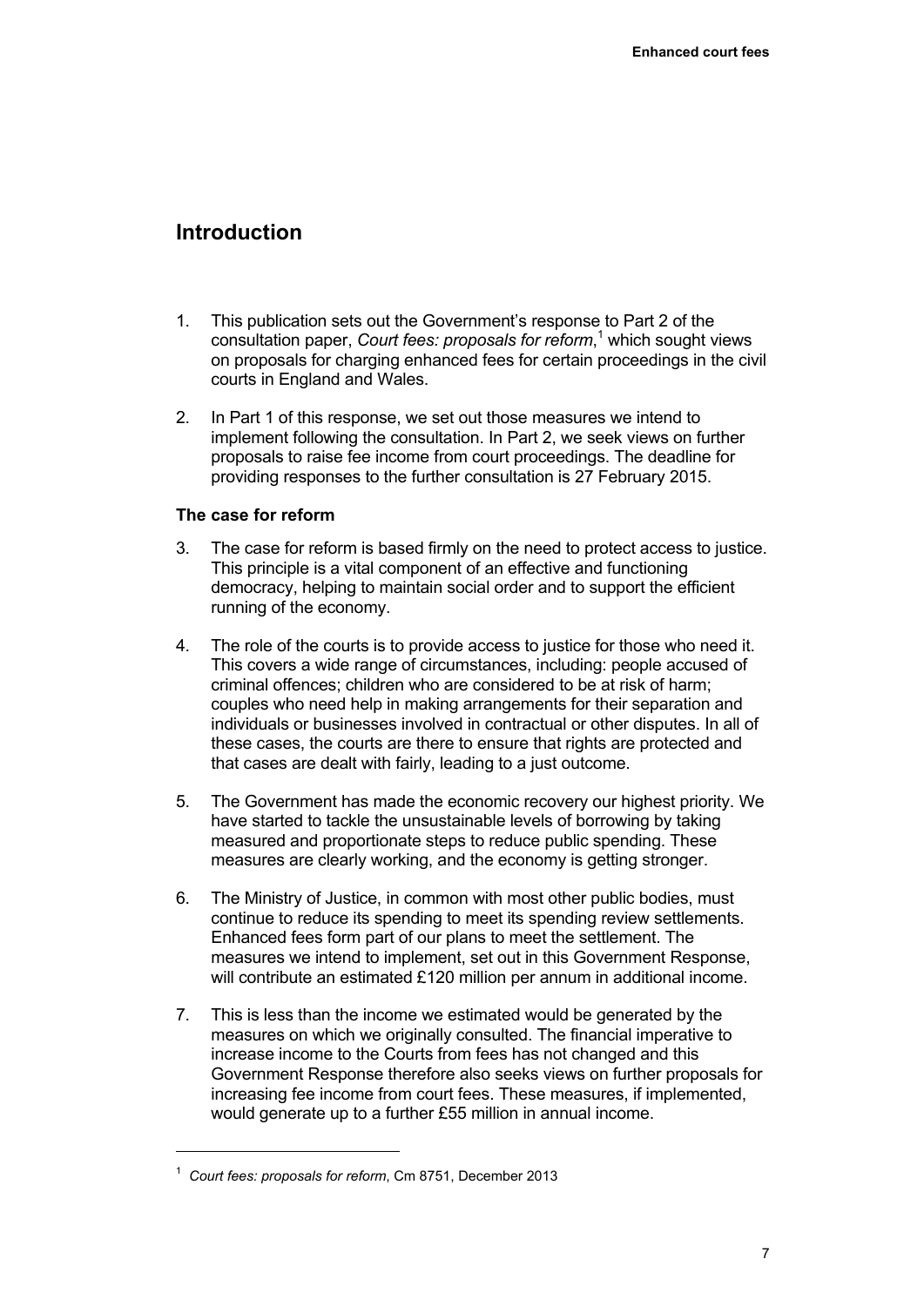# Introduction

1. This publication sets out the Government's response to Part 2 of the consultation paper, *Court fees: proposals for reform*,[1] which sought views on proposals for charging enhanced fees for certain proceedings in the civil courts in England and Wales.

2. In Part 1 of this response, we set out those measures we intend to implement following the consultation. In Part 2, we seek views on further proposals to raise fee income from court proceedings. The deadline for providing responses to the further consultation is 27 February 2015.

**The case for reform**

3. The case for reform is based firmly on the need to protect access to justice. This principle is a vital component of an effective and functioning democracy, helping to maintain social order and to support the efficient running of the economy.

4. The role of the courts is to provide access to justice for those who need it. This covers a wide range of circumstances, including: people accused of criminal offences; children who are considered to be at risk of harm; couples who need help in making arrangements for their separation and individuals or businesses involved in contractual or other disputes. In all of these cases, the courts are there to ensure that rights are protected and that cases are dealt with fairly, leading to a just outcome.

5. The Government has made the economic recovery our highest priority. We have started to tackle the unsustainable levels of borrowing by taking measured and proportionate steps to reduce public spending. These measures are clearly working, and the economy is getting stronger.

6. The Ministry of Justice, in common with most other public bodies, must continue to reduce its spending to meet its spending review settlements. Enhanced fees form part of our plans to meet the settlement. The measures we intend to implement, set out in this Government Response, will contribute an estimated £120 million per annum in additional income.

7. This is less than the income we estimated would be generated by the measures on which we originally consulted. The financial imperative to increase income to the Courts from fees has not changed and this Government Response therefore also seeks views on further proposals for increasing fee income from court fees. These measures, if implemented, would generate up to a further £55 million in annual income.

---

[1] *Court fees: proposals for reform*, Cm 8751, December 2013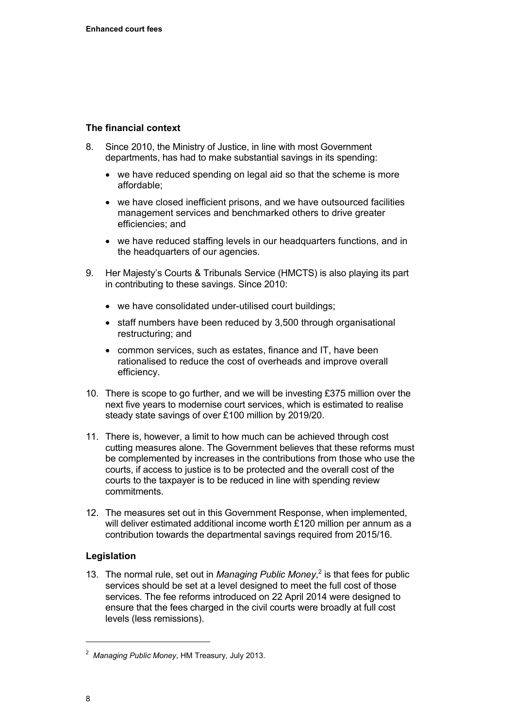### The financial context

8. Since 2010, the Ministry of Justice, in line with most Government departments, has had to make substantial savings in its spending:
   - we have reduced spending on legal aid so that the scheme is more affordable;
   - we have closed inefficient prisons, and we have outsourced facilities management services and benchmarked others to drive greater efficiencies; and
   - we have reduced staffing levels in our headquarters functions, and in the headquarters of our agencies.

9. Her Majesty's Courts & Tribunals Service (HMCTS) is also playing its part in contributing to these savings. Since 2010:
   - we have consolidated under-utilised court buildings;
   - staff numbers have been reduced by 3,500 through organisational restructuring; and
   - common services, such as estates, finance and IT, have been rationalised to reduce the cost of overheads and improve overall efficiency.

10. There is scope to go further, and we will be investing £375 million over the next five years to modernise court services, which is estimated to realise steady state savings of over £100 million by 2019/20.

11. There is, however, a limit to how much can be achieved through cost cutting measures alone. The Government believes that these reforms must be complemented by increases in the contributions from those who use the courts, if access to justice is to be protected and the overall cost of the courts to the taxpayer is to be reduced in line with spending review commitments.

12. The measures set out in this Government Response, when implemented, will deliver estimated additional income worth £120 million per annum as a contribution towards the departmental savings required from 2015/16.

### Legislation

13. The normal rule, set out in *Managing Public Money*,[2] is that fees for public services should be set at a level designed to meet the full cost of those services. The fee reforms introduced on 22 April 2014 were designed to ensure that the fees charged in the civil courts were broadly at full cost levels (less remissions).

[2] *Managing Public Money*, HM Treasury, July 2013.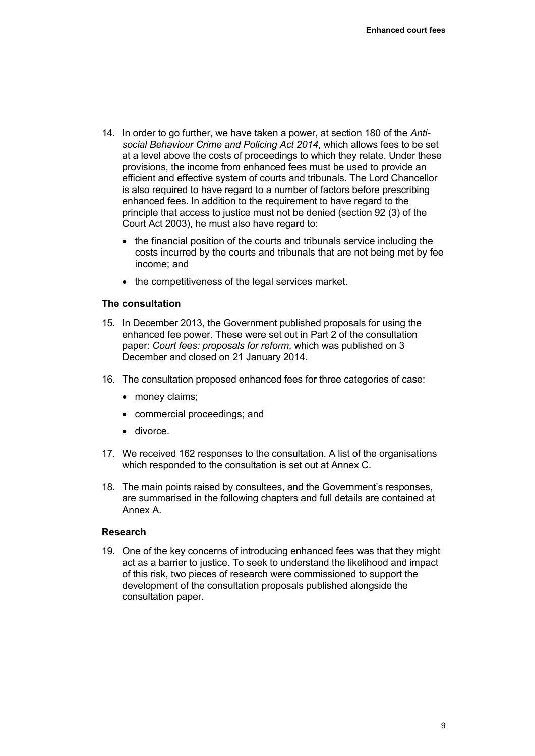14. In order to go further, we have taken a power, at section 180 of the *Anti-social Behaviour Crime and Policing Act 2014*, which allows fees to be set at a level above the costs of proceedings to which they relate. Under these provisions, the income from enhanced fees must be used to provide an efficient and effective system of courts and tribunals. The Lord Chancellor is also required to have regard to a number of factors before prescribing enhanced fees. In addition to the requirement to have regard to the principle that access to justice must not be denied (section 92 (3) of the Court Act 2003), he must also have regard to:

    - the financial position of the courts and tribunals service including the costs incurred by the courts and tribunals that are not being met by fee income; and
    - the competitiveness of the legal services market.

### The consultation

15. In December 2013, the Government published proposals for using the enhanced fee power. These were set out in Part 2 of the consultation paper: *Court fees: proposals for reform*, which was published on 3 December and closed on 21 January 2014.

16. The consultation proposed enhanced fees for three categories of case:

    - money claims;
    - commercial proceedings; and
    - divorce.

17. We received 162 responses to the consultation. A list of the organisations which responded to the consultation is set out at Annex C.

18. The main points raised by consultees, and the Government's responses, are summarised in the following chapters and full details are contained at Annex A.

### Research

19. One of the key concerns of introducing enhanced fees was that they might act as a barrier to justice. To seek to understand the likelihood and impact of this risk, two pieces of research were commissioned to support the development of the consultation proposals published alongside the consultation paper.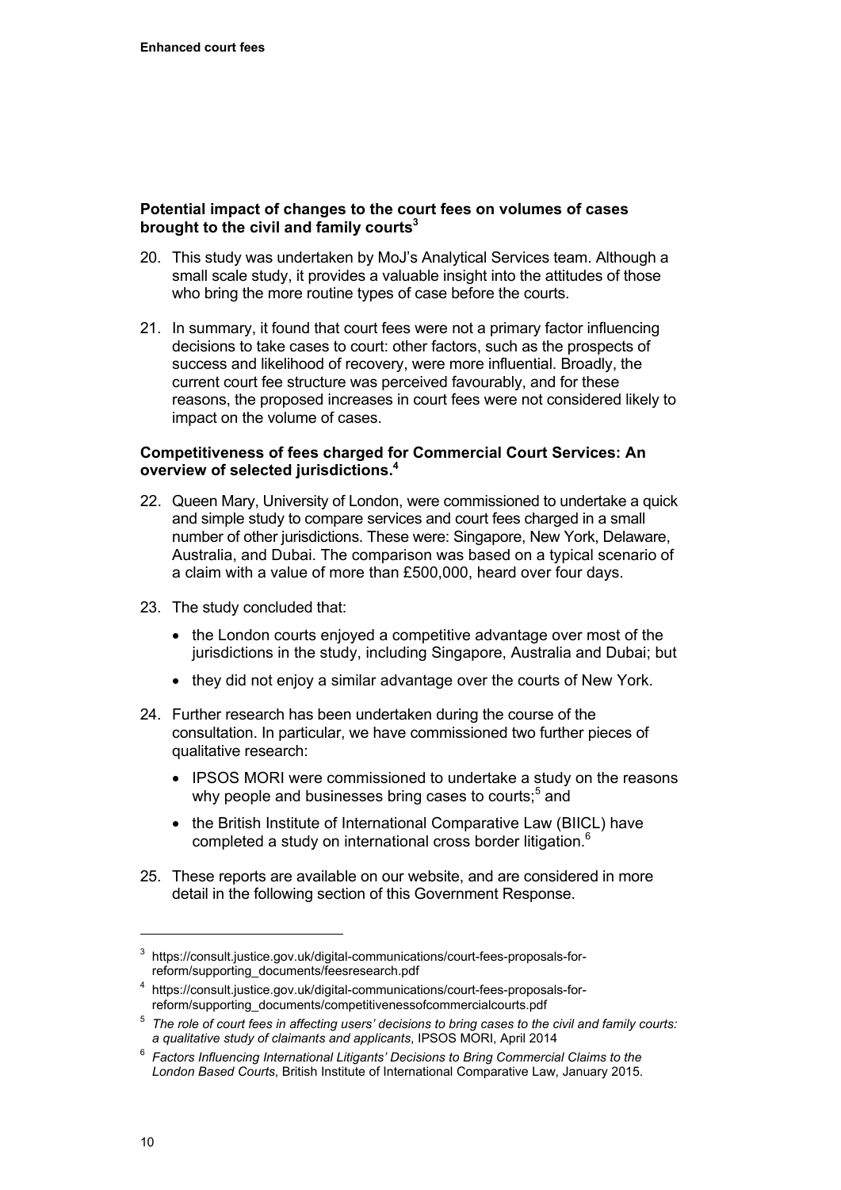**Potential impact of changes to the court fees on volumes of cases brought to the civil and family courts**[3]

20. This study was undertaken by MoJ's Analytical Services team. Although a small scale study, it provides a valuable insight into the attitudes of those who bring the more routine types of case before the courts.

21. In summary, it found that court fees were not a primary factor influencing decisions to take cases to court: other factors, such as the prospects of success and likelihood of recovery, were more influential. Broadly, the current court fee structure was perceived favourably, and for these reasons, the proposed increases in court fees were not considered likely to impact on the volume of cases.

**Competitiveness of fees charged for Commercial Court Services: An overview of selected jurisdictions.**[4]

22. Queen Mary, University of London, were commissioned to undertake a quick and simple study to compare services and court fees charged in a small number of other jurisdictions. These were: Singapore, New York, Delaware, Australia, and Dubai. The comparison was based on a typical scenario of a claim with a value of more than £500,000, heard over four days.

23. The study concluded that:

    - the London courts enjoyed a competitive advantage over most of the jurisdictions in the study, including Singapore, Australia and Dubai; but
    - they did not enjoy a similar advantage over the courts of New York.

24. Further research has been undertaken during the course of the consultation. In particular, we have commissioned two further pieces of qualitative research:

    - IPSOS MORI were commissioned to undertake a study on the reasons why people and businesses bring cases to courts;[5] and
    - the British Institute of International Comparative Law (BIICL) have completed a study on international cross border litigation.[6]

25. These reports are available on our website, and are considered in more detail in the following section of this Government Response.

---

[3] https://consult.justice.gov.uk/digital-communications/court-fees-proposals-for-reform/supporting_documents/feesresearch.pdf

[4] https://consult.justice.gov.uk/digital-communications/court-fees-proposals-for-reform/supporting_documents/competitivenessofcommercialcourts.pdf

[5] *The role of court fees in affecting users' decisions to bring cases to the civil and family courts: a qualitative study of claimants and applicants*, IPSOS MORI, April 2014

[6] *Factors Influencing International Litigants' Decisions to Bring Commercial Claims to the London Based Courts*, British Institute of International Comparative Law, January 2015.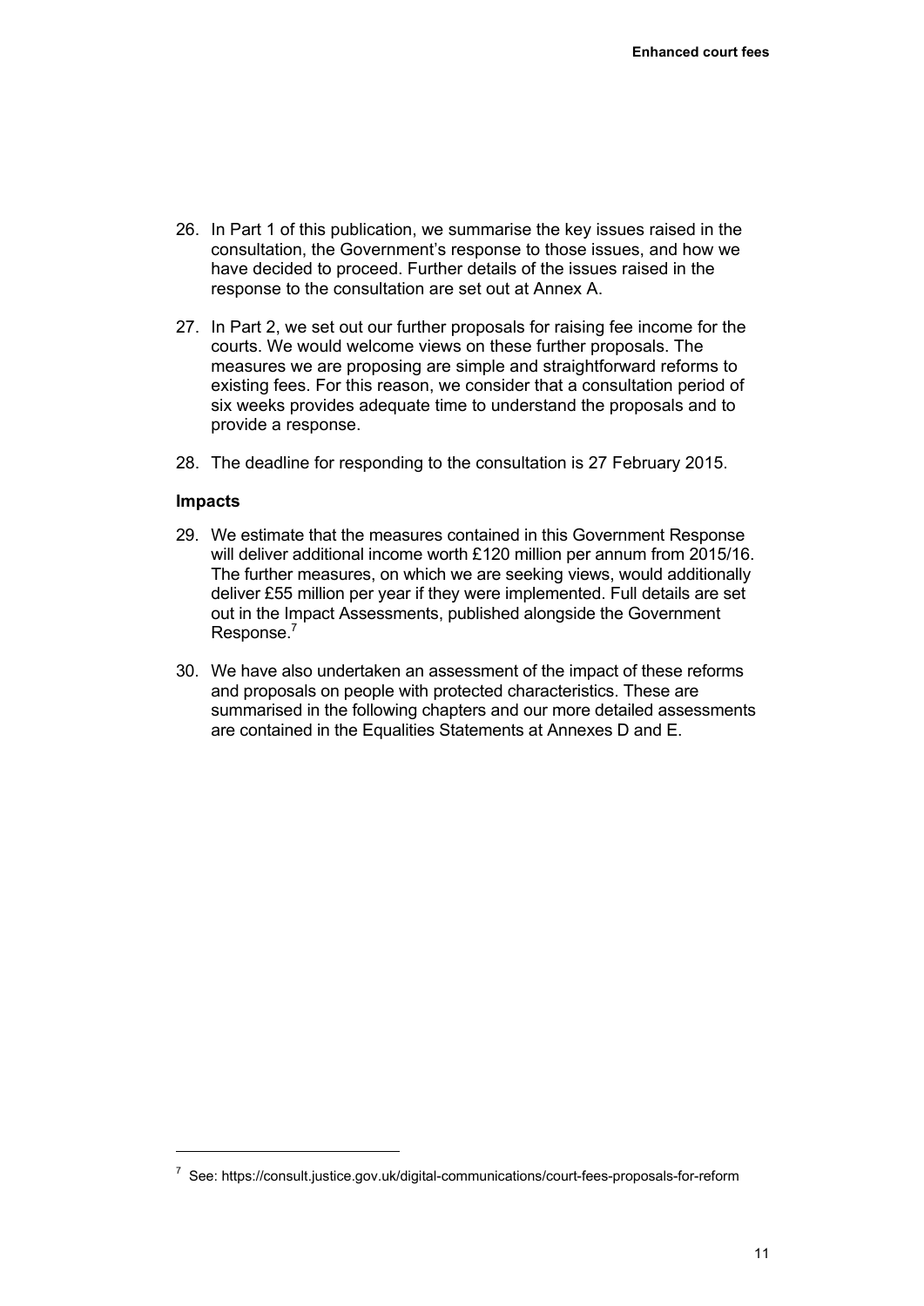26. In Part 1 of this publication, we summarise the key issues raised in the consultation, the Government's response to those issues, and how we have decided to proceed. Further details of the issues raised in the response to the consultation are set out at Annex A.

27. In Part 2, we set out our further proposals for raising fee income for the courts. We would welcome views on these further proposals. The measures we are proposing are simple and straightforward reforms to existing fees. For this reason, we consider that a consultation period of six weeks provides adequate time to understand the proposals and to provide a response.

28. The deadline for responding to the consultation is 27 February 2015.

### Impacts

29. We estimate that the measures contained in this Government Response will deliver additional income worth £120 million per annum from 2015/16. The further measures, on which we are seeking views, would additionally deliver £55 million per year if they were implemented. Full details are set out in the Impact Assessments, published alongside the Government Response.[7]

30. We have also undertaken an assessment of the impact of these reforms and proposals on people with protected characteristics. These are summarised in the following chapters and our more detailed assessments are contained in the Equalities Statements at Annexes D and E.

---

[7] See: https://consult.justice.gov.uk/digital-communications/court-fees-proposals-for-reform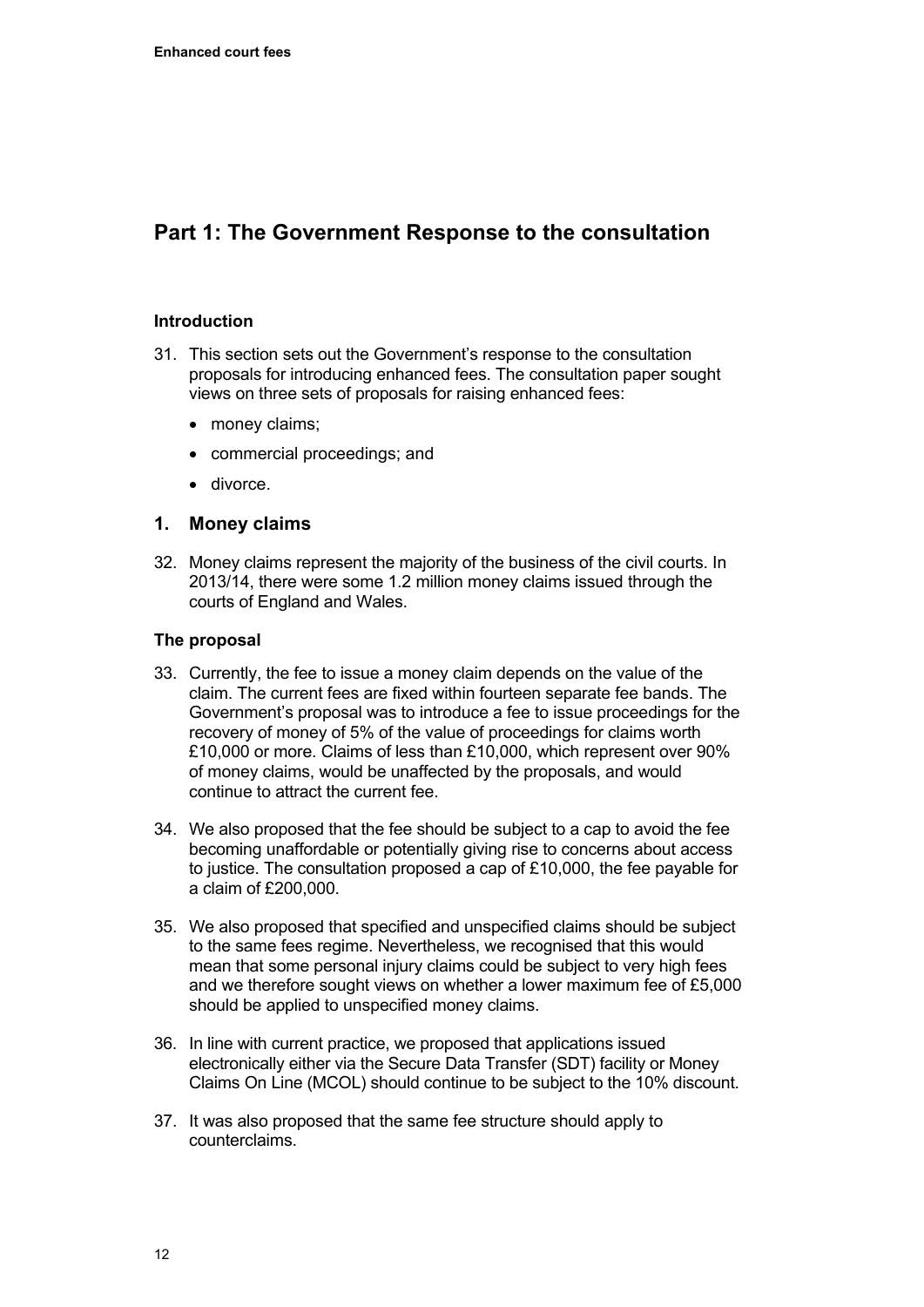## Part 1: The Government Response to the consultation

### Introduction

31. This section sets out the Government's response to the consultation proposals for introducing enhanced fees. The consultation paper sought views on three sets of proposals for raising enhanced fees:
    - money claims;
    - commercial proceedings; and
    - divorce.

### 1. Money claims

32. Money claims represent the majority of the business of the civil courts. In 2013/14, there were some 1.2 million money claims issued through the courts of England and Wales.

#### The proposal

33. Currently, the fee to issue a money claim depends on the value of the claim. The current fees are fixed within fourteen separate fee bands. The Government's proposal was to introduce a fee to issue proceedings for the recovery of money of 5% of the value of proceedings for claims worth £10,000 or more. Claims of less than £10,000, which represent over 90% of money claims, would be unaffected by the proposals, and would continue to attract the current fee.

34. We also proposed that the fee should be subject to a cap to avoid the fee becoming unaffordable or potentially giving rise to concerns about access to justice. The consultation proposed a cap of £10,000, the fee payable for a claim of £200,000.

35. We also proposed that specified and unspecified claims should be subject to the same fees regime. Nevertheless, we recognised that this would mean that some personal injury claims could be subject to very high fees and we therefore sought views on whether a lower maximum fee of £5,000 should be applied to unspecified money claims.

36. In line with current practice, we proposed that applications issued electronically either via the Secure Data Transfer (SDT) facility or Money Claims On Line (MCOL) should continue to be subject to the 10% discount.

37. It was also proposed that the same fee structure should apply to counterclaims.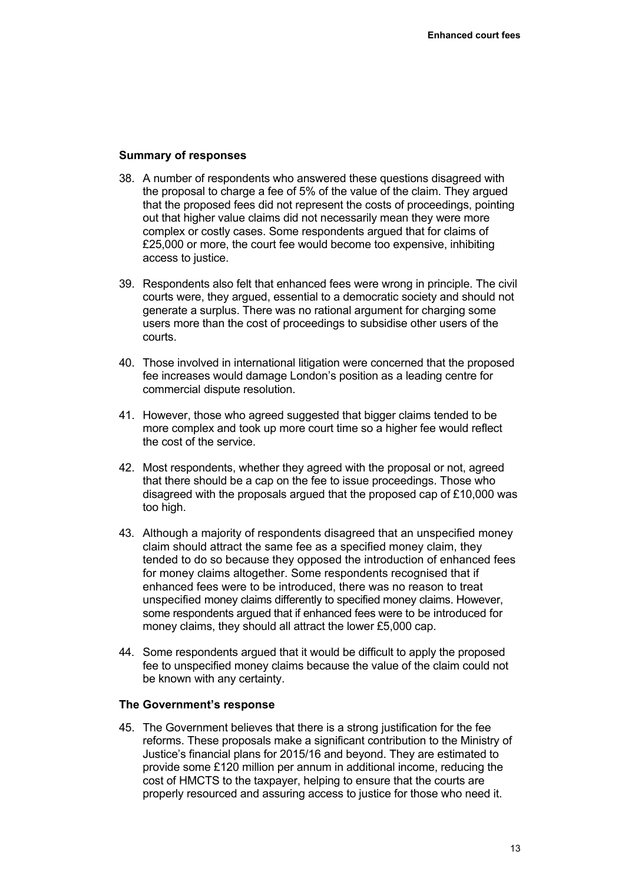### Summary of responses

38. A number of respondents who answered these questions disagreed with the proposal to charge a fee of 5% of the value of the claim. They argued that the proposed fees did not represent the costs of proceedings, pointing out that higher value claims did not necessarily mean they were more complex or costly cases. Some respondents argued that for claims of £25,000 or more, the court fee would become too expensive, inhibiting access to justice.

39. Respondents also felt that enhanced fees were wrong in principle. The civil courts were, they argued, essential to a democratic society and should not generate a surplus. There was no rational argument for charging some users more than the cost of proceedings to subsidise other users of the courts.

40. Those involved in international litigation were concerned that the proposed fee increases would damage London's position as a leading centre for commercial dispute resolution.

41. However, those who agreed suggested that bigger claims tended to be more complex and took up more court time so a higher fee would reflect the cost of the service.

42. Most respondents, whether they agreed with the proposal or not, agreed that there should be a cap on the fee to issue proceedings. Those who disagreed with the proposals argued that the proposed cap of £10,000 was too high.

43. Although a majority of respondents disagreed that an unspecified money claim should attract the same fee as a specified money claim, they tended to do so because they opposed the introduction of enhanced fees for money claims altogether. Some respondents recognised that if enhanced fees were to be introduced, there was no reason to treat unspecified money claims differently to specified money claims. However, some respondents argued that if enhanced fees were to be introduced for money claims, they should all attract the lower £5,000 cap.

44. Some respondents argued that it would be difficult to apply the proposed fee to unspecified money claims because the value of the claim could not be known with any certainty.

### The Government's response

45. The Government believes that there is a strong justification for the fee reforms. These proposals make a significant contribution to the Ministry of Justice's financial plans for 2015/16 and beyond. They are estimated to provide some £120 million per annum in additional income, reducing the cost of HMCTS to the taxpayer, helping to ensure that the courts are properly resourced and assuring access to justice for those who need it.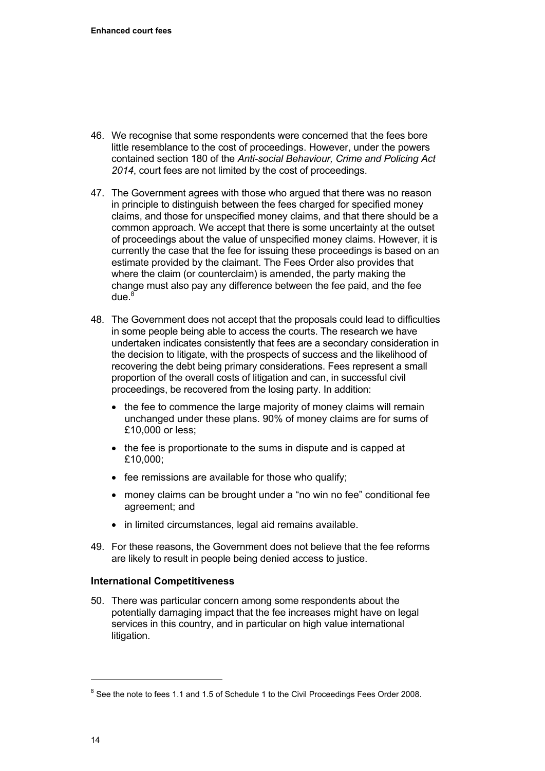46. We recognise that some respondents were concerned that the fees bore little resemblance to the cost of proceedings. However, under the powers contained section 180 of the *Anti-social Behaviour, Crime and Policing Act 2014*, court fees are not limited by the cost of proceedings.

47. The Government agrees with those who argued that there was no reason in principle to distinguish between the fees charged for specified money claims, and those for unspecified money claims, and that there should be a common approach. We accept that there is some uncertainty at the outset of proceedings about the value of unspecified money claims. However, it is currently the case that the fee for issuing these proceedings is based on an estimate provided by the claimant. The Fees Order also provides that where the claim (or counterclaim) is amended, the party making the change must also pay any difference between the fee paid, and the fee due.[8]

48. The Government does not accept that the proposals could lead to difficulties in some people being able to access the courts. The research we have undertaken indicates consistently that fees are a secondary consideration in the decision to litigate, with the prospects of success and the likelihood of recovering the debt being primary considerations. Fees represent a small proportion of the overall costs of litigation and can, in successful civil proceedings, be recovered from the losing party. In addition:

    - the fee to commence the large majority of money claims will remain unchanged under these plans. 90% of money claims are for sums of £10,000 or less;
    - the fee is proportionate to the sums in dispute and is capped at £10,000;
    - fee remissions are available for those who qualify;
    - money claims can be brought under a "no win no fee" conditional fee agreement; and
    - in limited circumstances, legal aid remains available.

49. For these reasons, the Government does not believe that the fee reforms are likely to result in people being denied access to justice.

**International Competitiveness**

50. There was particular concern among some respondents about the potentially damaging impact that the fee increases might have on legal services in this country, and in particular on high value international litigation.

---

[8] See the note to fees 1.1 and 1.5 of Schedule 1 to the Civil Proceedings Fees Order 2008.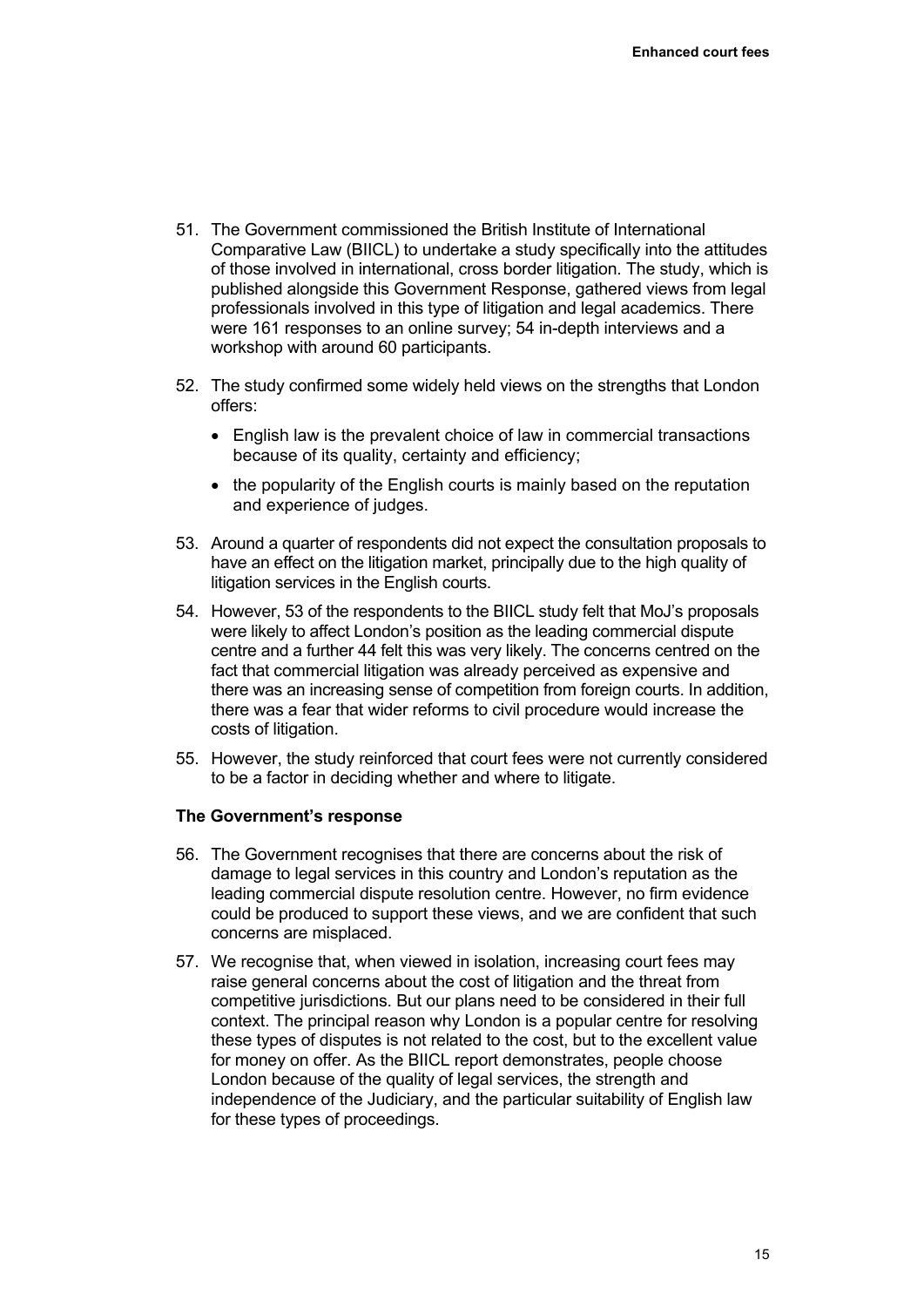51. The Government commissioned the British Institute of International Comparative Law (BIICL) to undertake a study specifically into the attitudes of those involved in international, cross border litigation. The study, which is published alongside this Government Response, gathered views from legal professionals involved in this type of litigation and legal academics. There were 161 responses to an online survey; 54 in-depth interviews and a workshop with around 60 participants.

52. The study confirmed some widely held views on the strengths that London offers:

    - English law is the prevalent choice of law in commercial transactions because of its quality, certainty and efficiency;
    - the popularity of the English courts is mainly based on the reputation and experience of judges.

53. Around a quarter of respondents did not expect the consultation proposals to have an effect on the litigation market, principally due to the high quality of litigation services in the English courts.

54. However, 53 of the respondents to the BIICL study felt that MoJ's proposals were likely to affect London's position as the leading commercial dispute centre and a further 44 felt this was very likely. The concerns centred on the fact that commercial litigation was already perceived as expensive and there was an increasing sense of competition from foreign courts. In addition, there was a fear that wider reforms to civil procedure would increase the costs of litigation.

55. However, the study reinforced that court fees were not currently considered to be a factor in deciding whether and where to litigate.

### The Government's response

56. The Government recognises that there are concerns about the risk of damage to legal services in this country and London's reputation as the leading commercial dispute resolution centre. However, no firm evidence could be produced to support these views, and we are confident that such concerns are misplaced.

57. We recognise that, when viewed in isolation, increasing court fees may raise general concerns about the cost of litigation and the threat from competitive jurisdictions. But our plans need to be considered in their full context. The principal reason why London is a popular centre for resolving these types of disputes is not related to the cost, but to the excellent value for money on offer. As the BIICL report demonstrates, people choose London because of the quality of legal services, the strength and independence of the Judiciary, and the particular suitability of English law for these types of proceedings.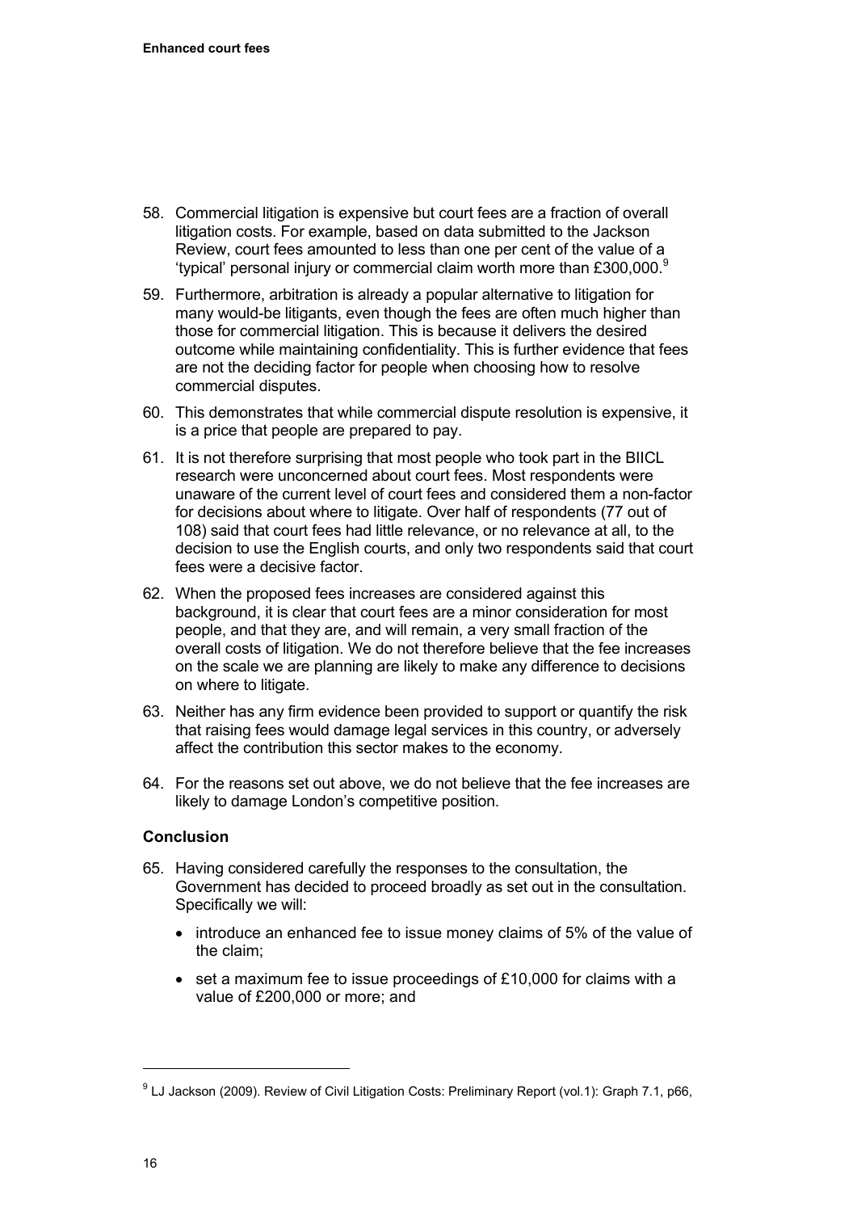58. Commercial litigation is expensive but court fees are a fraction of overall litigation costs. For example, based on data submitted to the Jackson Review, court fees amounted to less than one per cent of the value of a 'typical' personal injury or commercial claim worth more than £300,000.[9]

59. Furthermore, arbitration is already a popular alternative to litigation for many would-be litigants, even though the fees are often much higher than those for commercial litigation. This is because it delivers the desired outcome while maintaining confidentiality. This is further evidence that fees are not the deciding factor for people when choosing how to resolve commercial disputes.

60. This demonstrates that while commercial dispute resolution is expensive, it is a price that people are prepared to pay.

61. It is not therefore surprising that most people who took part in the BIICL research were unconcerned about court fees. Most respondents were unaware of the current level of court fees and considered them a non-factor for decisions about where to litigate. Over half of respondents (77 out of 108) said that court fees had little relevance, or no relevance at all, to the decision to use the English courts, and only two respondents said that court fees were a decisive factor.

62. When the proposed fees increases are considered against this background, it is clear that court fees are a minor consideration for most people, and that they are, and will remain, a very small fraction of the overall costs of litigation. We do not therefore believe that the fee increases on the scale we are planning are likely to make any difference to decisions on where to litigate.

63. Neither has any firm evidence been provided to support or quantify the risk that raising fees would damage legal services in this country, or adversely affect the contribution this sector makes to the economy.

64. For the reasons set out above, we do not believe that the fee increases are likely to damage London's competitive position.

### Conclusion

65. Having considered carefully the responses to the consultation, the Government has decided to proceed broadly as set out in the consultation. Specifically we will:

    - introduce an enhanced fee to issue money claims of 5% of the value of the claim;
    - set a maximum fee to issue proceedings of £10,000 for claims with a value of £200,000 or more; and

[9] LJ Jackson (2009). Review of Civil Litigation Costs: Preliminary Report (vol.1): Graph 7.1, p66,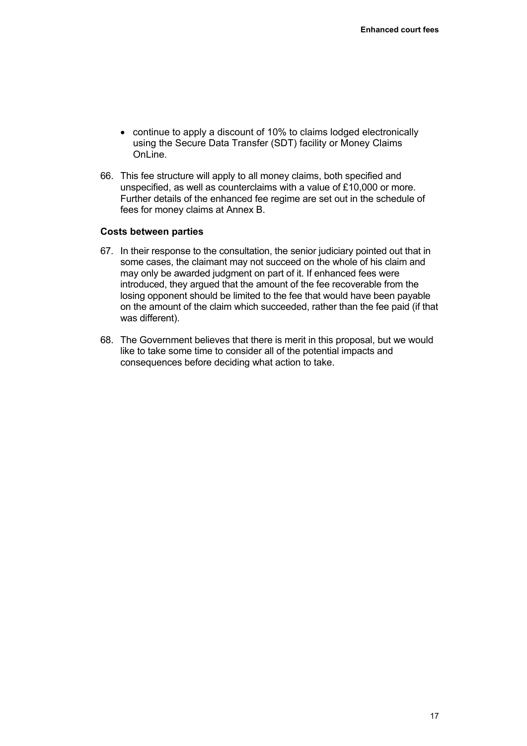- continue to apply a discount of 10% to claims lodged electronically using the Secure Data Transfer (SDT) facility or Money Claims OnLine.

66. This fee structure will apply to all money claims, both specified and unspecified, as well as counterclaims with a value of £10,000 or more. Further details of the enhanced fee regime are set out in the schedule of fees for money claims at Annex B.

### Costs between parties

67. In their response to the consultation, the senior judiciary pointed out that in some cases, the claimant may not succeed on the whole of his claim and may only be awarded judgment on part of it. If enhanced fees were introduced, they argued that the amount of the fee recoverable from the losing opponent should be limited to the fee that would have been payable on the amount of the claim which succeeded, rather than the fee paid (if that was different).

68. The Government believes that there is merit in this proposal, but we would like to take some time to consider all of the potential impacts and consequences before deciding what action to take.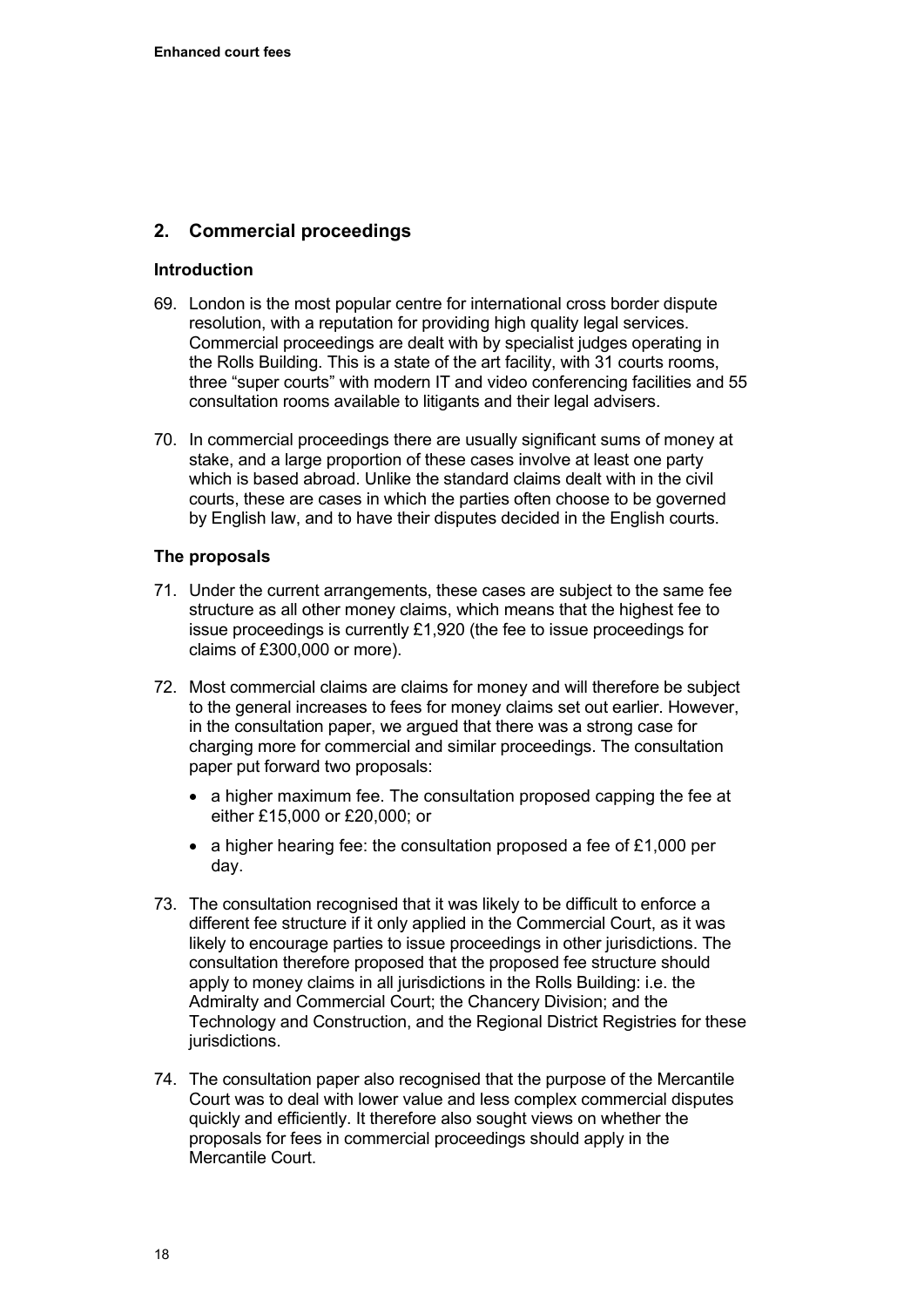## 2. Commercial proceedings

### Introduction

69. London is the most popular centre for international cross border dispute resolution, with a reputation for providing high quality legal services. Commercial proceedings are dealt with by specialist judges operating in the Rolls Building. This is a state of the art facility, with 31 courts rooms, three "super courts" with modern IT and video conferencing facilities and 55 consultation rooms available to litigants and their legal advisers.

70. In commercial proceedings there are usually significant sums of money at stake, and a large proportion of these cases involve at least one party which is based abroad. Unlike the standard claims dealt with in the civil courts, these are cases in which the parties often choose to be governed by English law, and to have their disputes decided in the English courts.

### The proposals

71. Under the current arrangements, these cases are subject to the same fee structure as all other money claims, which means that the highest fee to issue proceedings is currently £1,920 (the fee to issue proceedings for claims of £300,000 or more).

72. Most commercial claims are claims for money and will therefore be subject to the general increases to fees for money claims set out earlier. However, in the consultation paper, we argued that there was a strong case for charging more for commercial and similar proceedings. The consultation paper put forward two proposals:

    - a higher maximum fee. The consultation proposed capping the fee at either £15,000 or £20,000; or
    - a higher hearing fee: the consultation proposed a fee of £1,000 per day.

73. The consultation recognised that it was likely to be difficult to enforce a different fee structure if it only applied in the Commercial Court, as it was likely to encourage parties to issue proceedings in other jurisdictions. The consultation therefore proposed that the proposed fee structure should apply to money claims in all jurisdictions in the Rolls Building: i.e. the Admiralty and Commercial Court; the Chancery Division; and the Technology and Construction, and the Regional District Registries for these jurisdictions.

74. The consultation paper also recognised that the purpose of the Mercantile Court was to deal with lower value and less complex commercial disputes quickly and efficiently. It therefore also sought views on whether the proposals for fees in commercial proceedings should apply in the Mercantile Court.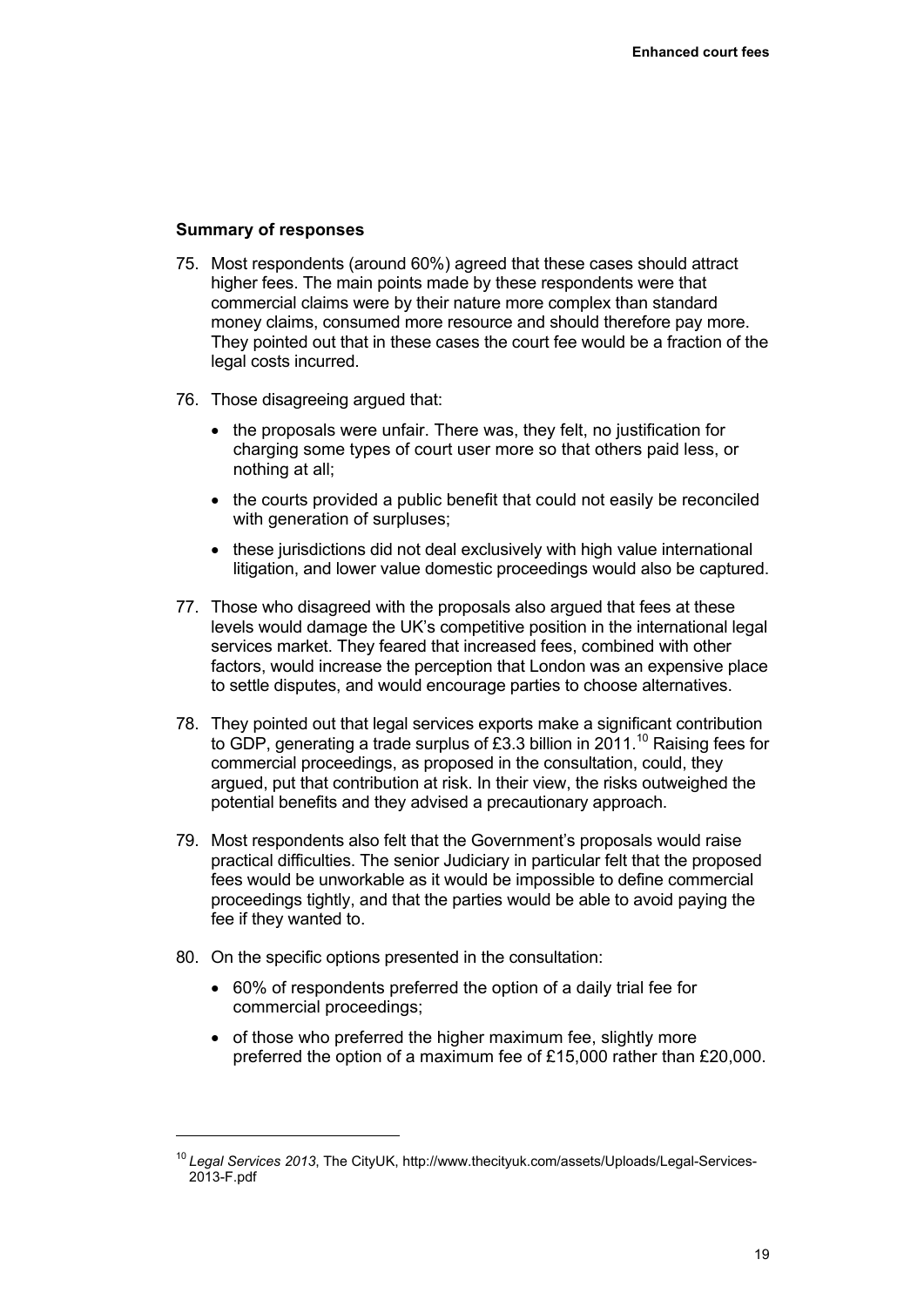**Summary of responses**

75. Most respondents (around 60%) agreed that these cases should attract higher fees. The main points made by these respondents were that commercial claims were by their nature more complex than standard money claims, consumed more resource and should therefore pay more. They pointed out that in these cases the court fee would be a fraction of the legal costs incurred.

76. Those disagreeing argued that:

    - the proposals were unfair. There was, they felt, no justification for charging some types of court user more so that others paid less, or nothing at all;
    - the courts provided a public benefit that could not easily be reconciled with generation of surpluses;
    - these jurisdictions did not deal exclusively with high value international litigation, and lower value domestic proceedings would also be captured.

77. Those who disagreed with the proposals also argued that fees at these levels would damage the UK's competitive position in the international legal services market. They feared that increased fees, combined with other factors, would increase the perception that London was an expensive place to settle disputes, and would encourage parties to choose alternatives.

78. They pointed out that legal services exports make a significant contribution to GDP, generating a trade surplus of £3.3 billion in 2011.[10] Raising fees for commercial proceedings, as proposed in the consultation, could, they argued, put that contribution at risk. In their view, the risks outweighed the potential benefits and they advised a precautionary approach.

79. Most respondents also felt that the Government's proposals would raise practical difficulties. The senior Judiciary in particular felt that the proposed fees would be unworkable as it would be impossible to define commercial proceedings tightly, and that the parties would be able to avoid paying the fee if they wanted to.

80. On the specific options presented in the consultation:

    - 60% of respondents preferred the option of a daily trial fee for commercial proceedings;
    - of those who preferred the higher maximum fee, slightly more preferred the option of a maximum fee of £15,000 rather than £20,000.

[10] *Legal Services 2013*, The CityUK, http://www.thecityuk.com/assets/Uploads/Legal-Services-2013-F.pdf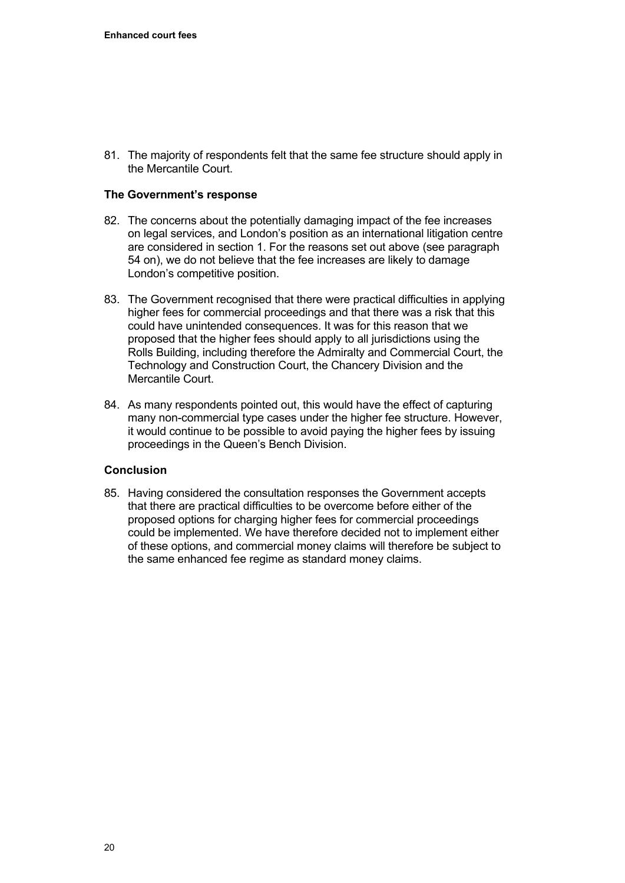81. The majority of respondents felt that the same fee structure should apply in the Mercantile Court.

### The Government's response

82. The concerns about the potentially damaging impact of the fee increases on legal services, and London's position as an international litigation centre are considered in section 1. For the reasons set out above (see paragraph 54 on), we do not believe that the fee increases are likely to damage London's competitive position.

83. The Government recognised that there were practical difficulties in applying higher fees for commercial proceedings and that there was a risk that this could have unintended consequences. It was for this reason that we proposed that the higher fees should apply to all jurisdictions using the Rolls Building, including therefore the Admiralty and Commercial Court, the Technology and Construction Court, the Chancery Division and the Mercantile Court.

84. As many respondents pointed out, this would have the effect of capturing many non-commercial type cases under the higher fee structure. However, it would continue to be possible to avoid paying the higher fees by issuing proceedings in the Queen's Bench Division.

### Conclusion

85. Having considered the consultation responses the Government accepts that there are practical difficulties to be overcome before either of the proposed options for charging higher fees for commercial proceedings could be implemented. We have therefore decided not to implement either of these options, and commercial money claims will therefore be subject to the same enhanced fee regime as standard money claims.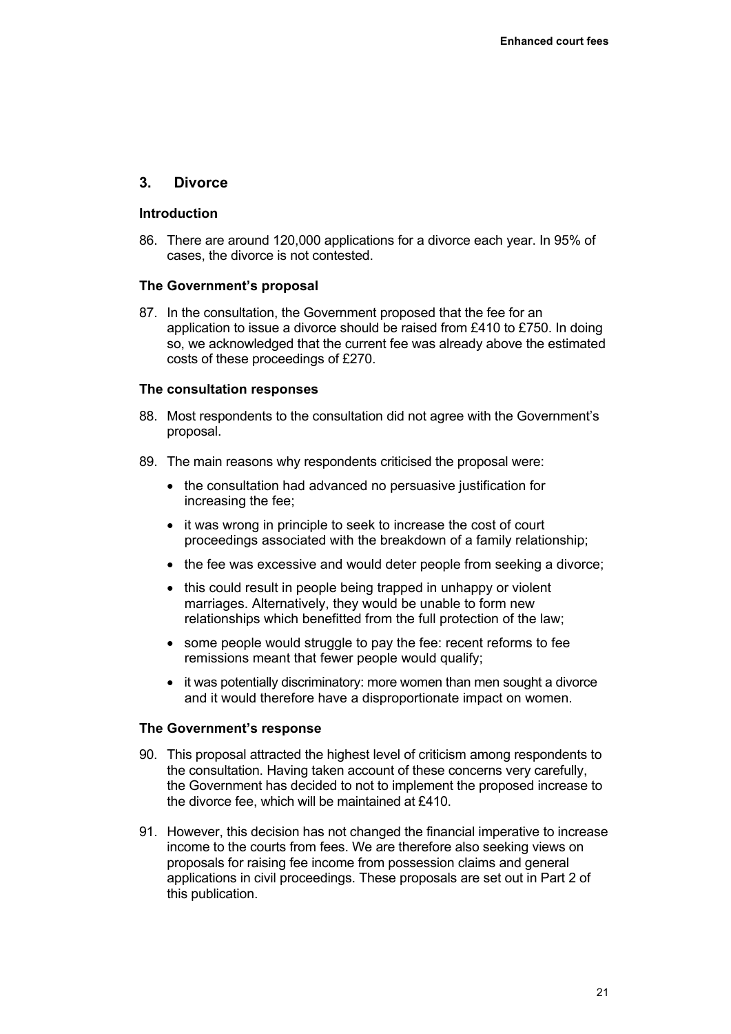## 3. Divorce

### Introduction

86. There are around 120,000 applications for a divorce each year. In 95% of cases, the divorce is not contested.

### The Government's proposal

87. In the consultation, the Government proposed that the fee for an application to issue a divorce should be raised from £410 to £750. In doing so, we acknowledged that the current fee was already above the estimated costs of these proceedings of £270.

### The consultation responses

88. Most respondents to the consultation did not agree with the Government's proposal.

89. The main reasons why respondents criticised the proposal were:

    - the consultation had advanced no persuasive justification for increasing the fee;
    - it was wrong in principle to seek to increase the cost of court proceedings associated with the breakdown of a family relationship;
    - the fee was excessive and would deter people from seeking a divorce;
    - this could result in people being trapped in unhappy or violent marriages. Alternatively, they would be unable to form new relationships which benefitted from the full protection of the law;
    - some people would struggle to pay the fee: recent reforms to fee remissions meant that fewer people would qualify;
    - it was potentially discriminatory: more women than men sought a divorce and it would therefore have a disproportionate impact on women.

### The Government's response

90. This proposal attracted the highest level of criticism among respondents to the consultation. Having taken account of these concerns very carefully, the Government has decided to not to implement the proposed increase to the divorce fee, which will be maintained at £410.

91. However, this decision has not changed the financial imperative to increase income to the courts from fees. We are therefore also seeking views on proposals for raising fee income from possession claims and general applications in civil proceedings. These proposals are set out in Part 2 of this publication.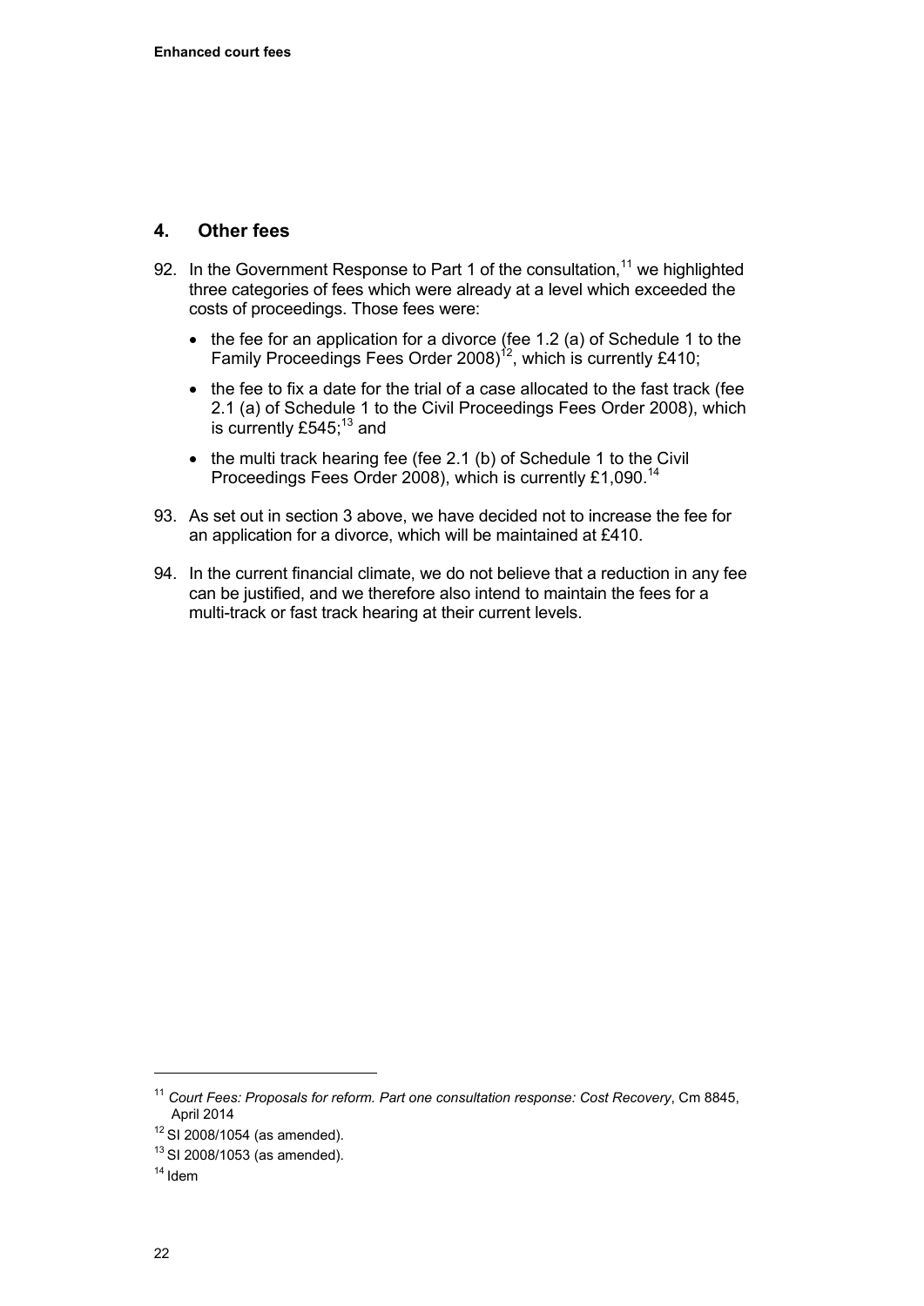## 4. Other fees

92. In the Government Response to Part 1 of the consultation,[11] we highlighted three categories of fees which were already at a level which exceeded the costs of proceedings. Those fees were:

    - the fee for an application for a divorce (fee 1.2 (a) of Schedule 1 to the Family Proceedings Fees Order 2008)[12], which is currently £410;
    - the fee to fix a date for the trial of a case allocated to the fast track (fee 2.1 (a) of Schedule 1 to the Civil Proceedings Fees Order 2008), which is currently £545;[13] and
    - the multi track hearing fee (fee 2.1 (b) of Schedule 1 to the Civil Proceedings Fees Order 2008), which is currently £1,090.[14]

93. As set out in section 3 above, we have decided not to increase the fee for an application for a divorce, which will be maintained at £410.

94. In the current financial climate, we do not believe that a reduction in any fee can be justified, and we therefore also intend to maintain the fees for a multi-track or fast track hearing at their current levels.

---

[11] *Court Fees: Proposals for reform. Part one consultation response: Cost Recovery*, Cm 8845, April 2014

[12] SI 2008/1054 (as amended).

[13] SI 2008/1053 (as amended).

[14] Idem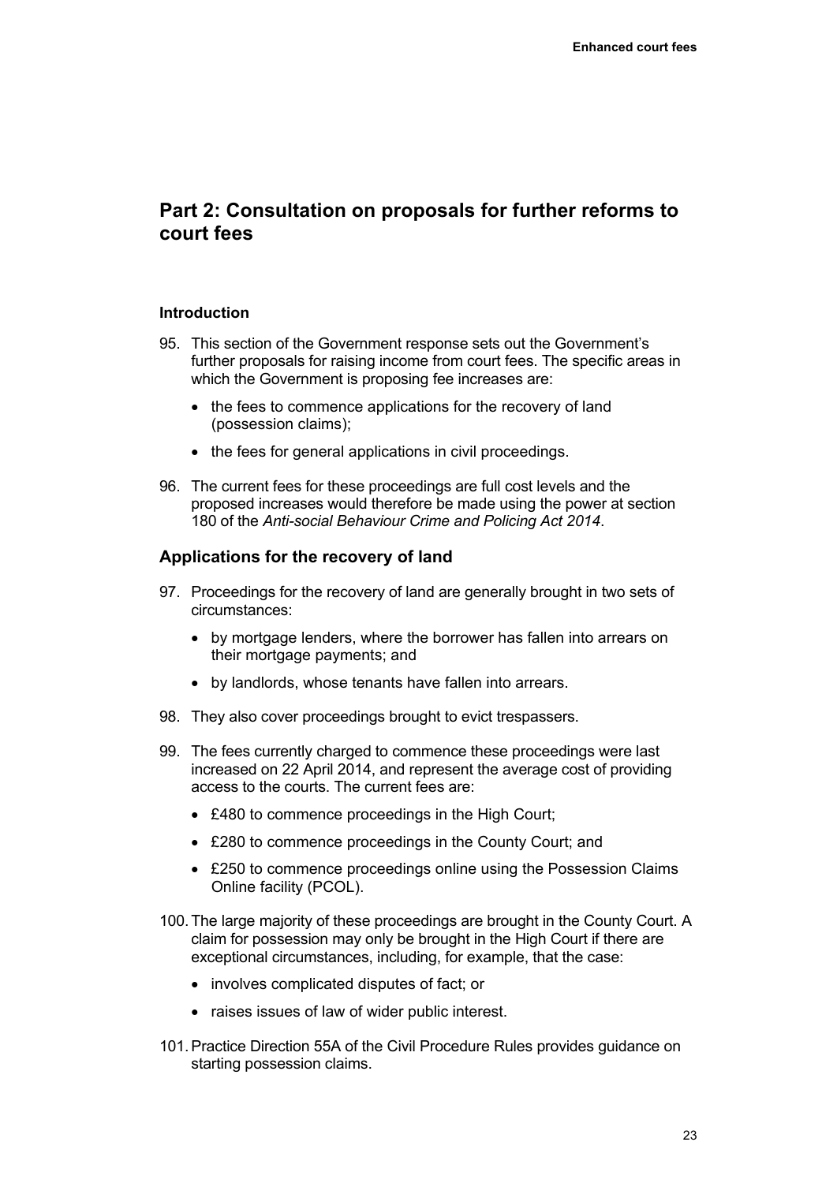## Part 2: Consultation on proposals for further reforms to court fees

### Introduction

95. This section of the Government response sets out the Government's further proposals for raising income from court fees. The specific areas in which the Government is proposing fee increases are:

    - the fees to commence applications for the recovery of land (possession claims);
    - the fees for general applications in civil proceedings.

96. The current fees for these proceedings are full cost levels and the proposed increases would therefore be made using the power at section 180 of the *Anti-social Behaviour Crime and Policing Act 2014*.

### Applications for the recovery of land

97. Proceedings for the recovery of land are generally brought in two sets of circumstances:

    - by mortgage lenders, where the borrower has fallen into arrears on their mortgage payments; and
    - by landlords, whose tenants have fallen into arrears.

98. They also cover proceedings brought to evict trespassers.

99. The fees currently charged to commence these proceedings were last increased on 22 April 2014, and represent the average cost of providing access to the courts. The current fees are:

    - £480 to commence proceedings in the High Court;
    - £280 to commence proceedings in the County Court; and
    - £250 to commence proceedings online using the Possession Claims Online facility (PCOL).

100. The large majority of these proceedings are brought in the County Court. A claim for possession may only be brought in the High Court if there are exceptional circumstances, including, for example, that the case:

    - involves complicated disputes of fact; or
    - raises issues of law of wider public interest.

101. Practice Direction 55A of the Civil Procedure Rules provides guidance on starting possession claims.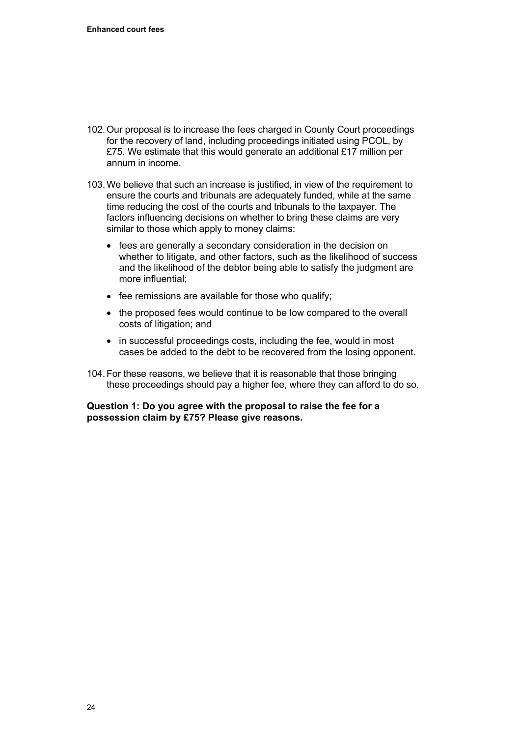102. Our proposal is to increase the fees charged in County Court proceedings for the recovery of land, including proceedings initiated using PCOL, by £75. We estimate that this would generate an additional £17 million per annum in income.

103. We believe that such an increase is justified, in view of the requirement to ensure the courts and tribunals are adequately funded, while at the same time reducing the cost of the courts and tribunals to the taxpayer. The factors influencing decisions on whether to bring these claims are very similar to those which apply to money claims:

    - fees are generally a secondary consideration in the decision on whether to litigate, and other factors, such as the likelihood of success and the likelihood of the debtor being able to satisfy the judgment are more influential;
    - fee remissions are available for those who qualify;
    - the proposed fees would continue to be low compared to the overall costs of litigation; and
    - in successful proceedings costs, including the fee, would in most cases be added to the debt to be recovered from the losing opponent.

104. For these reasons, we believe that it is reasonable that those bringing these proceedings should pay a higher fee, where they can afford to do so.

**Question 1: Do you agree with the proposal to raise the fee for a possession claim by £75? Please give reasons.**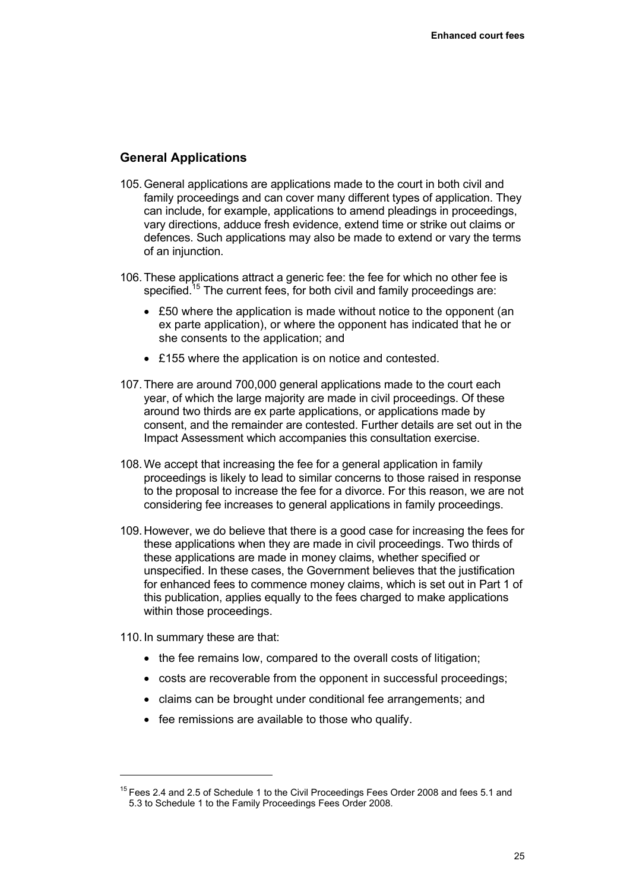## General Applications

105. General applications are applications made to the court in both civil and family proceedings and can cover many different types of application. They can include, for example, applications to amend pleadings in proceedings, vary directions, adduce fresh evidence, extend time or strike out claims or defences. Such applications may also be made to extend or vary the terms of an injunction.

106. These applications attract a generic fee: the fee for which no other fee is specified.[15] The current fees, for both civil and family proceedings are:

- £50 where the application is made without notice to the opponent (an ex parte application), or where the opponent has indicated that he or she consents to the application; and
- £155 where the application is on notice and contested.

107. There are around 700,000 general applications made to the court each year, of which the large majority are made in civil proceedings. Of these around two thirds are ex parte applications, or applications made by consent, and the remainder are contested. Further details are set out in the Impact Assessment which accompanies this consultation exercise.

108. We accept that increasing the fee for a general application in family proceedings is likely to lead to similar concerns to those raised in response to the proposal to increase the fee for a divorce. For this reason, we are not considering fee increases to general applications in family proceedings.

109. However, we do believe that there is a good case for increasing the fees for these applications when they are made in civil proceedings. Two thirds of these applications are made in money claims, whether specified or unspecified. In these cases, the Government believes that the justification for enhanced fees to commence money claims, which is set out in Part 1 of this publication, applies equally to the fees charged to make applications within those proceedings.

110. In summary these are that:

- the fee remains low, compared to the overall costs of litigation;
- costs are recoverable from the opponent in successful proceedings;
- claims can be brought under conditional fee arrangements; and
- fee remissions are available to those who qualify.

---

[15] Fees 2.4 and 2.5 of Schedule 1 to the Civil Proceedings Fees Order 2008 and fees 5.1 and 5.3 to Schedule 1 to the Family Proceedings Fees Order 2008.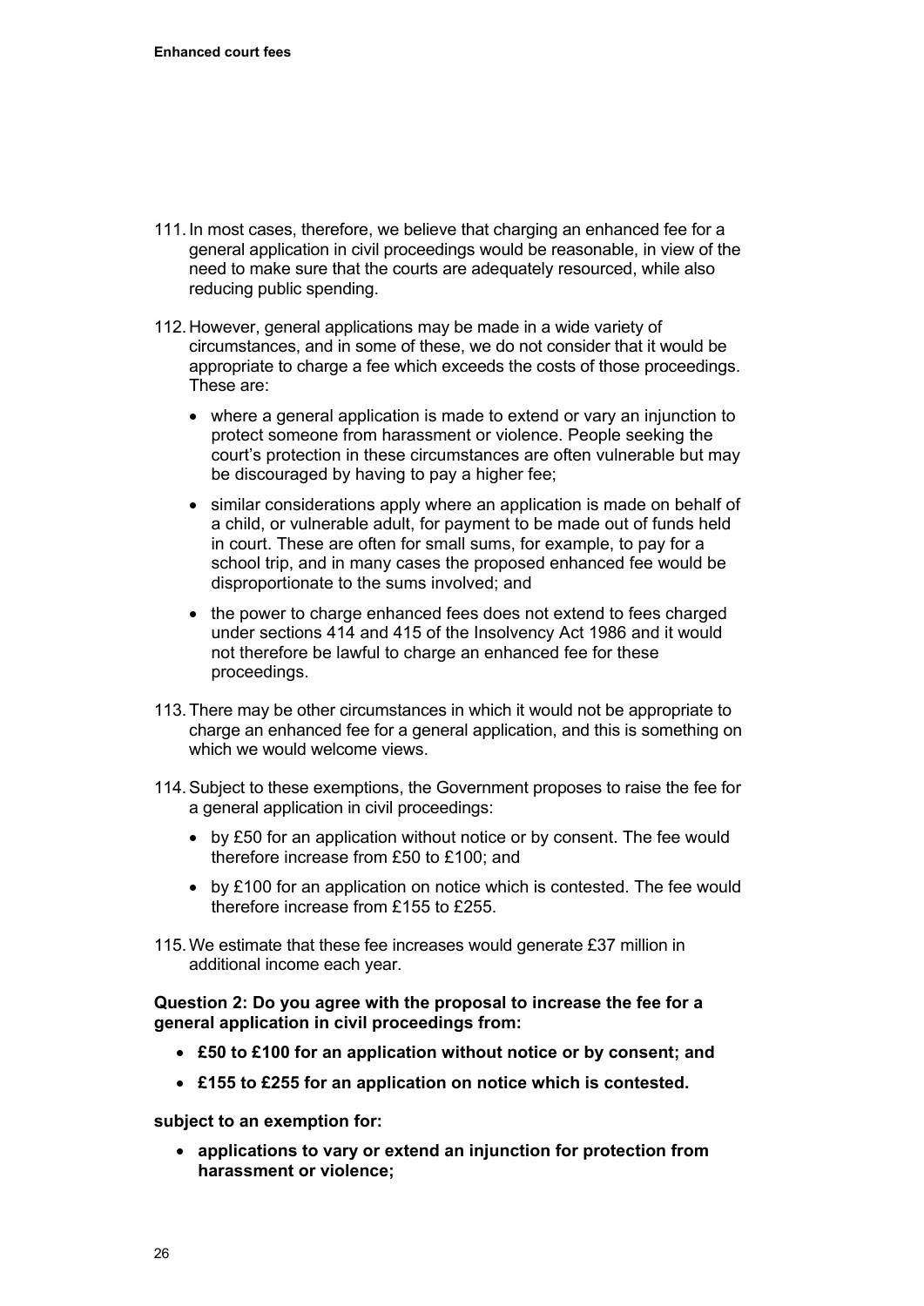111. In most cases, therefore, we believe that charging an enhanced fee for a general application in civil proceedings would be reasonable, in view of the need to make sure that the courts are adequately resourced, while also reducing public spending.

112. However, general applications may be made in a wide variety of circumstances, and in some of these, we do not consider that it would be appropriate to charge a fee which exceeds the costs of those proceedings. These are:

    - where a general application is made to extend or vary an injunction to protect someone from harassment or violence. People seeking the court's protection in these circumstances are often vulnerable but may be discouraged by having to pay a higher fee;
    - similar considerations apply where an application is made on behalf of a child, or vulnerable adult, for payment to be made out of funds held in court. These are often for small sums, for example, to pay for a school trip, and in many cases the proposed enhanced fee would be disproportionate to the sums involved; and
    - the power to charge enhanced fees does not extend to fees charged under sections 414 and 415 of the Insolvency Act 1986 and it would not therefore be lawful to charge an enhanced fee for these proceedings.

113. There may be other circumstances in which it would not be appropriate to charge an enhanced fee for a general application, and this is something on which we would welcome views.

114. Subject to these exemptions, the Government proposes to raise the fee for a general application in civil proceedings:

    - by £50 for an application without notice or by consent. The fee would therefore increase from £50 to £100; and
    - by £100 for an application on notice which is contested. The fee would therefore increase from £155 to £255.

115. We estimate that these fee increases would generate £37 million in additional income each year.

**Question 2: Do you agree with the proposal to increase the fee for a general application in civil proceedings from:**

- **£50 to £100 for an application without notice or by consent; and**
- **£155 to £255 for an application on notice which is contested.**

**subject to an exemption for:**

- **applications to vary or extend an injunction for protection from harassment or violence;**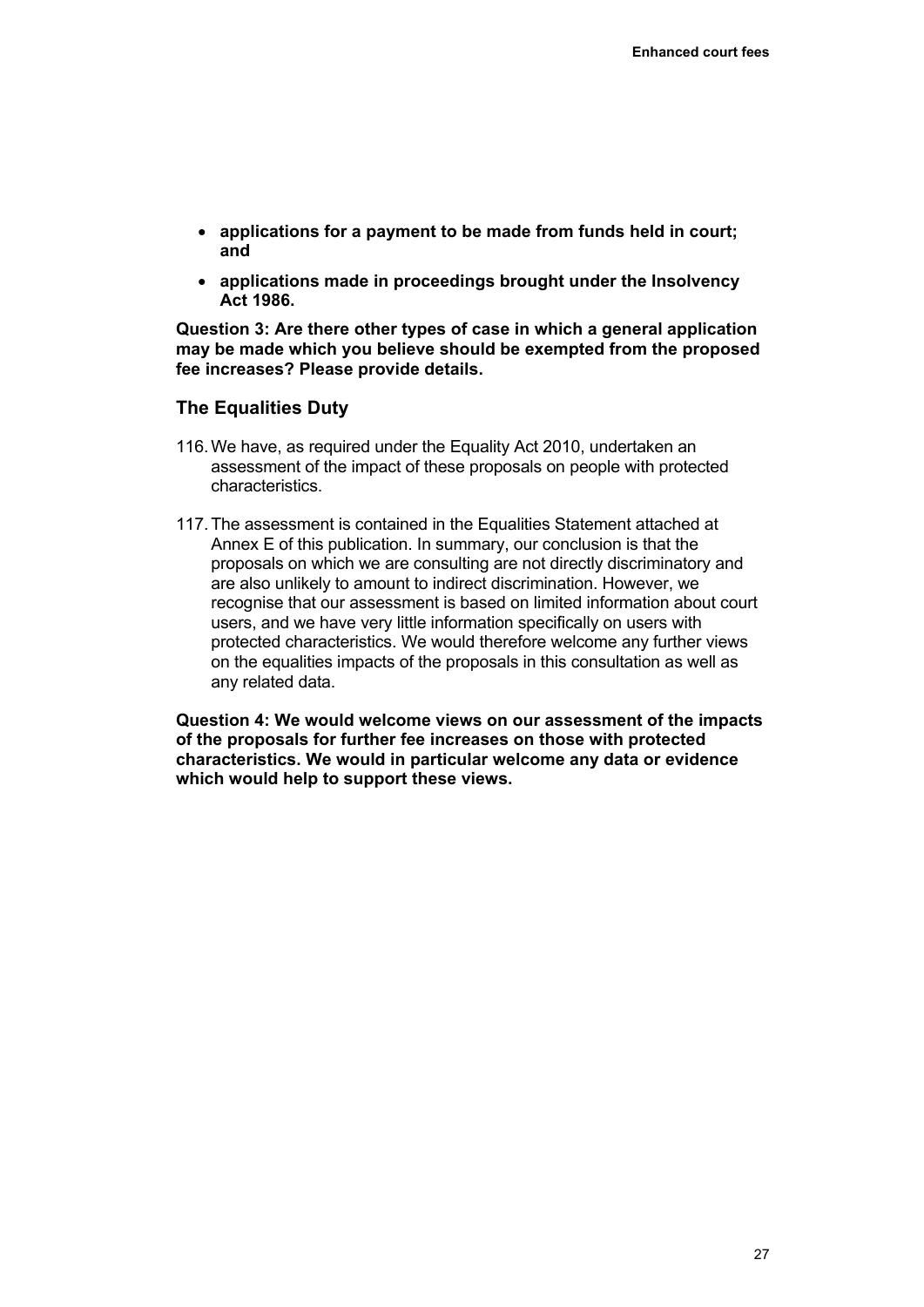- **applications for a payment to be made from funds held in court; and**
- **applications made in proceedings brought under the Insolvency Act 1986.**

**Question 3: Are there other types of case in which a general application may be made which you believe should be exempted from the proposed fee increases? Please provide details.**

## The Equalities Duty

116. We have, as required under the Equality Act 2010, undertaken an assessment of the impact of these proposals on people with protected characteristics.

117. The assessment is contained in the Equalities Statement attached at Annex E of this publication. In summary, our conclusion is that the proposals on which we are consulting are not directly discriminatory and are also unlikely to amount to indirect discrimination. However, we recognise that our assessment is based on limited information about court users, and we have very little information specifically on users with protected characteristics. We would therefore welcome any further views on the equalities impacts of the proposals in this consultation as well as any related data.

**Question 4: We would welcome views on our assessment of the impacts of the proposals for further fee increases on those with protected characteristics. We would in particular welcome any data or evidence which would help to support these views.**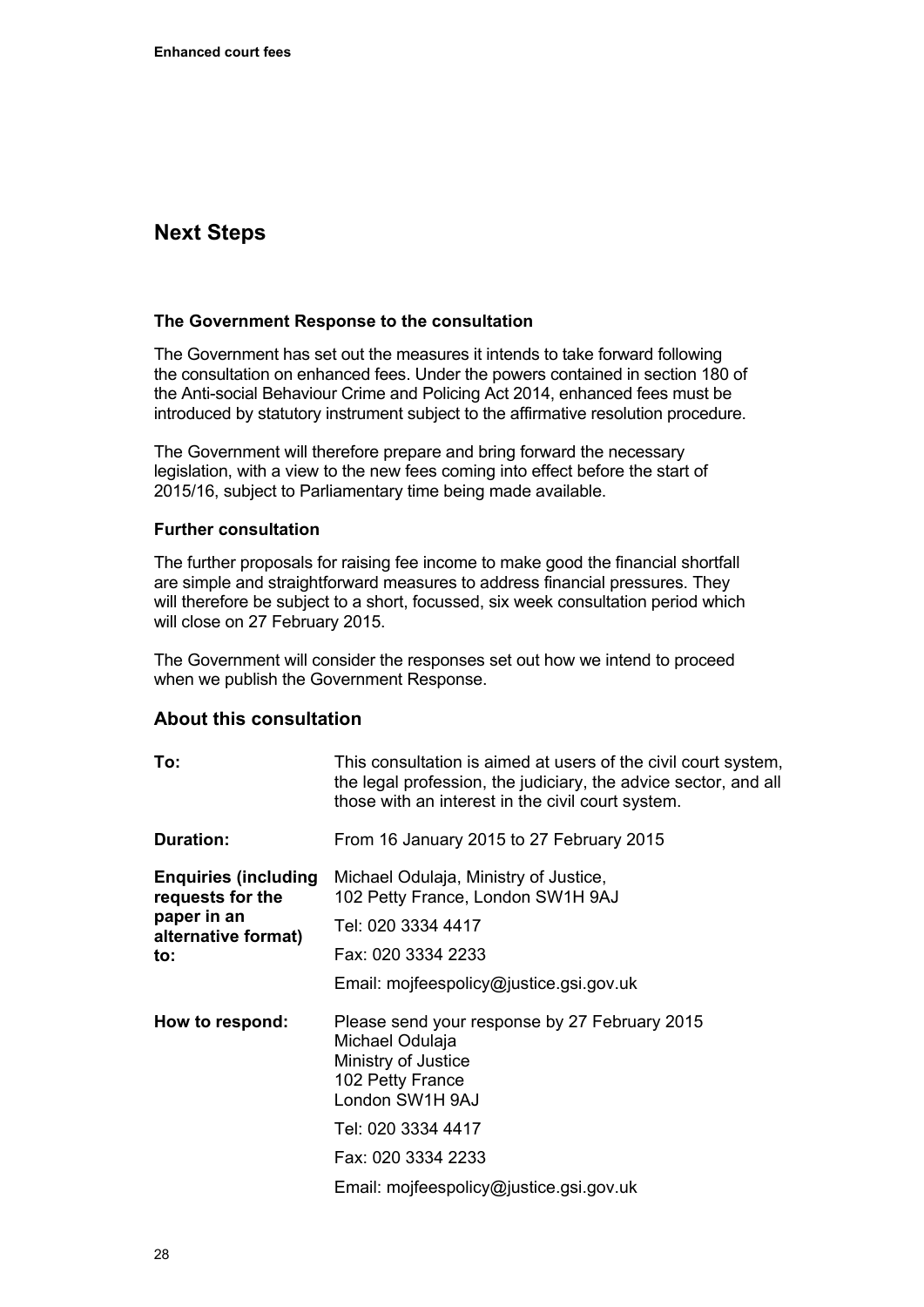## Next Steps

### The Government Response to the consultation

The Government has set out the measures it intends to take forward following the consultation on enhanced fees. Under the powers contained in section 180 of the Anti-social Behaviour Crime and Policing Act 2014, enhanced fees must be introduced by statutory instrument subject to the affirmative resolution procedure.

The Government will therefore prepare and bring forward the necessary legislation, with a view to the new fees coming into effect before the start of 2015/16, subject to Parliamentary time being made available.

### Further consultation

The further proposals for raising fee income to make good the financial shortfall are simple and straightforward measures to address financial pressures. They will therefore be subject to a short, focussed, six week consultation period which will close on 27 February 2015.

The Government will consider the responses set out how we intend to proceed when we publish the Government Response.

## About this consultation

| | |
|---|---|
| **To:** | This consultation is aimed at users of the civil court system, the legal profession, the judiciary, the advice sector, and all those with an interest in the civil court system. |
| **Duration:** | From 16 January 2015 to 27 February 2015 |
| **Enquiries (including requests for the paper in an alternative format) to:** | Michael Odulaja, Ministry of Justice, 102 Petty France, London SW1H 9AJ<br>Tel: 020 3334 4417<br>Fax: 020 3334 2233<br>Email: mojfeespolicy@justice.gsi.gov.uk |
| **How to respond:** | Please send your response by 27 February 2015<br>Michael Odulaja<br>Ministry of Justice<br>102 Petty France<br>London SW1H 9AJ<br>Tel: 020 3334 4417<br>Fax: 020 3334 2233<br>Email: mojfeespolicy@justice.gsi.gov.uk |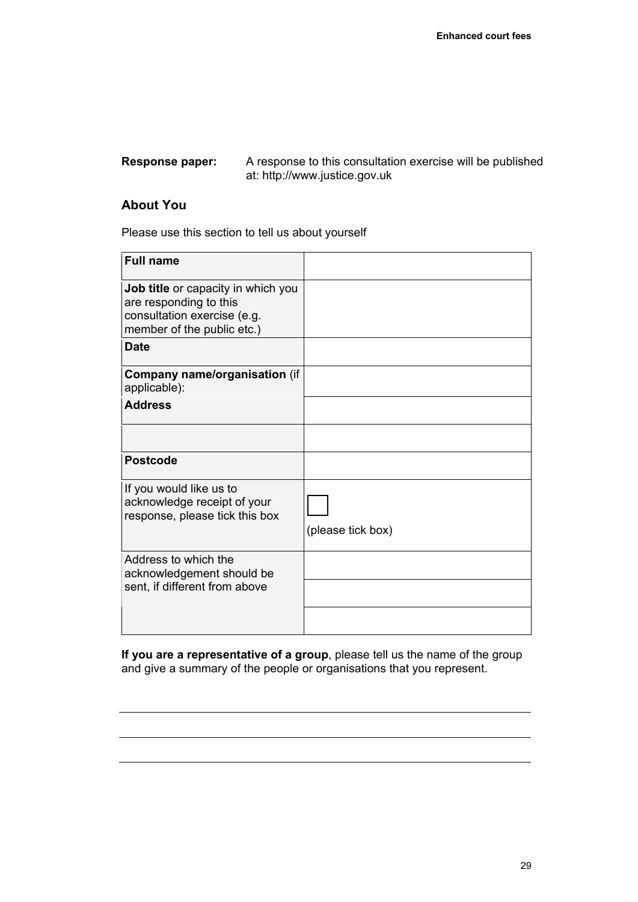**Response paper:** A response to this consultation exercise will be published at: http://www.justice.gov.uk

## About You

Please use this section to tell us about yourself

| | |
|---|---|
| **Full name** | |
| **Job title** or capacity in which you are responding to this consultation exercise (e.g. member of the public etc.) | |
| **Date** | |
| **Company name/organisation** (if applicable): | |
| **Address** | |
| | |
| **Postcode** | |
| If you would like us to acknowledge receipt of your response, please tick this box | ☐ (please tick box) |
| Address to which the acknowledgement should be sent, if different from above | |
| | |
| | |

**If you are a representative of a group**, please tell us the name of the group and give a summary of the people or organisations that you represent.

___

___

___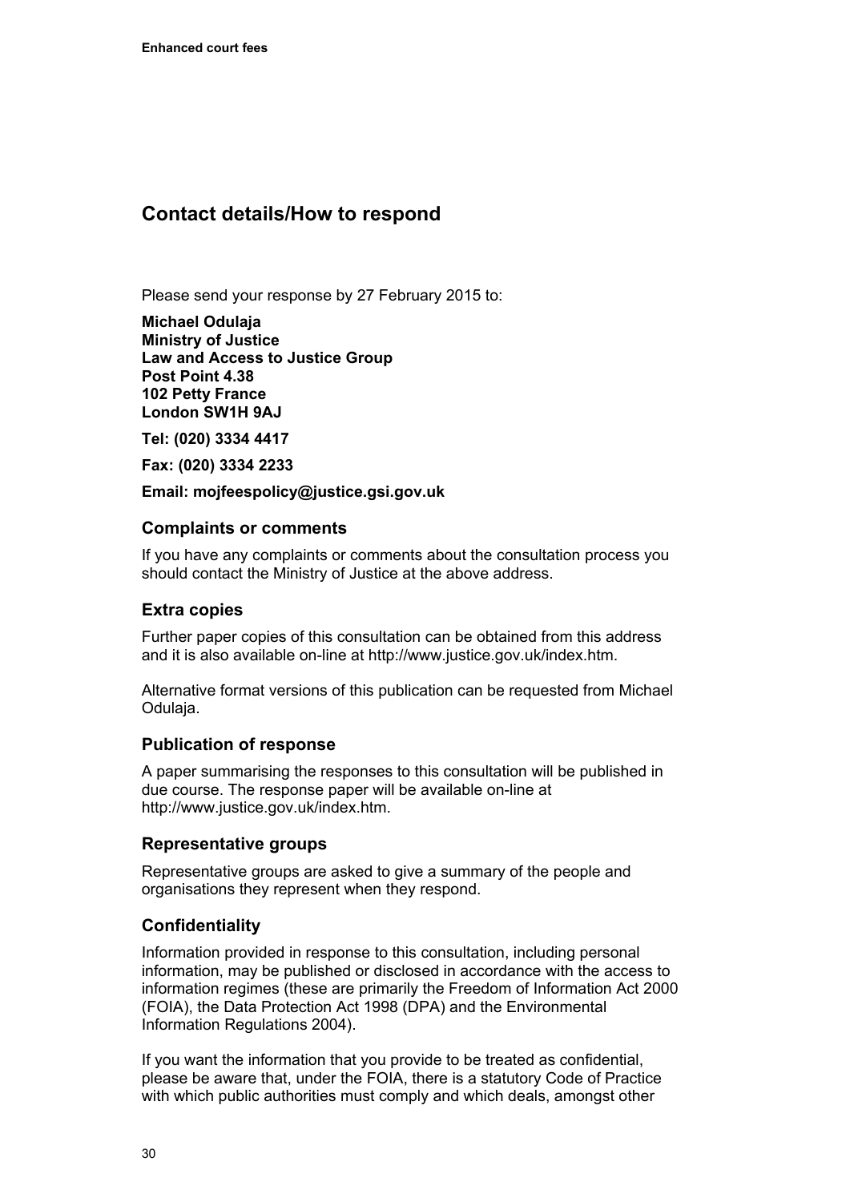## Contact details/How to respond

Please send your response by 27 February 2015 to:

**Michael Odulaja**
**Ministry of Justice**
**Law and Access to Justice Group**
**Post Point 4.38**
**102 Petty France**
**London SW1H 9AJ**

**Tel: (020) 3334 4417**

**Fax: (020) 3334 2233**

**Email: mojfeespolicy@justice.gsi.gov.uk**

### Complaints or comments

If you have any complaints or comments about the consultation process you should contact the Ministry of Justice at the above address.

### Extra copies

Further paper copies of this consultation can be obtained from this address and it is also available on-line at http://www.justice.gov.uk/index.htm.

Alternative format versions of this publication can be requested from Michael Odulaja.

### Publication of response

A paper summarising the responses to this consultation will be published in due course. The response paper will be available on-line at http://www.justice.gov.uk/index.htm.

### Representative groups

Representative groups are asked to give a summary of the people and organisations they represent when they respond.

### Confidentiality

Information provided in response to this consultation, including personal information, may be published or disclosed in accordance with the access to information regimes (these are primarily the Freedom of Information Act 2000 (FOIA), the Data Protection Act 1998 (DPA) and the Environmental Information Regulations 2004).

If you want the information that you provide to be treated as confidential, please be aware that, under the FOIA, there is a statutory Code of Practice with which public authorities must comply and which deals, amongst other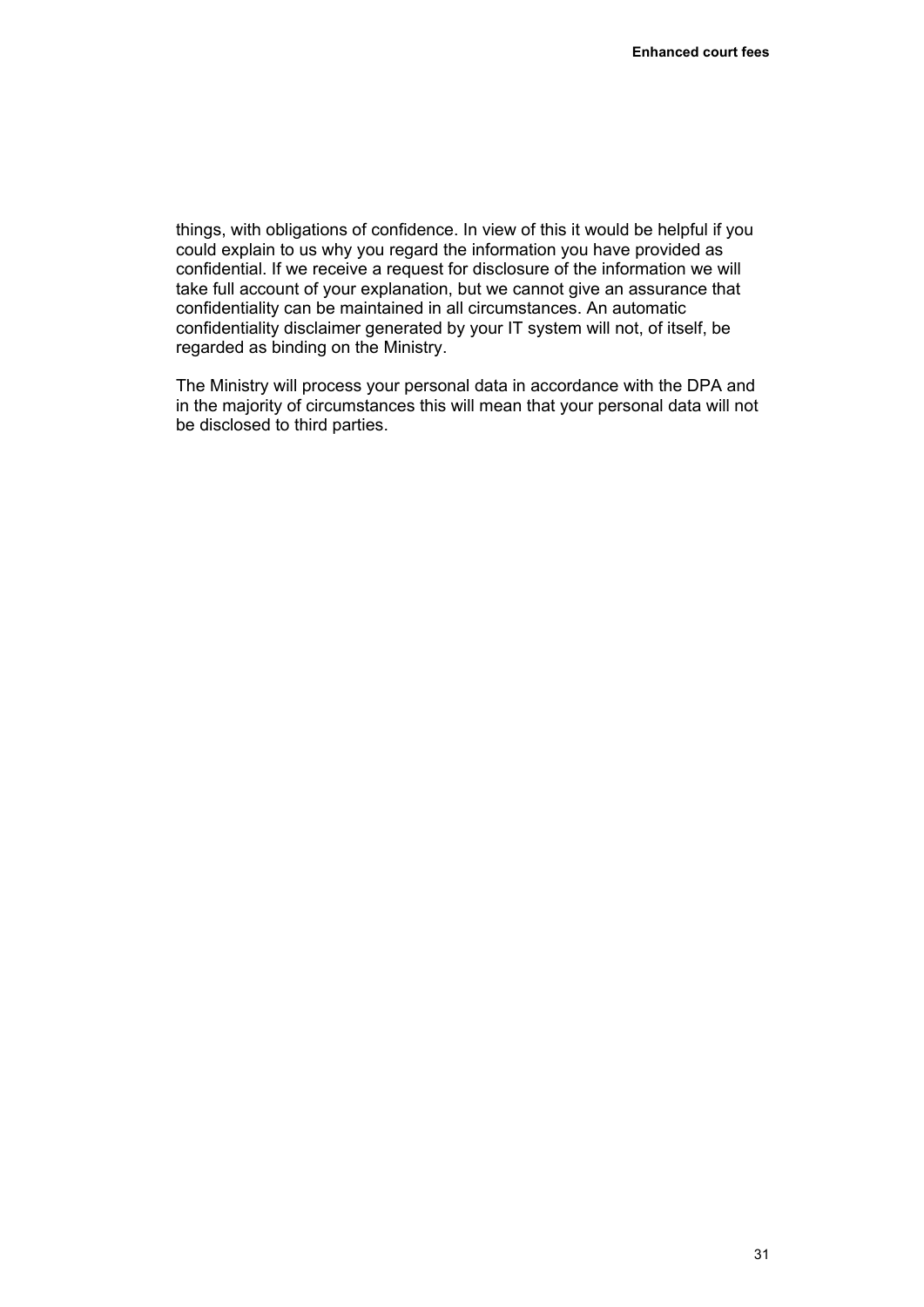things, with obligations of confidence. In view of this it would be helpful if you could explain to us why you regard the information you have provided as confidential. If we receive a request for disclosure of the information we will take full account of your explanation, but we cannot give an assurance that confidentiality can be maintained in all circumstances. An automatic confidentiality disclaimer generated by your IT system will not, of itself, be regarded as binding on the Ministry.

The Ministry will process your personal data in accordance with the DPA and in the majority of circumstances this will mean that your personal data will not be disclosed to third parties.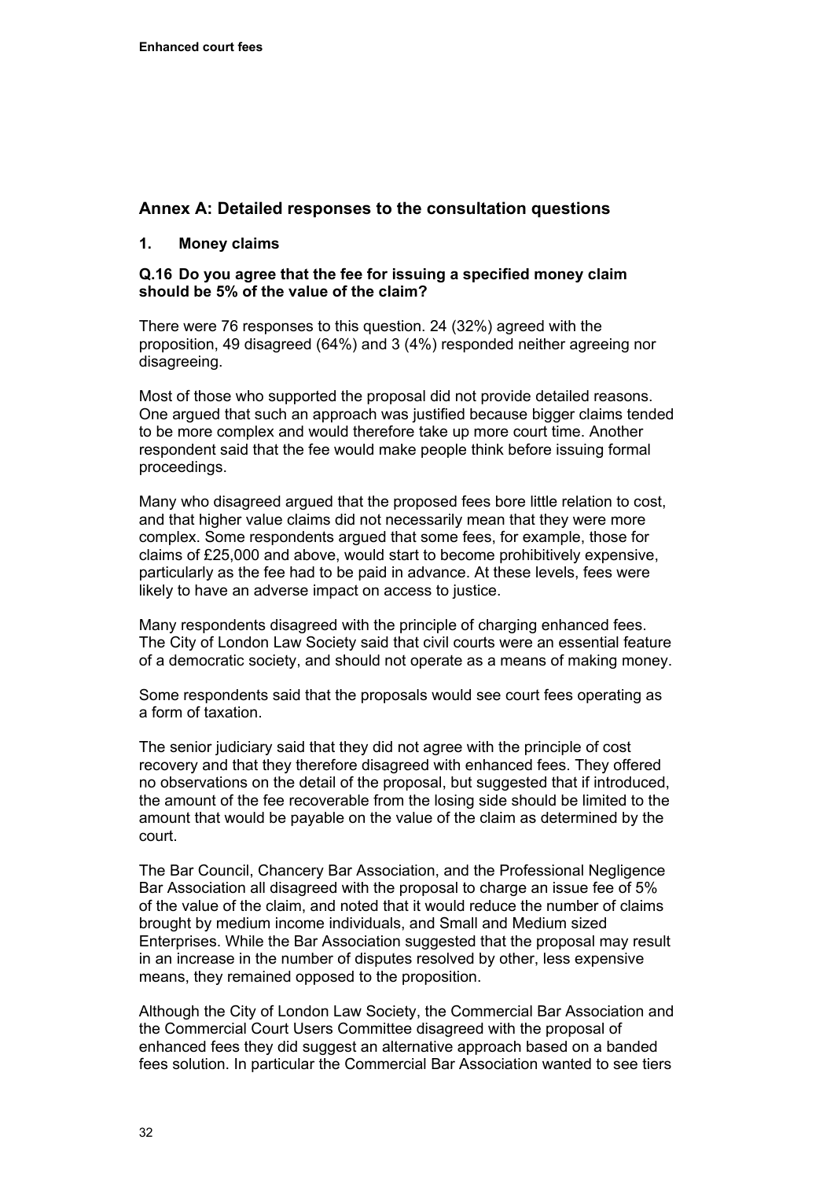## Annex A: Detailed responses to the consultation questions

### 1. Money claims

**Q.16 Do you agree that the fee for issuing a specified money claim should be 5% of the value of the claim?**

There were 76 responses to this question. 24 (32%) agreed with the proposition, 49 disagreed (64%) and 3 (4%) responded neither agreeing nor disagreeing.

Most of those who supported the proposal did not provide detailed reasons. One argued that such an approach was justified because bigger claims tended to be more complex and would therefore take up more court time. Another respondent said that the fee would make people think before issuing formal proceedings.

Many who disagreed argued that the proposed fees bore little relation to cost, and that higher value claims did not necessarily mean that they were more complex. Some respondents argued that some fees, for example, those for claims of £25,000 and above, would start to become prohibitively expensive, particularly as the fee had to be paid in advance. At these levels, fees were likely to have an adverse impact on access to justice.

Many respondents disagreed with the principle of charging enhanced fees. The City of London Law Society said that civil courts were an essential feature of a democratic society, and should not operate as a means of making money.

Some respondents said that the proposals would see court fees operating as a form of taxation.

The senior judiciary said that they did not agree with the principle of cost recovery and that they therefore disagreed with enhanced fees. They offered no observations on the detail of the proposal, but suggested that if introduced, the amount of the fee recoverable from the losing side should be limited to the amount that would be payable on the value of the claim as determined by the court.

The Bar Council, Chancery Bar Association, and the Professional Negligence Bar Association all disagreed with the proposal to charge an issue fee of 5% of the value of the claim, and noted that it would reduce the number of claims brought by medium income individuals, and Small and Medium sized Enterprises. While the Bar Association suggested that the proposal may result in an increase in the number of disputes resolved by other, less expensive means, they remained opposed to the proposition.

Although the City of London Law Society, the Commercial Bar Association and the Commercial Court Users Committee disagreed with the proposal of enhanced fees they did suggest an alternative approach based on a banded fees solution. In particular the Commercial Bar Association wanted to see tiers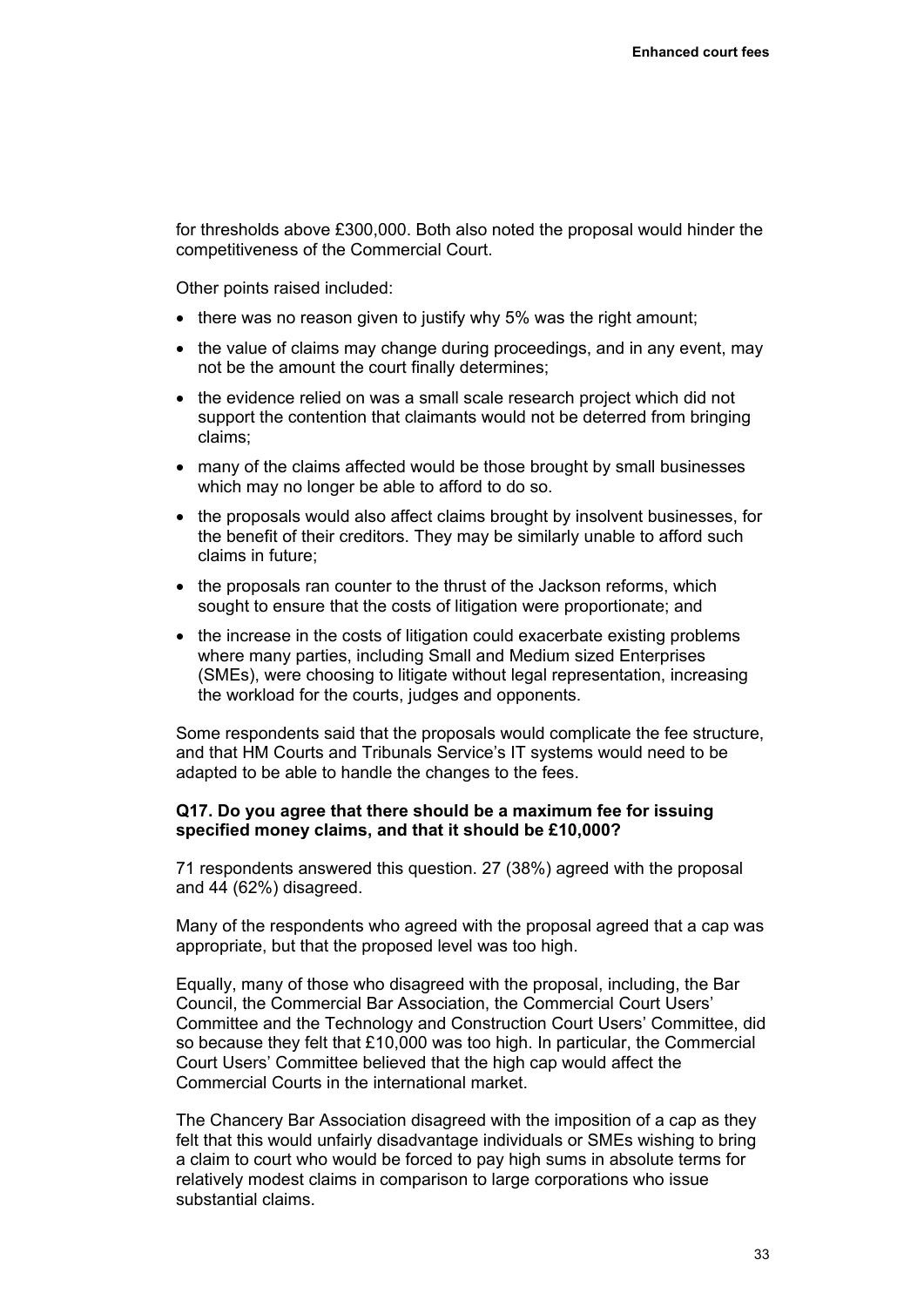for thresholds above £300,000. Both also noted the proposal would hinder the competitiveness of the Commercial Court.

Other points raised included:

- there was no reason given to justify why 5% was the right amount;
- the value of claims may change during proceedings, and in any event, may not be the amount the court finally determines;
- the evidence relied on was a small scale research project which did not support the contention that claimants would not be deterred from bringing claims;
- many of the claims affected would be those brought by small businesses which may no longer be able to afford to do so.
- the proposals would also affect claims brought by insolvent businesses, for the benefit of their creditors. They may be similarly unable to afford such claims in future;
- the proposals ran counter to the thrust of the Jackson reforms, which sought to ensure that the costs of litigation were proportionate; and
- the increase in the costs of litigation could exacerbate existing problems where many parties, including Small and Medium sized Enterprises (SMEs), were choosing to litigate without legal representation, increasing the workload for the courts, judges and opponents.

Some respondents said that the proposals would complicate the fee structure, and that HM Courts and Tribunals Service's IT systems would need to be adapted to be able to handle the changes to the fees.

**Q17. Do you agree that there should be a maximum fee for issuing specified money claims, and that it should be £10,000?**

71 respondents answered this question. 27 (38%) agreed with the proposal and 44 (62%) disagreed.

Many of the respondents who agreed with the proposal agreed that a cap was appropriate, but that the proposed level was too high.

Equally, many of those who disagreed with the proposal, including, the Bar Council, the Commercial Bar Association, the Commercial Court Users' Committee and the Technology and Construction Court Users' Committee, did so because they felt that £10,000 was too high. In particular, the Commercial Court Users' Committee believed that the high cap would affect the Commercial Courts in the international market.

The Chancery Bar Association disagreed with the imposition of a cap as they felt that this would unfairly disadvantage individuals or SMEs wishing to bring a claim to court who would be forced to pay high sums in absolute terms for relatively modest claims in comparison to large corporations who issue substantial claims.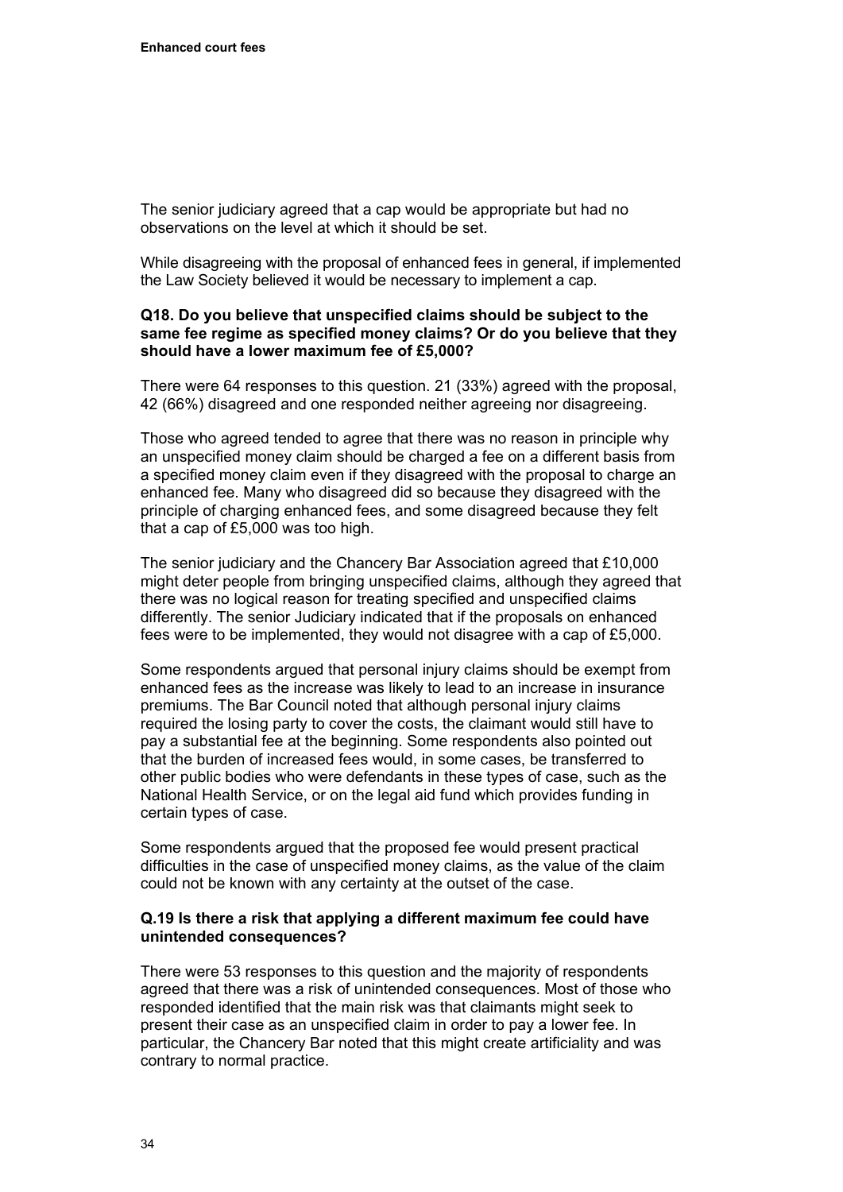The senior judiciary agreed that a cap would be appropriate but had no observations on the level at which it should be set.

While disagreeing with the proposal of enhanced fees in general, if implemented the Law Society believed it would be necessary to implement a cap.

**Q18. Do you believe that unspecified claims should be subject to the same fee regime as specified money claims? Or do you believe that they should have a lower maximum fee of £5,000?**

There were 64 responses to this question. 21 (33%) agreed with the proposal, 42 (66%) disagreed and one responded neither agreeing nor disagreeing.

Those who agreed tended to agree that there was no reason in principle why an unspecified money claim should be charged a fee on a different basis from a specified money claim even if they disagreed with the proposal to charge an enhanced fee. Many who disagreed did so because they disagreed with the principle of charging enhanced fees, and some disagreed because they felt that a cap of £5,000 was too high.

The senior judiciary and the Chancery Bar Association agreed that £10,000 might deter people from bringing unspecified claims, although they agreed that there was no logical reason for treating specified and unspecified claims differently. The senior Judiciary indicated that if the proposals on enhanced fees were to be implemented, they would not disagree with a cap of £5,000.

Some respondents argued that personal injury claims should be exempt from enhanced fees as the increase was likely to lead to an increase in insurance premiums. The Bar Council noted that although personal injury claims required the losing party to cover the costs, the claimant would still have to pay a substantial fee at the beginning. Some respondents also pointed out that the burden of increased fees would, in some cases, be transferred to other public bodies who were defendants in these types of case, such as the National Health Service, or on the legal aid fund which provides funding in certain types of case.

Some respondents argued that the proposed fee would present practical difficulties in the case of unspecified money claims, as the value of the claim could not be known with any certainty at the outset of the case.

**Q.19 Is there a risk that applying a different maximum fee could have unintended consequences?**

There were 53 responses to this question and the majority of respondents agreed that there was a risk of unintended consequences. Most of those who responded identified that the main risk was that claimants might seek to present their case as an unspecified claim in order to pay a lower fee. In particular, the Chancery Bar noted that this might create artificiality and was contrary to normal practice.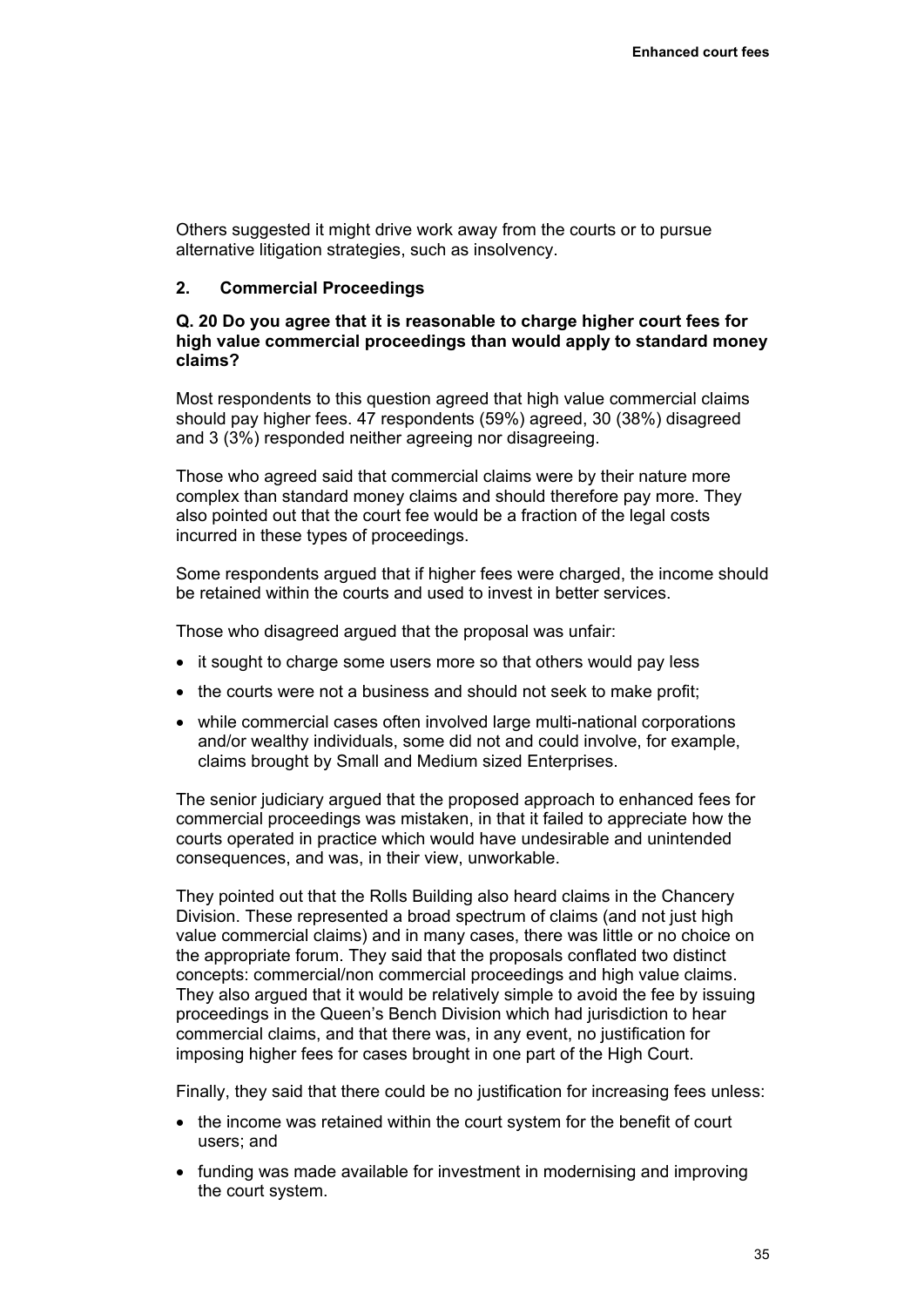Others suggested it might drive work away from the courts or to pursue alternative litigation strategies, such as insolvency.

## 2. Commercial Proceedings

**Q. 20 Do you agree that it is reasonable to charge higher court fees for high value commercial proceedings than would apply to standard money claims?**

Most respondents to this question agreed that high value commercial claims should pay higher fees. 47 respondents (59%) agreed, 30 (38%) disagreed and 3 (3%) responded neither agreeing nor disagreeing.

Those who agreed said that commercial claims were by their nature more complex than standard money claims and should therefore pay more. They also pointed out that the court fee would be a fraction of the legal costs incurred in these types of proceedings.

Some respondents argued that if higher fees were charged, the income should be retained within the courts and used to invest in better services.

Those who disagreed argued that the proposal was unfair:

- it sought to charge some users more so that others would pay less
- the courts were not a business and should not seek to make profit;
- while commercial cases often involved large multi-national corporations and/or wealthy individuals, some did not and could involve, for example, claims brought by Small and Medium sized Enterprises.

The senior judiciary argued that the proposed approach to enhanced fees for commercial proceedings was mistaken, in that it failed to appreciate how the courts operated in practice which would have undesirable and unintended consequences, and was, in their view, unworkable.

They pointed out that the Rolls Building also heard claims in the Chancery Division. These represented a broad spectrum of claims (and not just high value commercial claims) and in many cases, there was little or no choice on the appropriate forum. They said that the proposals conflated two distinct concepts: commercial/non commercial proceedings and high value claims. They also argued that it would be relatively simple to avoid the fee by issuing proceedings in the Queen's Bench Division which had jurisdiction to hear commercial claims, and that there was, in any event, no justification for imposing higher fees for cases brought in one part of the High Court.

Finally, they said that there could be no justification for increasing fees unless:

- the income was retained within the court system for the benefit of court users; and
- funding was made available for investment in modernising and improving the court system.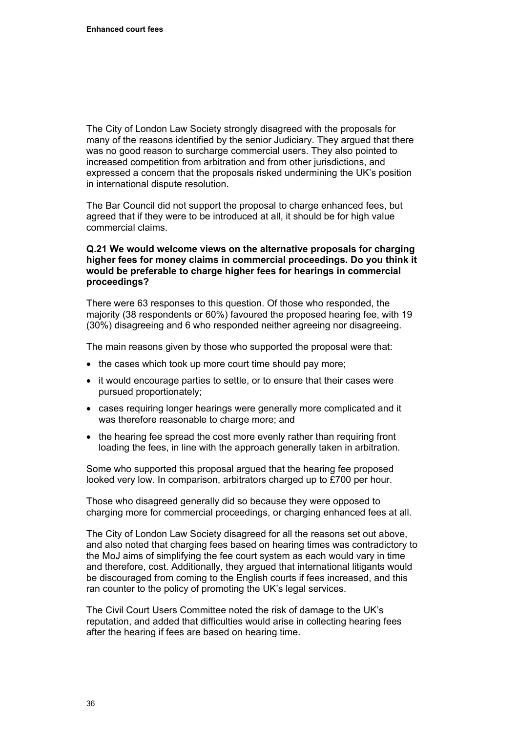The City of London Law Society strongly disagreed with the proposals for many of the reasons identified by the senior Judiciary. They argued that there was no good reason to surcharge commercial users. They also pointed to increased competition from arbitration and from other jurisdictions, and expressed a concern that the proposals risked undermining the UK's position in international dispute resolution.

The Bar Council did not support the proposal to charge enhanced fees, but agreed that if they were to be introduced at all, it should be for high value commercial claims.

**Q.21 We would welcome views on the alternative proposals for charging higher fees for money claims in commercial proceedings. Do you think it would be preferable to charge higher fees for hearings in commercial proceedings?**

There were 63 responses to this question. Of those who responded, the majority (38 respondents or 60%) favoured the proposed hearing fee, with 19 (30%) disagreeing and 6 who responded neither agreeing nor disagreeing.

The main reasons given by those who supported the proposal were that:

- the cases which took up more court time should pay more;
- it would encourage parties to settle, or to ensure that their cases were pursued proportionately;
- cases requiring longer hearings were generally more complicated and it was therefore reasonable to charge more; and
- the hearing fee spread the cost more evenly rather than requiring front loading the fees, in line with the approach generally taken in arbitration.

Some who supported this proposal argued that the hearing fee proposed looked very low. In comparison, arbitrators charged up to £700 per hour.

Those who disagreed generally did so because they were opposed to charging more for commercial proceedings, or charging enhanced fees at all.

The City of London Law Society disagreed for all the reasons set out above, and also noted that charging fees based on hearing times was contradictory to the MoJ aims of simplifying the fee court system as each would vary in time and therefore, cost. Additionally, they argued that international litigants would be discouraged from coming to the English courts if fees increased, and this ran counter to the policy of promoting the UK's legal services.

The Civil Court Users Committee noted the risk of damage to the UK's reputation, and added that difficulties would arise in collecting hearing fees after the hearing if fees are based on hearing time.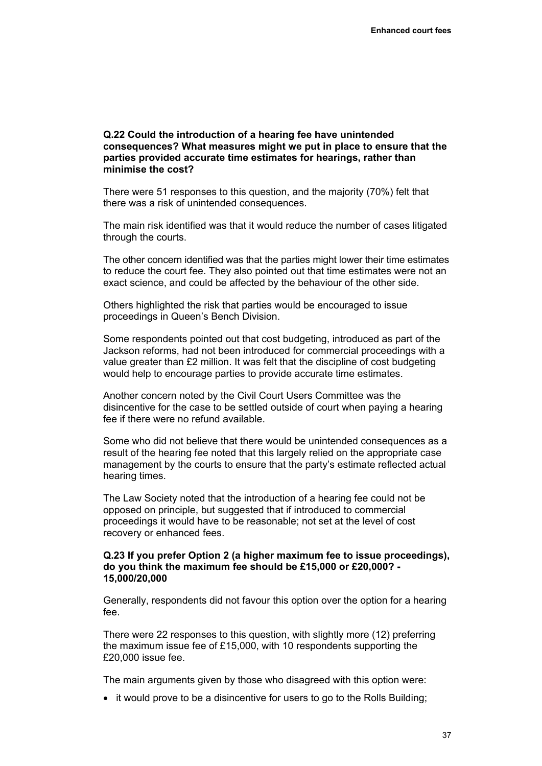**Q.22 Could the introduction of a hearing fee have unintended consequences? What measures might we put in place to ensure that the parties provided accurate time estimates for hearings, rather than minimise the cost?**

There were 51 responses to this question, and the majority (70%) felt that there was a risk of unintended consequences.

The main risk identified was that it would reduce the number of cases litigated through the courts.

The other concern identified was that the parties might lower their time estimates to reduce the court fee. They also pointed out that time estimates were not an exact science, and could be affected by the behaviour of the other side.

Others highlighted the risk that parties would be encouraged to issue proceedings in Queen's Bench Division.

Some respondents pointed out that cost budgeting, introduced as part of the Jackson reforms, had not been introduced for commercial proceedings with a value greater than £2 million. It was felt that the discipline of cost budgeting would help to encourage parties to provide accurate time estimates.

Another concern noted by the Civil Court Users Committee was the disincentive for the case to be settled outside of court when paying a hearing fee if there were no refund available.

Some who did not believe that there would be unintended consequences as a result of the hearing fee noted that this largely relied on the appropriate case management by the courts to ensure that the party's estimate reflected actual hearing times.

The Law Society noted that the introduction of a hearing fee could not be opposed on principle, but suggested that if introduced to commercial proceedings it would have to be reasonable; not set at the level of cost recovery or enhanced fees.

**Q.23 If you prefer Option 2 (a higher maximum fee to issue proceedings), do you think the maximum fee should be £15,000 or £20,000? - 15,000/20,000**

Generally, respondents did not favour this option over the option for a hearing fee.

There were 22 responses to this question, with slightly more (12) preferring the maximum issue fee of £15,000, with 10 respondents supporting the £20,000 issue fee.

The main arguments given by those who disagreed with this option were:

- it would prove to be a disincentive for users to go to the Rolls Building;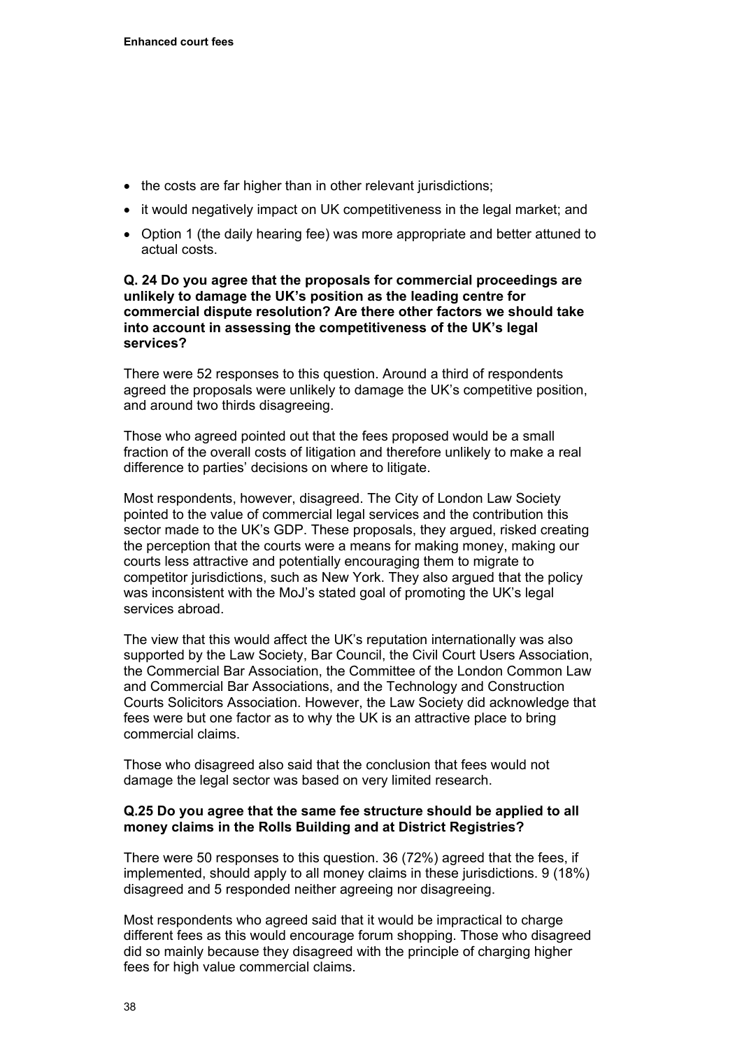- the costs are far higher than in other relevant jurisdictions;
- it would negatively impact on UK competitiveness in the legal market; and
- Option 1 (the daily hearing fee) was more appropriate and better attuned to actual costs.

**Q. 24 Do you agree that the proposals for commercial proceedings are unlikely to damage the UK's position as the leading centre for commercial dispute resolution? Are there other factors we should take into account in assessing the competitiveness of the UK's legal services?**

There were 52 responses to this question. Around a third of respondents agreed the proposals were unlikely to damage the UK's competitive position, and around two thirds disagreeing.

Those who agreed pointed out that the fees proposed would be a small fraction of the overall costs of litigation and therefore unlikely to make a real difference to parties' decisions on where to litigate.

Most respondents, however, disagreed. The City of London Law Society pointed to the value of commercial legal services and the contribution this sector made to the UK's GDP. These proposals, they argued, risked creating the perception that the courts were a means for making money, making our courts less attractive and potentially encouraging them to migrate to competitor jurisdictions, such as New York. They also argued that the policy was inconsistent with the MoJ's stated goal of promoting the UK's legal services abroad.

The view that this would affect the UK's reputation internationally was also supported by the Law Society, Bar Council, the Civil Court Users Association, the Commercial Bar Association, the Committee of the London Common Law and Commercial Bar Associations, and the Technology and Construction Courts Solicitors Association. However, the Law Society did acknowledge that fees were but one factor as to why the UK is an attractive place to bring commercial claims.

Those who disagreed also said that the conclusion that fees would not damage the legal sector was based on very limited research.

**Q.25 Do you agree that the same fee structure should be applied to all money claims in the Rolls Building and at District Registries?**

There were 50 responses to this question. 36 (72%) agreed that the fees, if implemented, should apply to all money claims in these jurisdictions. 9 (18%) disagreed and 5 responded neither agreeing nor disagreeing.

Most respondents who agreed said that it would be impractical to charge different fees as this would encourage forum shopping. Those who disagreed did so mainly because they disagreed with the principle of charging higher fees for high value commercial claims.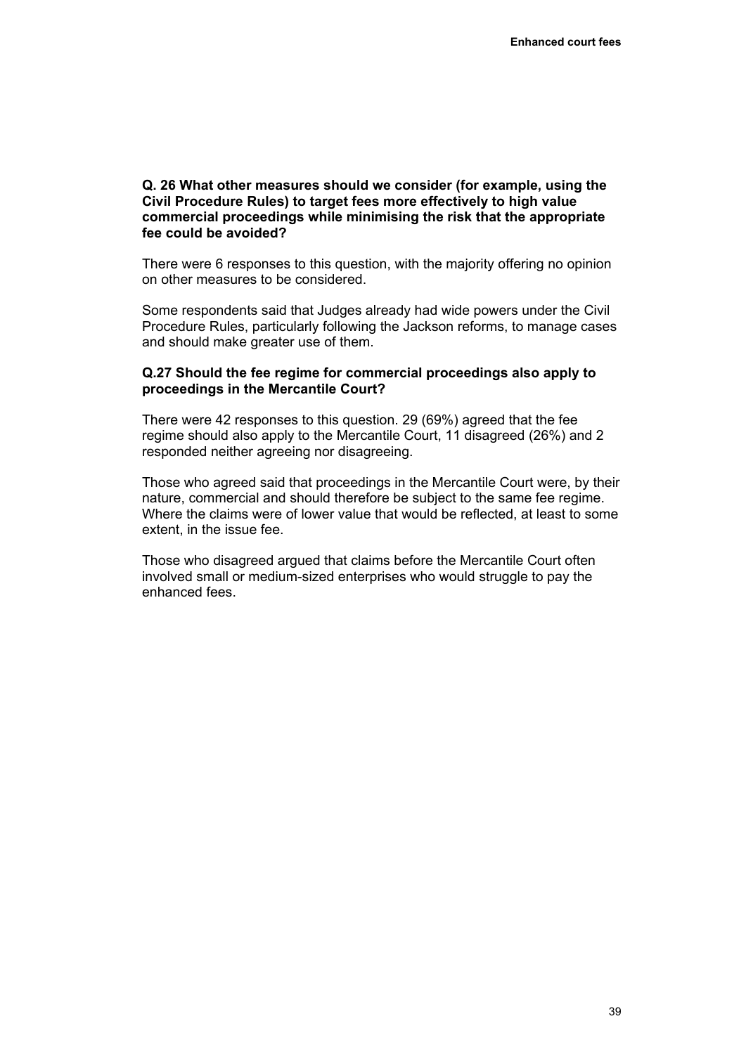**Q. 26 What other measures should we consider (for example, using the Civil Procedure Rules) to target fees more effectively to high value commercial proceedings while minimising the risk that the appropriate fee could be avoided?**

There were 6 responses to this question, with the majority offering no opinion on other measures to be considered.

Some respondents said that Judges already had wide powers under the Civil Procedure Rules, particularly following the Jackson reforms, to manage cases and should make greater use of them.

**Q.27 Should the fee regime for commercial proceedings also apply to proceedings in the Mercantile Court?**

There were 42 responses to this question. 29 (69%) agreed that the fee regime should also apply to the Mercantile Court, 11 disagreed (26%) and 2 responded neither agreeing nor disagreeing.

Those who agreed said that proceedings in the Mercantile Court were, by their nature, commercial and should therefore be subject to the same fee regime. Where the claims were of lower value that would be reflected, at least to some extent, in the issue fee.

Those who disagreed argued that claims before the Mercantile Court often involved small or medium-sized enterprises who would struggle to pay the enhanced fees.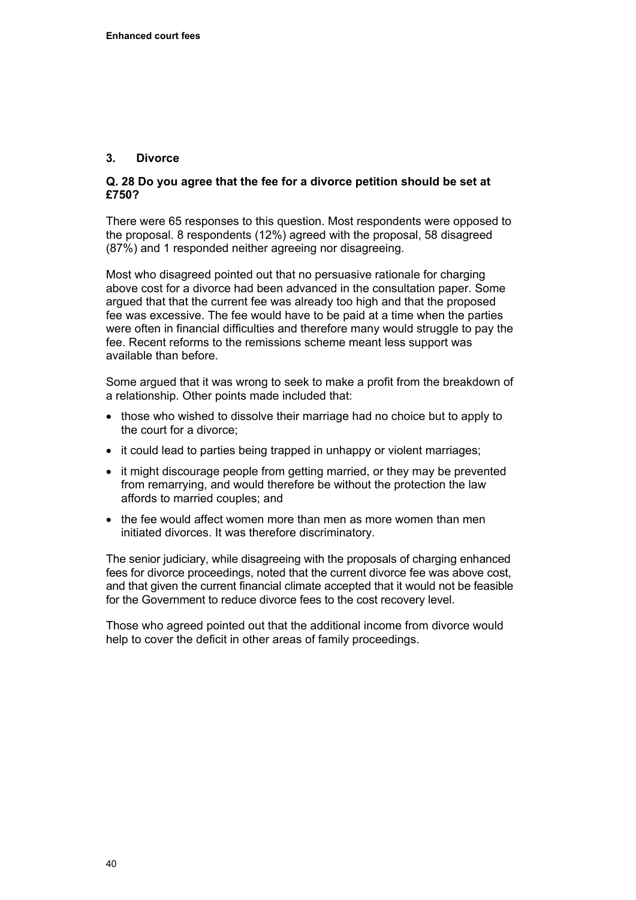## 3. Divorce

### Q. 28 Do you agree that the fee for a divorce petition should be set at £750?

There were 65 responses to this question. Most respondents were opposed to the proposal. 8 respondents (12%) agreed with the proposal, 58 disagreed (87%) and 1 responded neither agreeing nor disagreeing.

Most who disagreed pointed out that no persuasive rationale for charging above cost for a divorce had been advanced in the consultation paper. Some argued that that the current fee was already too high and that the proposed fee was excessive. The fee would have to be paid at a time when the parties were often in financial difficulties and therefore many would struggle to pay the fee. Recent reforms to the remissions scheme meant less support was available than before.

Some argued that it was wrong to seek to make a profit from the breakdown of a relationship. Other points made included that:

- those who wished to dissolve their marriage had no choice but to apply to the court for a divorce;
- it could lead to parties being trapped in unhappy or violent marriages;
- it might discourage people from getting married, or they may be prevented from remarrying, and would therefore be without the protection the law affords to married couples; and
- the fee would affect women more than men as more women than men initiated divorces. It was therefore discriminatory.

The senior judiciary, while disagreeing with the proposals of charging enhanced fees for divorce proceedings, noted that the current divorce fee was above cost, and that given the current financial climate accepted that it would not be feasible for the Government to reduce divorce fees to the cost recovery level.

Those who agreed pointed out that the additional income from divorce would help to cover the deficit in other areas of family proceedings.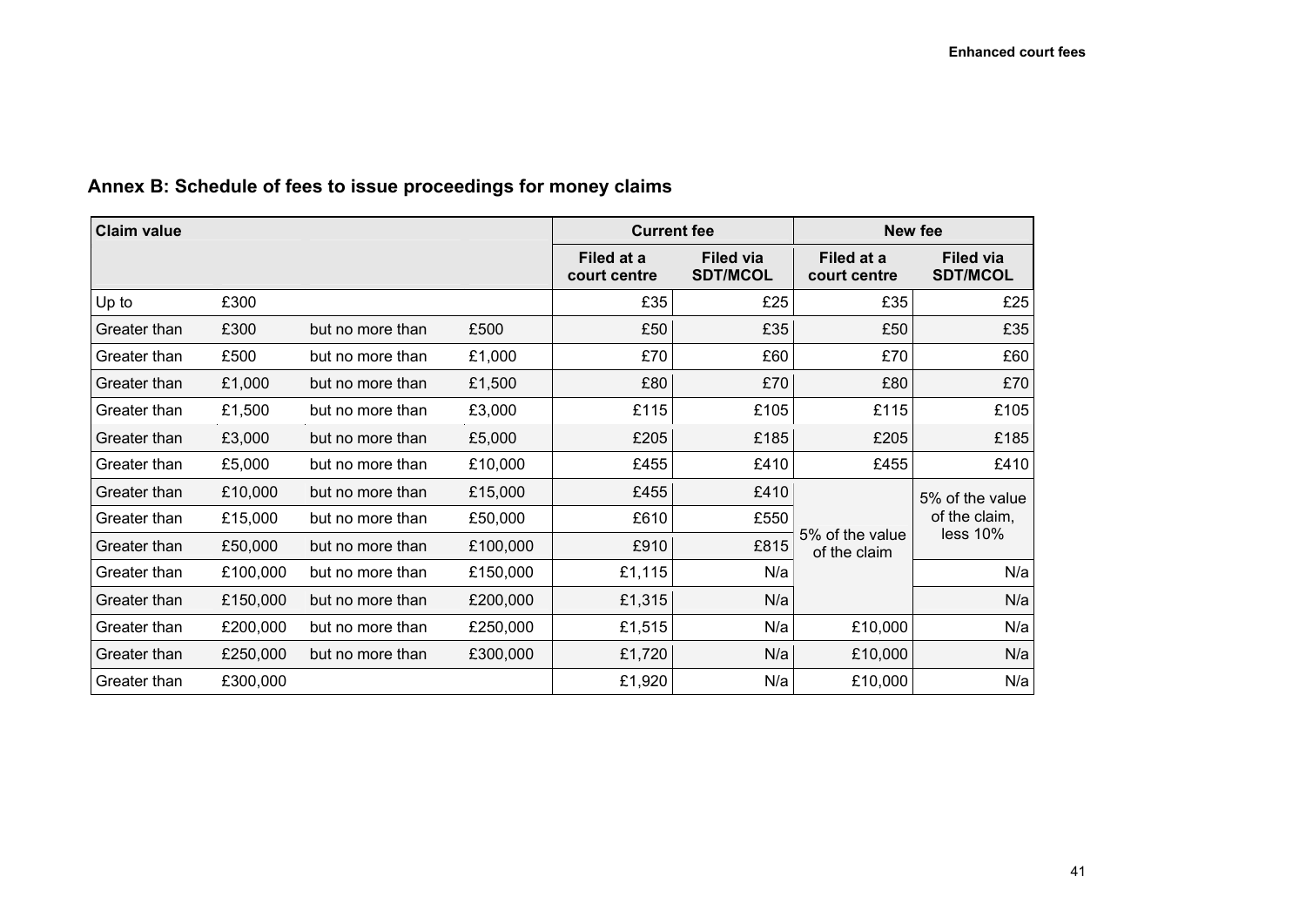## Annex B: Schedule of fees to issue proceedings for money claims

| Claim value | | | | Current fee | | New fee | |
|---|---|---|---|---|---|---|---|
| | | | | Filed at a court centre | Filed via SDT/MCOL | Filed at a court centre | Filed via SDT/MCOL |
| Up to | £300 | | | £35 | £25 | £35 | £25 |
| Greater than | £300 | but no more than | £500 | £50 | £35 | £50 | £35 |
| Greater than | £500 | but no more than | £1,000 | £70 | £60 | £70 | £60 |
| Greater than | £1,000 | but no more than | £1,500 | £80 | £70 | £80 | £70 |
| Greater than | £1,500 | but no more than | £3,000 | £115 | £105 | £115 | £105 |
| Greater than | £3,000 | but no more than | £5,000 | £205 | £185 | £205 | £185 |
| Greater than | £5,000 | but no more than | £10,000 | £455 | £410 | £455 | £410 |
| Greater than | £10,000 | but no more than | £15,000 | £455 | £410 | 5% of the value of the claim | 5% of the value of the claim, less 10% |
| Greater than | £15,000 | but no more than | £50,000 | £610 | £550 | | |
| Greater than | £50,000 | but no more than | £100,000 | £910 | £815 | | |
| Greater than | £100,000 | but no more than | £150,000 | £1,115 | N/a | | N/a |
| Greater than | £150,000 | but no more than | £200,000 | £1,315 | N/a | | N/a |
| Greater than | £200,000 | but no more than | £250,000 | £1,515 | N/a | £10,000 | N/a |
| Greater than | £250,000 | but no more than | £300,000 | £1,720 | N/a | £10,000 | N/a |
| Greater than | £300,000 | | | £1,920 | N/a | £10,000 | N/a |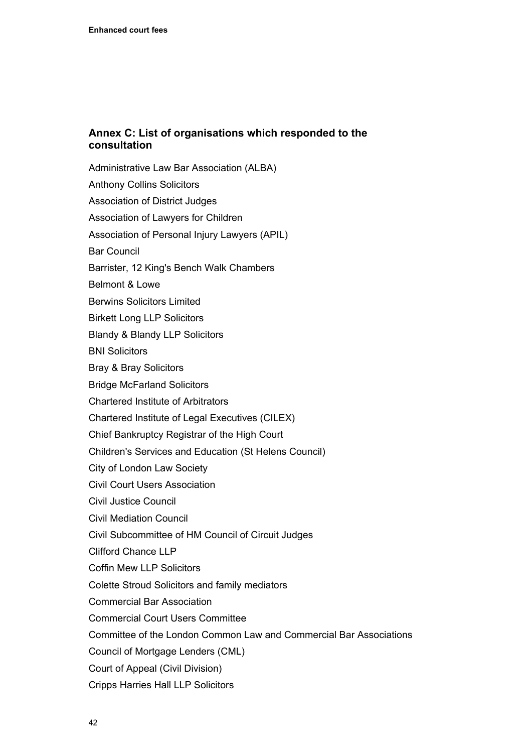## Annex C: List of organisations which responded to the consultation

Administrative Law Bar Association (ALBA)

Anthony Collins Solicitors

Association of District Judges

Association of Lawyers for Children

Association of Personal Injury Lawyers (APIL)

Bar Council

Barrister, 12 King's Bench Walk Chambers

Belmont & Lowe

Berwins Solicitors Limited

Birkett Long LLP Solicitors

Blandy & Blandy LLP Solicitors

BNI Solicitors

Bray & Bray Solicitors

Bridge McFarland Solicitors

Chartered Institute of Arbitrators

Chartered Institute of Legal Executives (CILEX)

Chief Bankruptcy Registrar of the High Court

Children's Services and Education (St Helens Council)

City of London Law Society

Civil Court Users Association

Civil Justice Council

Civil Mediation Council

Civil Subcommittee of HM Council of Circuit Judges

Clifford Chance LLP

Coffin Mew LLP Solicitors

Colette Stroud Solicitors and family mediators

Commercial Bar Association

Commercial Court Users Committee

Committee of the London Common Law and Commercial Bar Associations

Council of Mortgage Lenders (CML)

Court of Appeal (Civil Division)

Cripps Harries Hall LLP Solicitors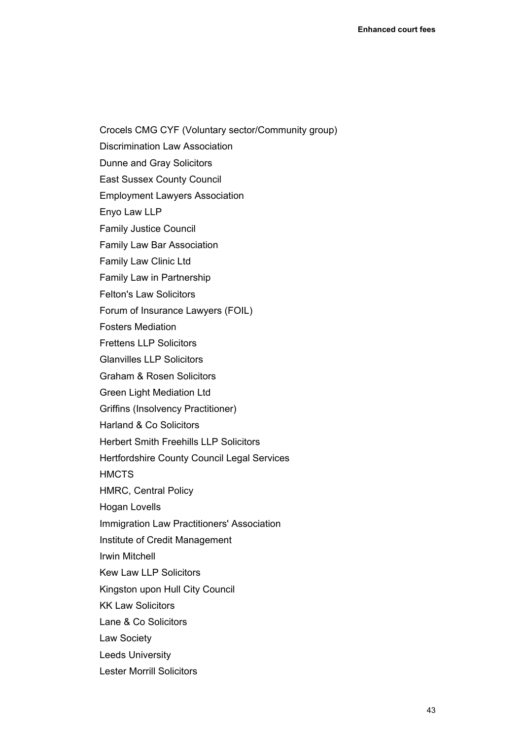Crocels CMG CYF (Voluntary sector/Community group)

Discrimination Law Association

Dunne and Gray Solicitors

East Sussex County Council

Employment Lawyers Association

Enyo Law LLP

Family Justice Council

Family Law Bar Association

Family Law Clinic Ltd

Family Law in Partnership

Felton's Law Solicitors

Forum of Insurance Lawyers (FOIL)

Fosters Mediation

Frettens LLP Solicitors

Glanvilles LLP Solicitors

Graham & Rosen Solicitors

Green Light Mediation Ltd

Griffins (Insolvency Practitioner)

Harland & Co Solicitors

Herbert Smith Freehills LLP Solicitors

Hertfordshire County Council Legal Services

HMCTS

HMRC, Central Policy

Hogan Lovells

Immigration Law Practitioners' Association

Institute of Credit Management

Irwin Mitchell

Kew Law LLP Solicitors

Kingston upon Hull City Council

KK Law Solicitors

Lane & Co Solicitors

Law Society

Leeds University

Lester Morrill Solicitors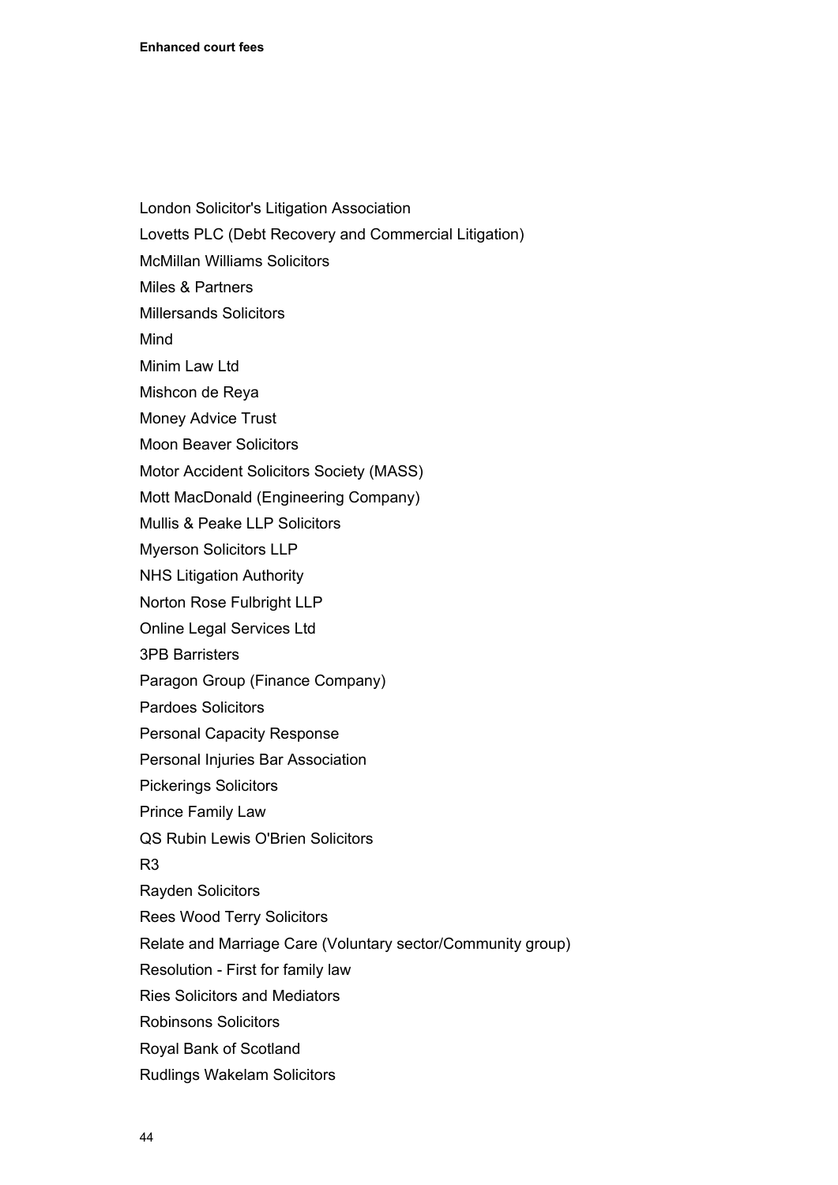London Solicitor's Litigation Association

Lovetts PLC (Debt Recovery and Commercial Litigation)

McMillan Williams Solicitors

Miles & Partners

Millersands Solicitors

Mind

Minim Law Ltd

Mishcon de Reya

Money Advice Trust

Moon Beaver Solicitors

Motor Accident Solicitors Society (MASS)

Mott MacDonald (Engineering Company)

Mullis & Peake LLP Solicitors

Myerson Solicitors LLP

NHS Litigation Authority

Norton Rose Fulbright LLP

Online Legal Services Ltd

3PB Barristers

Paragon Group (Finance Company)

Pardoes Solicitors

Personal Capacity Response

Personal Injuries Bar Association

Pickerings Solicitors

Prince Family Law

QS Rubin Lewis O'Brien Solicitors

R3

Rayden Solicitors

Rees Wood Terry Solicitors

Relate and Marriage Care (Voluntary sector/Community group)

Resolution - First for family law

Ries Solicitors and Mediators

Robinsons Solicitors

Royal Bank of Scotland

Rudlings Wakelam Solicitors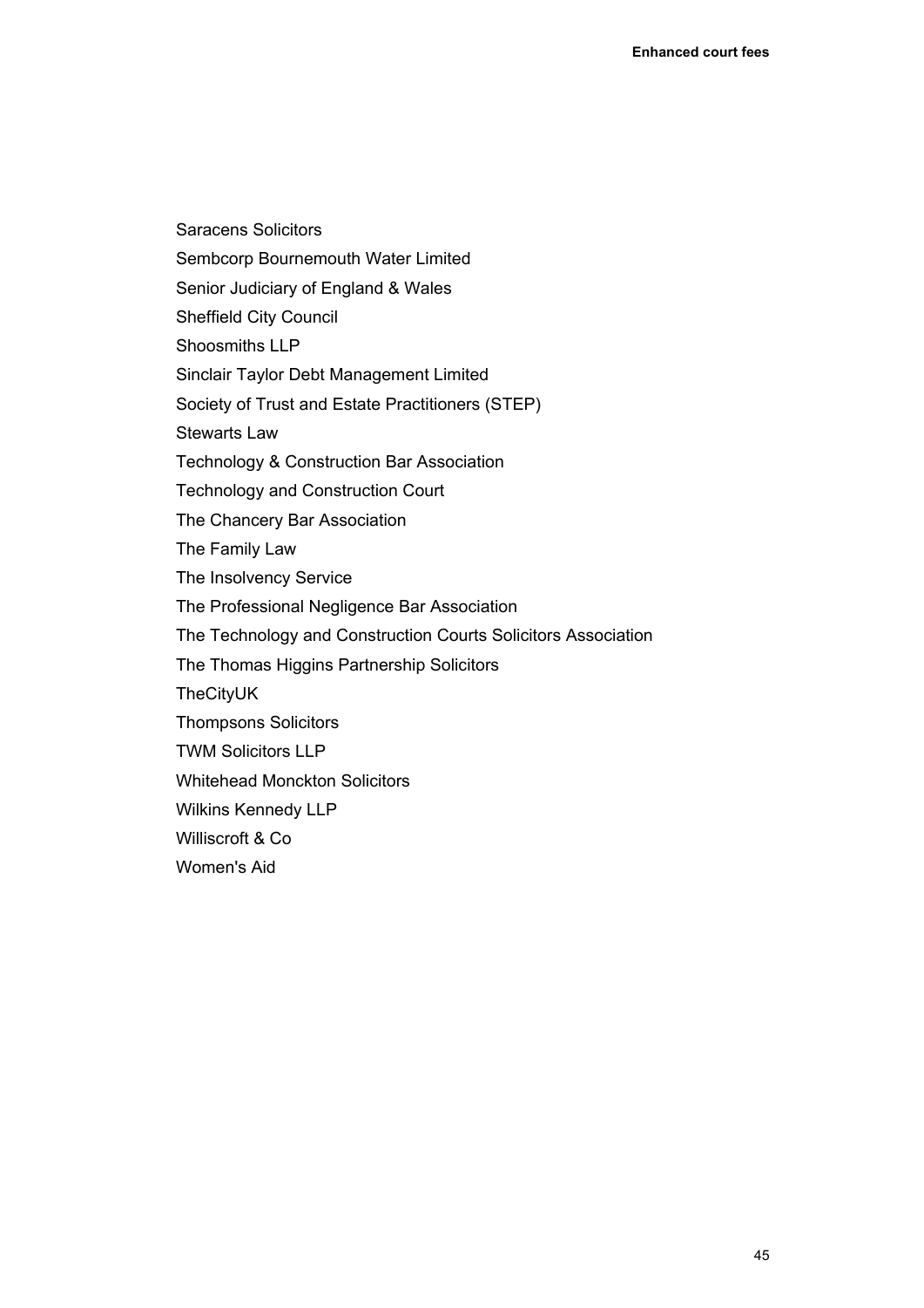Saracens Solicitors

Sembcorp Bournemouth Water Limited

Senior Judiciary of England & Wales

Sheffield City Council

Shoosmiths LLP

Sinclair Taylor Debt Management Limited

Society of Trust and Estate Practitioners (STEP)

Stewarts Law

Technology & Construction Bar Association

Technology and Construction Court

The Chancery Bar Association

The Family Law

The Insolvency Service

The Professional Negligence Bar Association

The Technology and Construction Courts Solicitors Association

The Thomas Higgins Partnership Solicitors

TheCityUK

Thompsons Solicitors

TWM Solicitors LLP

Whitehead Monckton Solicitors

Wilkins Kennedy LLP

Williscroft & Co

Women's Aid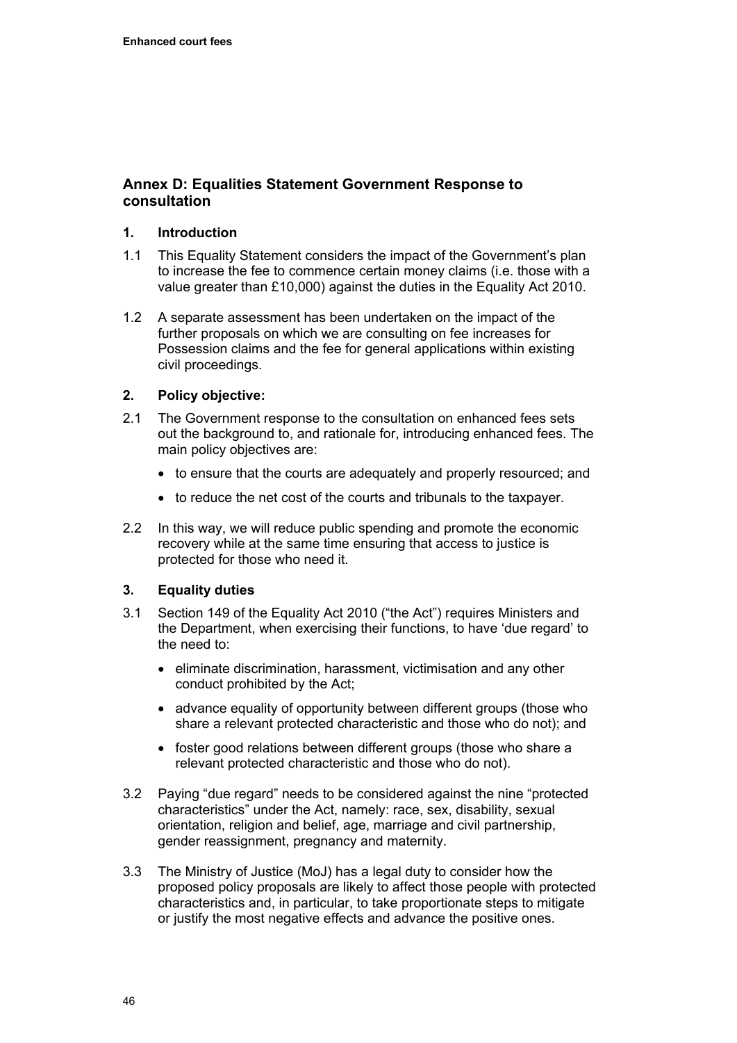## Annex D: Equalities Statement Government Response to consultation

### 1. Introduction

1.1 This Equality Statement considers the impact of the Government's plan to increase the fee to commence certain money claims (i.e. those with a value greater than £10,000) against the duties in the Equality Act 2010.

1.2 A separate assessment has been undertaken on the impact of the further proposals on which we are consulting on fee increases for Possession claims and the fee for general applications within existing civil proceedings.

### 2. Policy objective:

2.1 The Government response to the consultation on enhanced fees sets out the background to, and rationale for, introducing enhanced fees. The main policy objectives are:

- to ensure that the courts are adequately and properly resourced; and
- to reduce the net cost of the courts and tribunals to the taxpayer.

2.2 In this way, we will reduce public spending and promote the economic recovery while at the same time ensuring that access to justice is protected for those who need it.

### 3. Equality duties

3.1 Section 149 of the Equality Act 2010 ("the Act") requires Ministers and the Department, when exercising their functions, to have 'due regard' to the need to:

- eliminate discrimination, harassment, victimisation and any other conduct prohibited by the Act;
- advance equality of opportunity between different groups (those who share a relevant protected characteristic and those who do not); and
- foster good relations between different groups (those who share a relevant protected characteristic and those who do not).

3.2 Paying "due regard" needs to be considered against the nine "protected characteristics" under the Act, namely: race, sex, disability, sexual orientation, religion and belief, age, marriage and civil partnership, gender reassignment, pregnancy and maternity.

3.3 The Ministry of Justice (MoJ) has a legal duty to consider how the proposed policy proposals are likely to affect those people with protected characteristics and, in particular, to take proportionate steps to mitigate or justify the most negative effects and advance the positive ones.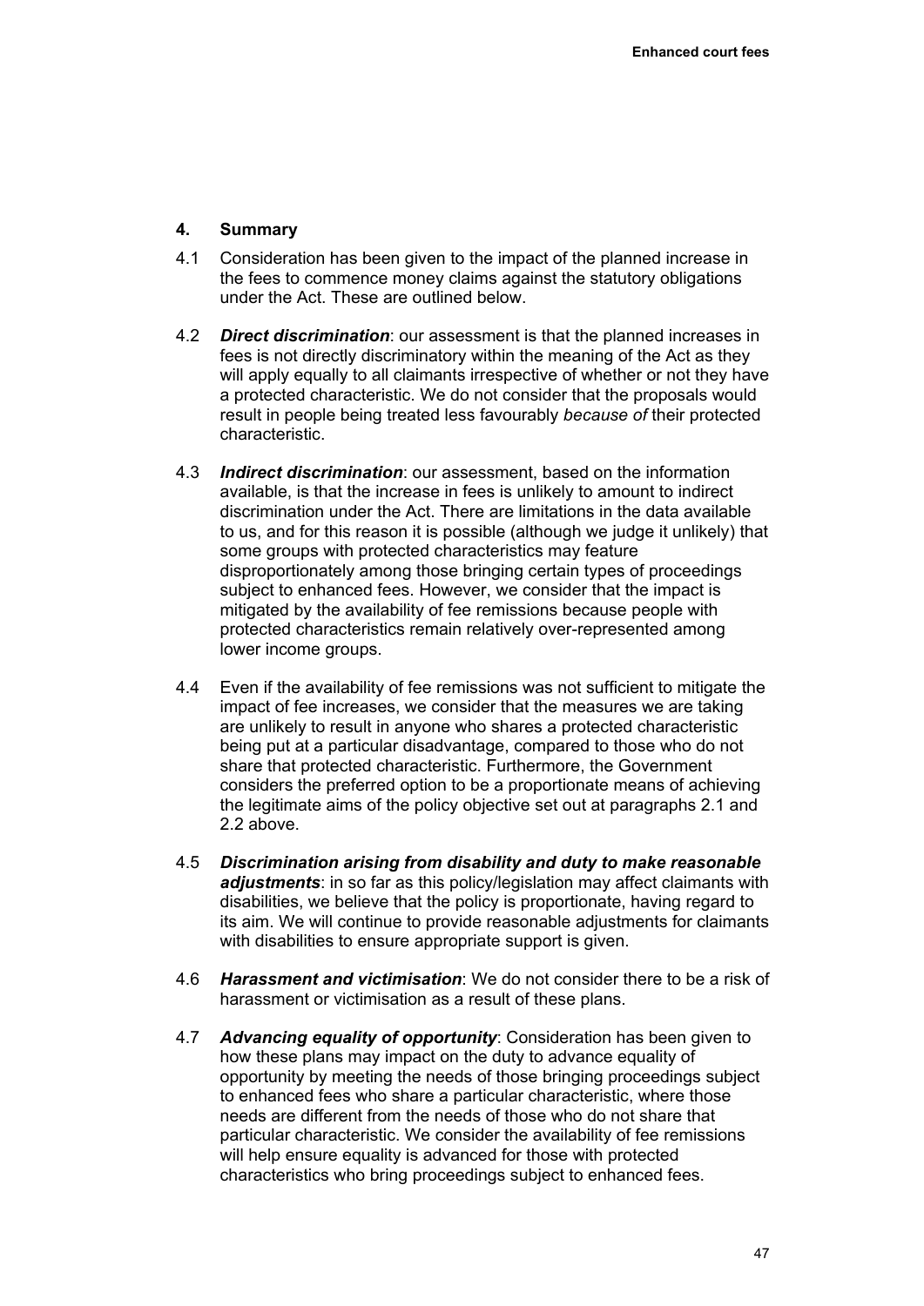## 4. Summary

4.1 Consideration has been given to the impact of the planned increase in the fees to commence money claims against the statutory obligations under the Act. These are outlined below.

4.2 ***Direct discrimination***: our assessment is that the planned increases in fees is not directly discriminatory within the meaning of the Act as they will apply equally to all claimants irrespective of whether or not they have a protected characteristic. We do not consider that the proposals would result in people being treated less favourably *because of* their protected characteristic.

4.3 ***Indirect discrimination***: our assessment, based on the information available, is that the increase in fees is unlikely to amount to indirect discrimination under the Act. There are limitations in the data available to us, and for this reason it is possible (although we judge it unlikely) that some groups with protected characteristics may feature disproportionately among those bringing certain types of proceedings subject to enhanced fees. However, we consider that the impact is mitigated by the availability of fee remissions because people with protected characteristics remain relatively over-represented among lower income groups.

4.4 Even if the availability of fee remissions was not sufficient to mitigate the impact of fee increases, we consider that the measures we are taking are unlikely to result in anyone who shares a protected characteristic being put at a particular disadvantage, compared to those who do not share that protected characteristic. Furthermore, the Government considers the preferred option to be a proportionate means of achieving the legitimate aims of the policy objective set out at paragraphs 2.1 and 2.2 above.

4.5 ***Discrimination arising from disability and duty to make reasonable adjustments***: in so far as this policy/legislation may affect claimants with disabilities, we believe that the policy is proportionate, having regard to its aim. We will continue to provide reasonable adjustments for claimants with disabilities to ensure appropriate support is given.

4.6 ***Harassment and victimisation***: We do not consider there to be a risk of harassment or victimisation as a result of these plans.

4.7 ***Advancing equality of opportunity***: Consideration has been given to how these plans may impact on the duty to advance equality of opportunity by meeting the needs of those bringing proceedings subject to enhanced fees who share a particular characteristic, where those needs are different from the needs of those who do not share that particular characteristic. We consider the availability of fee remissions will help ensure equality is advanced for those with protected characteristics who bring proceedings subject to enhanced fees.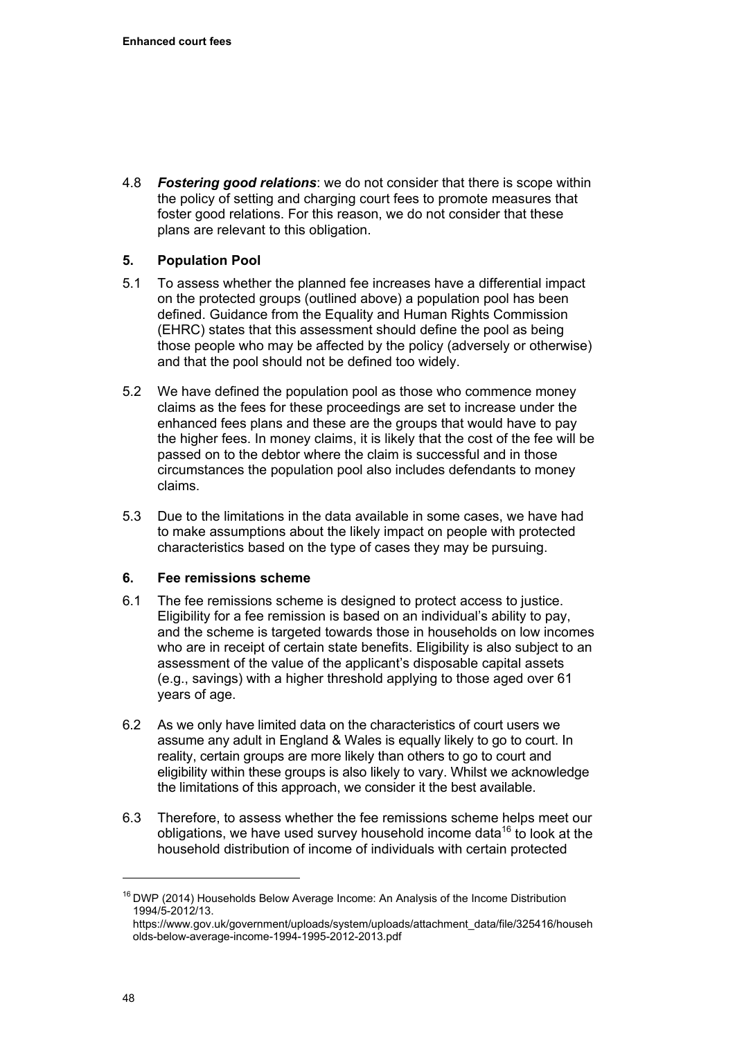4.8 ***Fostering good relations***: we do not consider that there is scope within the policy of setting and charging court fees to promote measures that foster good relations. For this reason, we do not consider that these plans are relevant to this obligation.

## 5. Population Pool

5.1 To assess whether the planned fee increases have a differential impact on the protected groups (outlined above) a population pool has been defined. Guidance from the Equality and Human Rights Commission (EHRC) states that this assessment should define the pool as being those people who may be affected by the policy (adversely or otherwise) and that the pool should not be defined too widely.

5.2 We have defined the population pool as those who commence money claims as the fees for these proceedings are set to increase under the enhanced fees plans and these are the groups that would have to pay the higher fees. In money claims, it is likely that the cost of the fee will be passed on to the debtor where the claim is successful and in those circumstances the population pool also includes defendants to money claims.

5.3 Due to the limitations in the data available in some cases, we have had to make assumptions about the likely impact on people with protected characteristics based on the type of cases they may be pursuing.

## 6. Fee remissions scheme

6.1 The fee remissions scheme is designed to protect access to justice. Eligibility for a fee remission is based on an individual's ability to pay, and the scheme is targeted towards those in households on low incomes who are in receipt of certain state benefits. Eligibility is also subject to an assessment of the value of the applicant's disposable capital assets (e.g., savings) with a higher threshold applying to those aged over 61 years of age.

6.2 As we only have limited data on the characteristics of court users we assume any adult in England & Wales is equally likely to go to court. In reality, certain groups are more likely than others to go to court and eligibility within these groups is also likely to vary. Whilst we acknowledge the limitations of this approach, we consider it the best available.

6.3 Therefore, to assess whether the fee remissions scheme helps meet our obligations, we have used survey household income data[16] to look at the household distribution of income of individuals with certain protected

[16] DWP (2014) Households Below Average Income: An Analysis of the Income Distribution 1994/5-2012/13. https://www.gov.uk/government/uploads/system/uploads/attachment_data/file/325416/households-below-average-income-1994-1995-2012-2013.pdf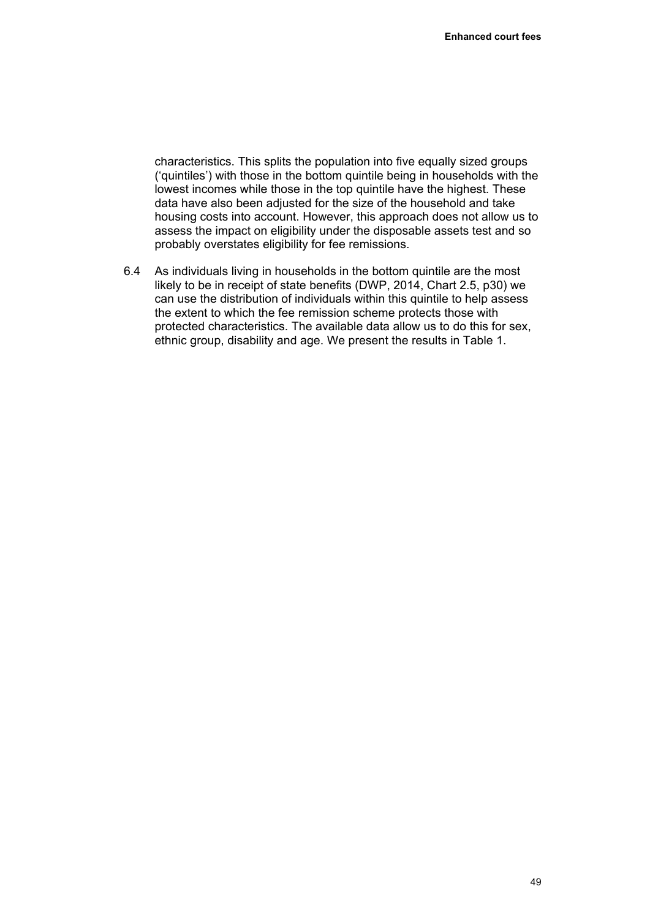characteristics. This splits the population into five equally sized groups ('quintiles') with those in the bottom quintile being in households with the lowest incomes while those in the top quintile have the highest. These data have also been adjusted for the size of the household and take housing costs into account. However, this approach does not allow us to assess the impact on eligibility under the disposable assets test and so probably overstates eligibility for fee remissions.

6.4 As individuals living in households in the bottom quintile are the most likely to be in receipt of state benefits (DWP, 2014, Chart 2.5, p30) we can use the distribution of individuals within this quintile to help assess the extent to which the fee remission scheme protects those with protected characteristics. The available data allow us to do this for sex, ethnic group, disability and age. We present the results in Table 1.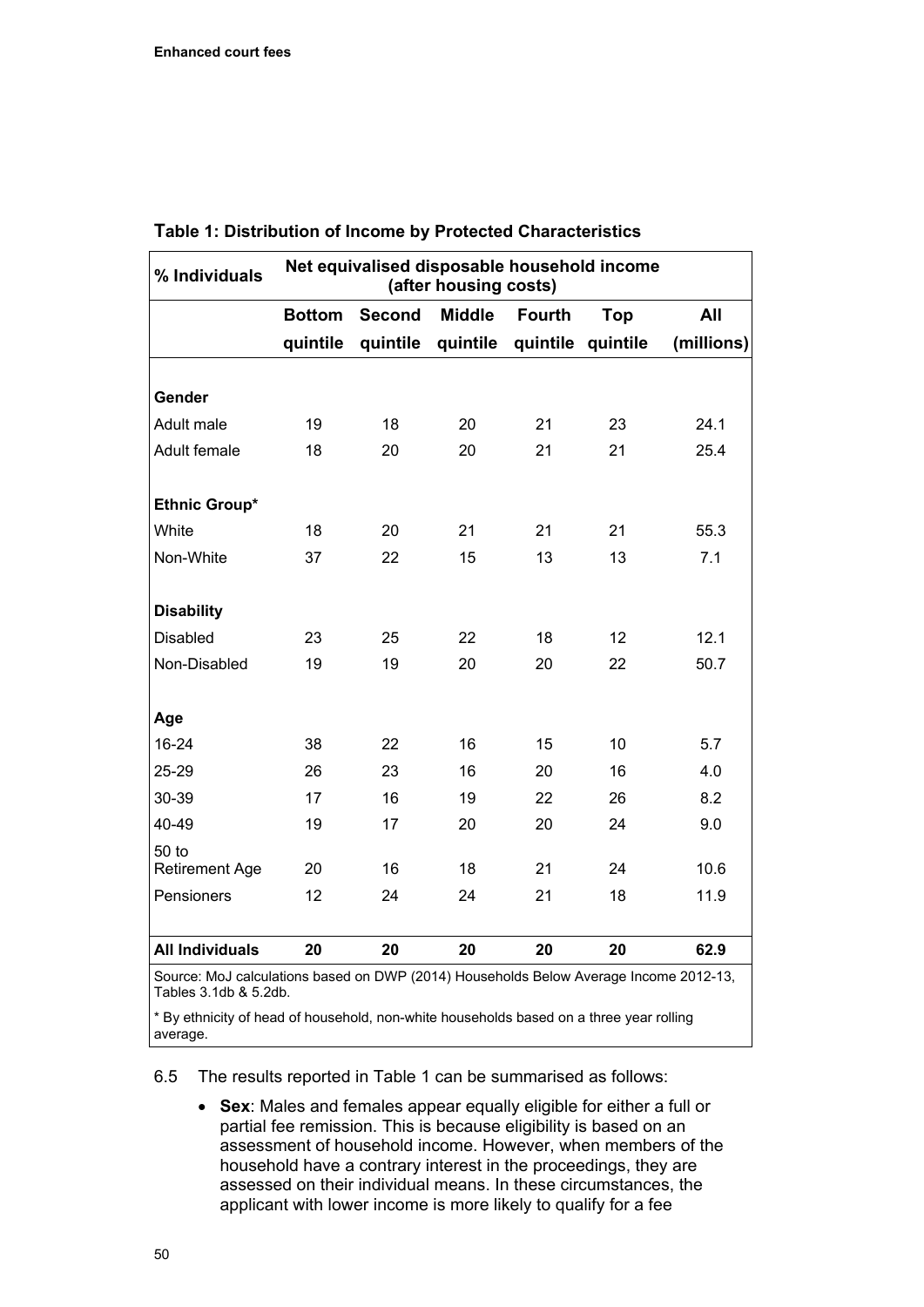**Table 1: Distribution of Income by Protected Characteristics**

| % Individuals | Net equivalised disposable household income (after housing costs) | | | | | |
|---|---|---|---|---|---|---|
| | Bottom quintile | Second quintile | Middle quintile | Fourth quintile | Top quintile | All (millions) |
| **Gender** | | | | | | |
| Adult male | 19 | 18 | 20 | 21 | 23 | 24.1 |
| Adult female | 18 | 20 | 20 | 21 | 21 | 25.4 |
| **Ethnic Group*** | | | | | | |
| White | 18 | 20 | 21 | 21 | 21 | 55.3 |
| Non-White | 37 | 22 | 15 | 13 | 13 | 7.1 |
| **Disability** | | | | | | |
| Disabled | 23 | 25 | 22 | 18 | 12 | 12.1 |
| Non-Disabled | 19 | 19 | 20 | 20 | 22 | 50.7 |
| **Age** | | | | | | |
| 16-24 | 38 | 22 | 16 | 15 | 10 | 5.7 |
| 25-29 | 26 | 23 | 16 | 20 | 16 | 4.0 |
| 30-39 | 17 | 16 | 19 | 22 | 26 | 8.2 |
| 40-49 | 19 | 17 | 20 | 20 | 24 | 9.0 |
| 50 to Retirement Age | 20 | 16 | 18 | 21 | 24 | 10.6 |
| Pensioners | 12 | 24 | 24 | 21 | 18 | 11.9 |
| **All Individuals** | **20** | **20** | **20** | **20** | **20** | **62.9** |

Source: MoJ calculations based on DWP (2014) Households Below Average Income 2012-13, Tables 3.1db & 5.2db.

* By ethnicity of head of household, non-white households based on a three year rolling average.

6.5 The results reported in Table 1 can be summarised as follows:

- **Sex**: Males and females appear equally eligible for either a full or partial fee remission. This is because eligibility is based on an assessment of household income. However, when members of the household have a contrary interest in the proceedings, they are assessed on their individual means. In these circumstances, the applicant with lower income is more likely to qualify for a fee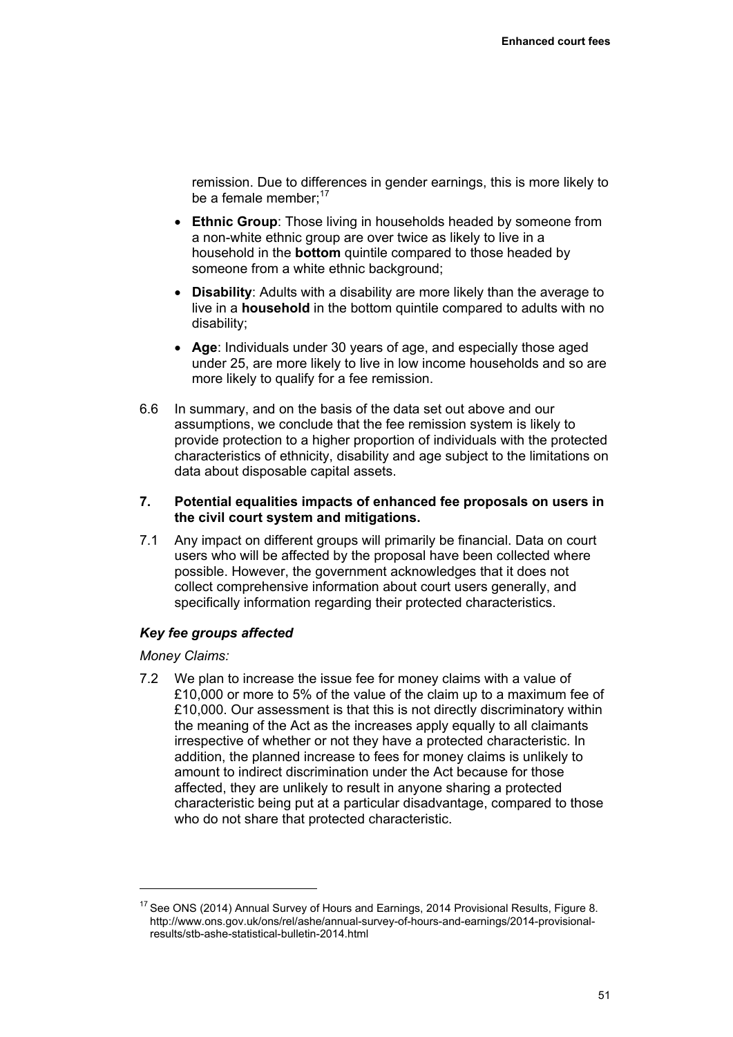remission. Due to differences in gender earnings, this is more likely to be a female member;[17]

- **Ethnic Group**: Those living in households headed by someone from a non-white ethnic group are over twice as likely to live in a household in the **bottom** quintile compared to those headed by someone from a white ethnic background;
- **Disability**: Adults with a disability are more likely than the average to live in a **household** in the bottom quintile compared to adults with no disability;
- **Age**: Individuals under 30 years of age, and especially those aged under 25, are more likely to live in low income households and so are more likely to qualify for a fee remission.

6.6 In summary, and on the basis of the data set out above and our assumptions, we conclude that the fee remission system is likely to provide protection to a higher proportion of individuals with the protected characteristics of ethnicity, disability and age subject to the limitations on data about disposable capital assets.

## 7. Potential equalities impacts of enhanced fee proposals on users in the civil court system and mitigations.

7.1 Any impact on different groups will primarily be financial. Data on court users who will be affected by the proposal have been collected where possible. However, the government acknowledges that it does not collect comprehensive information about court users generally, and specifically information regarding their protected characteristics.

### *Key fee groups affected*

*Money Claims:*

7.2 We plan to increase the issue fee for money claims with a value of £10,000 or more to 5% of the value of the claim up to a maximum fee of £10,000. Our assessment is that this is not directly discriminatory within the meaning of the Act as the increases apply equally to all claimants irrespective of whether or not they have a protected characteristic. In addition, the planned increase to fees for money claims is unlikely to amount to indirect discrimination under the Act because for those affected, they are unlikely to result in anyone sharing a protected characteristic being put at a particular disadvantage, compared to those who do not share that protected characteristic.

[17] See ONS (2014) Annual Survey of Hours and Earnings, 2014 Provisional Results, Figure 8. http://www.ons.gov.uk/ons/rel/ashe/annual-survey-of-hours-and-earnings/2014-provisional-results/stb-ashe-statistical-bulletin-2014.html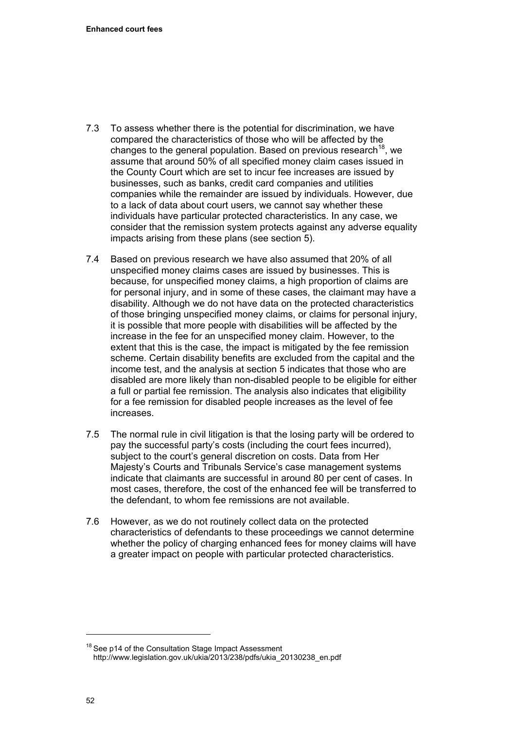7.3 To assess whether there is the potential for discrimination, we have compared the characteristics of those who will be affected by the changes to the general population. Based on previous research[18], we assume that around 50% of all specified money claim cases issued in the County Court which are set to incur fee increases are issued by businesses, such as banks, credit card companies and utilities companies while the remainder are issued by individuals. However, due to a lack of data about court users, we cannot say whether these individuals have particular protected characteristics. In any case, we consider that the remission system protects against any adverse equality impacts arising from these plans (see section 5).

7.4 Based on previous research we have also assumed that 20% of all unspecified money claims cases are issued by businesses. This is because, for unspecified money claims, a high proportion of claims are for personal injury, and in some of these cases, the claimant may have a disability. Although we do not have data on the protected characteristics of those bringing unspecified money claims, or claims for personal injury, it is possible that more people with disabilities will be affected by the increase in the fee for an unspecified money claim. However, to the extent that this is the case, the impact is mitigated by the fee remission scheme. Certain disability benefits are excluded from the capital and the income test, and the analysis at section 5 indicates that those who are disabled are more likely than non-disabled people to be eligible for either a full or partial fee remission. The analysis also indicates that eligibility for a fee remission for disabled people increases as the level of fee increases.

7.5 The normal rule in civil litigation is that the losing party will be ordered to pay the successful party's costs (including the court fees incurred), subject to the court's general discretion on costs. Data from Her Majesty's Courts and Tribunals Service's case management systems indicate that claimants are successful in around 80 per cent of cases. In most cases, therefore, the cost of the enhanced fee will be transferred to the defendant, to whom fee remissions are not available.

7.6 However, as we do not routinely collect data on the protected characteristics of defendants to these proceedings we cannot determine whether the policy of charging enhanced fees for money claims will have a greater impact on people with particular protected characteristics.

---

[18] See p14 of the Consultation Stage Impact Assessment http://www.legislation.gov.uk/ukia/2013/238/pdfs/ukia_20130238_en.pdf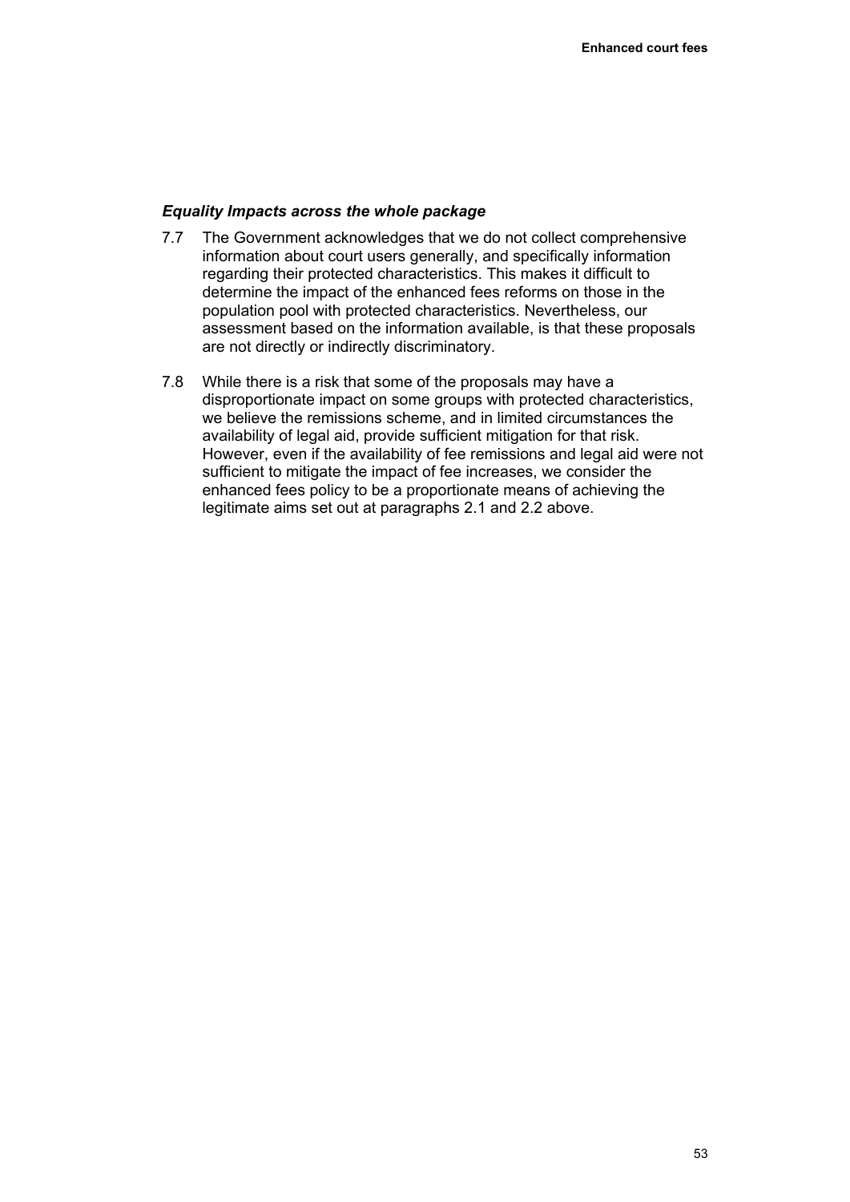### *Equality Impacts across the whole package*

7.7 The Government acknowledges that we do not collect comprehensive information about court users generally, and specifically information regarding their protected characteristics. This makes it difficult to determine the impact of the enhanced fees reforms on those in the population pool with protected characteristics. Nevertheless, our assessment based on the information available, is that these proposals are not directly or indirectly discriminatory.

7.8 While there is a risk that some of the proposals may have a disproportionate impact on some groups with protected characteristics, we believe the remissions scheme, and in limited circumstances the availability of legal aid, provide sufficient mitigation for that risk. However, even if the availability of fee remissions and legal aid were not sufficient to mitigate the impact of fee increases, we consider the enhanced fees policy to be a proportionate means of achieving the legitimate aims set out at paragraphs 2.1 and 2.2 above.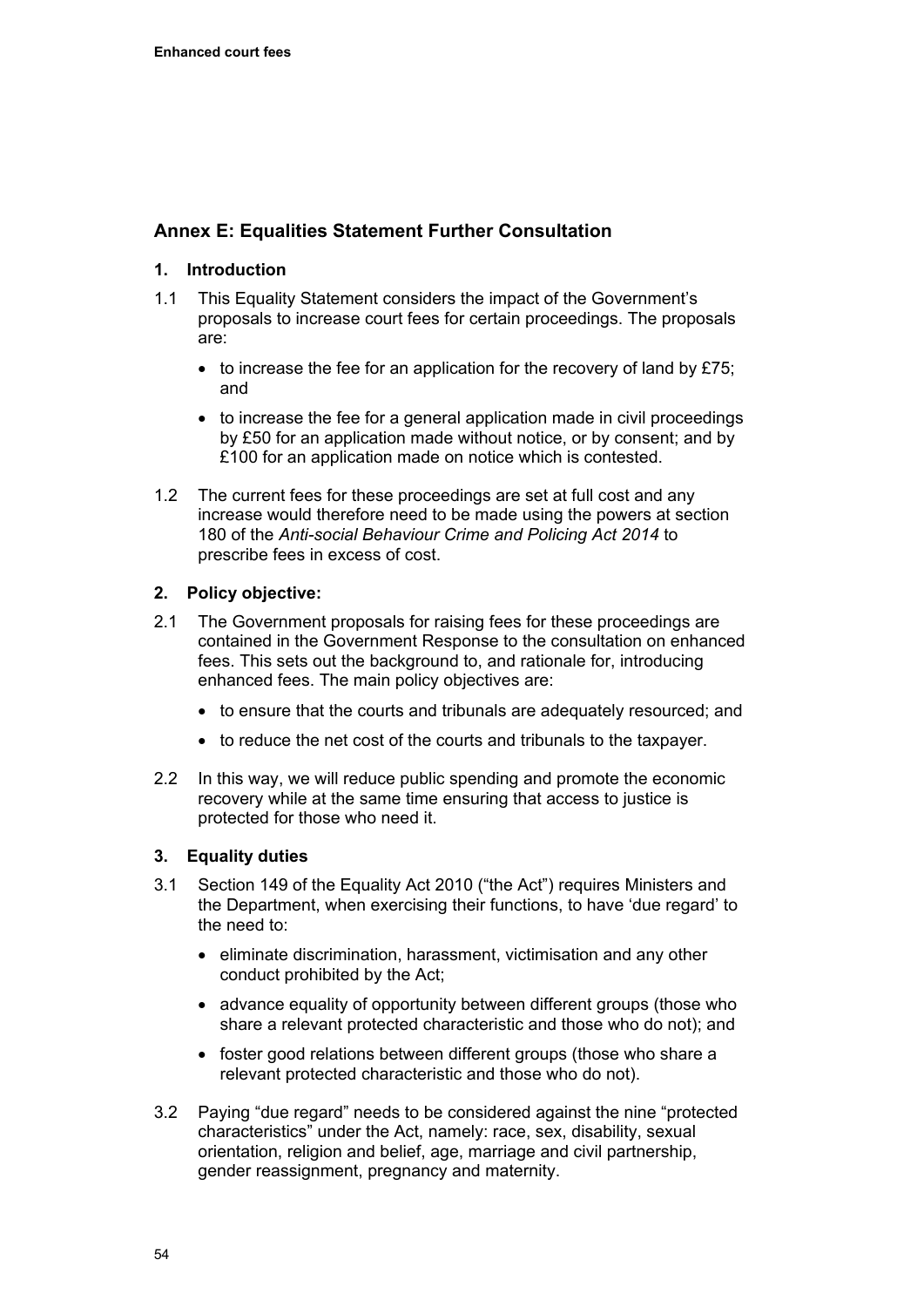## Annex E: Equalities Statement Further Consultation

### 1. Introduction

1.1 This Equality Statement considers the impact of the Government's proposals to increase court fees for certain proceedings. The proposals are:

- to increase the fee for an application for the recovery of land by £75; and
- to increase the fee for a general application made in civil proceedings by £50 for an application made without notice, or by consent; and by £100 for an application made on notice which is contested.

1.2 The current fees for these proceedings are set at full cost and any increase would therefore need to be made using the powers at section 180 of the *Anti-social Behaviour Crime and Policing Act 2014* to prescribe fees in excess of cost.

### 2. Policy objective:

2.1 The Government proposals for raising fees for these proceedings are contained in the Government Response to the consultation on enhanced fees. This sets out the background to, and rationale for, introducing enhanced fees. The main policy objectives are:

- to ensure that the courts and tribunals are adequately resourced; and
- to reduce the net cost of the courts and tribunals to the taxpayer.

2.2 In this way, we will reduce public spending and promote the economic recovery while at the same time ensuring that access to justice is protected for those who need it.

### 3. Equality duties

3.1 Section 149 of the Equality Act 2010 ("the Act") requires Ministers and the Department, when exercising their functions, to have 'due regard' to the need to:

- eliminate discrimination, harassment, victimisation and any other conduct prohibited by the Act;
- advance equality of opportunity between different groups (those who share a relevant protected characteristic and those who do not); and
- foster good relations between different groups (those who share a relevant protected characteristic and those who do not).

3.2 Paying "due regard" needs to be considered against the nine "protected characteristics" under the Act, namely: race, sex, disability, sexual orientation, religion and belief, age, marriage and civil partnership, gender reassignment, pregnancy and maternity.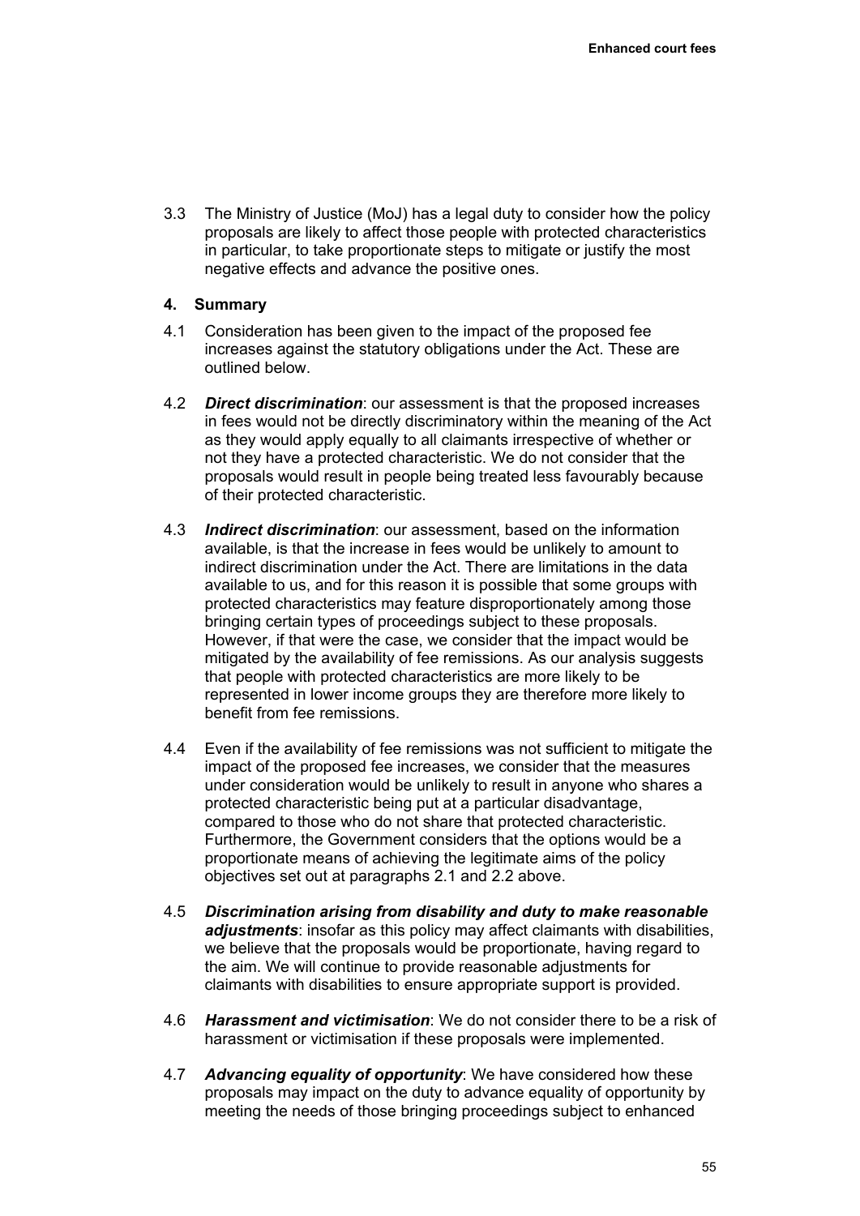3.3 The Ministry of Justice (MoJ) has a legal duty to consider how the policy proposals are likely to affect those people with protected characteristics in particular, to take proportionate steps to mitigate or justify the most negative effects and advance the positive ones.

## 4. Summary

4.1 Consideration has been given to the impact of the proposed fee increases against the statutory obligations under the Act. These are outlined below.

4.2 ***Direct discrimination***: our assessment is that the proposed increases in fees would not be directly discriminatory within the meaning of the Act as they would apply equally to all claimants irrespective of whether or not they have a protected characteristic. We do not consider that the proposals would result in people being treated less favourably because of their protected characteristic.

4.3 ***Indirect discrimination***: our assessment, based on the information available, is that the increase in fees would be unlikely to amount to indirect discrimination under the Act. There are limitations in the data available to us, and for this reason it is possible that some groups with protected characteristics may feature disproportionately among those bringing certain types of proceedings subject to these proposals. However, if that were the case, we consider that the impact would be mitigated by the availability of fee remissions. As our analysis suggests that people with protected characteristics are more likely to be represented in lower income groups they are therefore more likely to benefit from fee remissions.

4.4 Even if the availability of fee remissions was not sufficient to mitigate the impact of the proposed fee increases, we consider that the measures under consideration would be unlikely to result in anyone who shares a protected characteristic being put at a particular disadvantage, compared to those who do not share that protected characteristic. Furthermore, the Government considers that the options would be a proportionate means of achieving the legitimate aims of the policy objectives set out at paragraphs 2.1 and 2.2 above.

4.5 ***Discrimination arising from disability and duty to make reasonable adjustments***: insofar as this policy may affect claimants with disabilities, we believe that the proposals would be proportionate, having regard to the aim. We will continue to provide reasonable adjustments for claimants with disabilities to ensure appropriate support is provided.

4.6 ***Harassment and victimisation***: We do not consider there to be a risk of harassment or victimisation if these proposals were implemented.

4.7 ***Advancing equality of opportunity***: We have considered how these proposals may impact on the duty to advance equality of opportunity by meeting the needs of those bringing proceedings subject to enhanced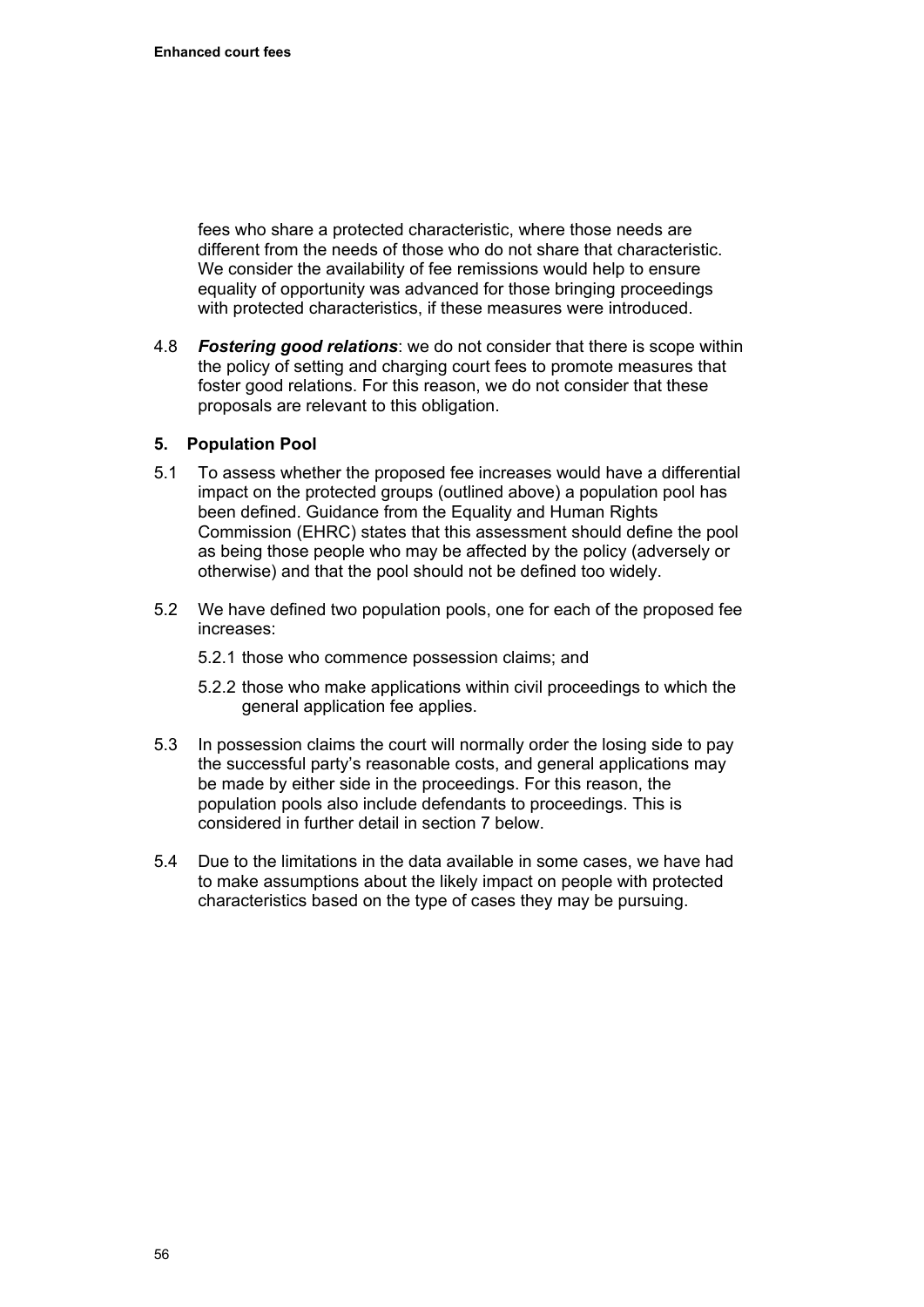fees who share a protected characteristic, where those needs are different from the needs of those who do not share that characteristic. We consider the availability of fee remissions would help to ensure equality of opportunity was advanced for those bringing proceedings with protected characteristics, if these measures were introduced.

4.8 ***Fostering good relations***: we do not consider that there is scope within the policy of setting and charging court fees to promote measures that foster good relations. For this reason, we do not consider that these proposals are relevant to this obligation.

### 5. Population Pool

5.1 To assess whether the proposed fee increases would have a differential impact on the protected groups (outlined above) a population pool has been defined. Guidance from the Equality and Human Rights Commission (EHRC) states that this assessment should define the pool as being those people who may be affected by the policy (adversely or otherwise) and that the pool should not be defined too widely.

5.2 We have defined two population pools, one for each of the proposed fee increases:

5.2.1 those who commence possession claims; and

5.2.2 those who make applications within civil proceedings to which the general application fee applies.

5.3 In possession claims the court will normally order the losing side to pay the successful party's reasonable costs, and general applications may be made by either side in the proceedings. For this reason, the population pools also include defendants to proceedings. This is considered in further detail in section 7 below.

5.4 Due to the limitations in the data available in some cases, we have had to make assumptions about the likely impact on people with protected characteristics based on the type of cases they may be pursuing.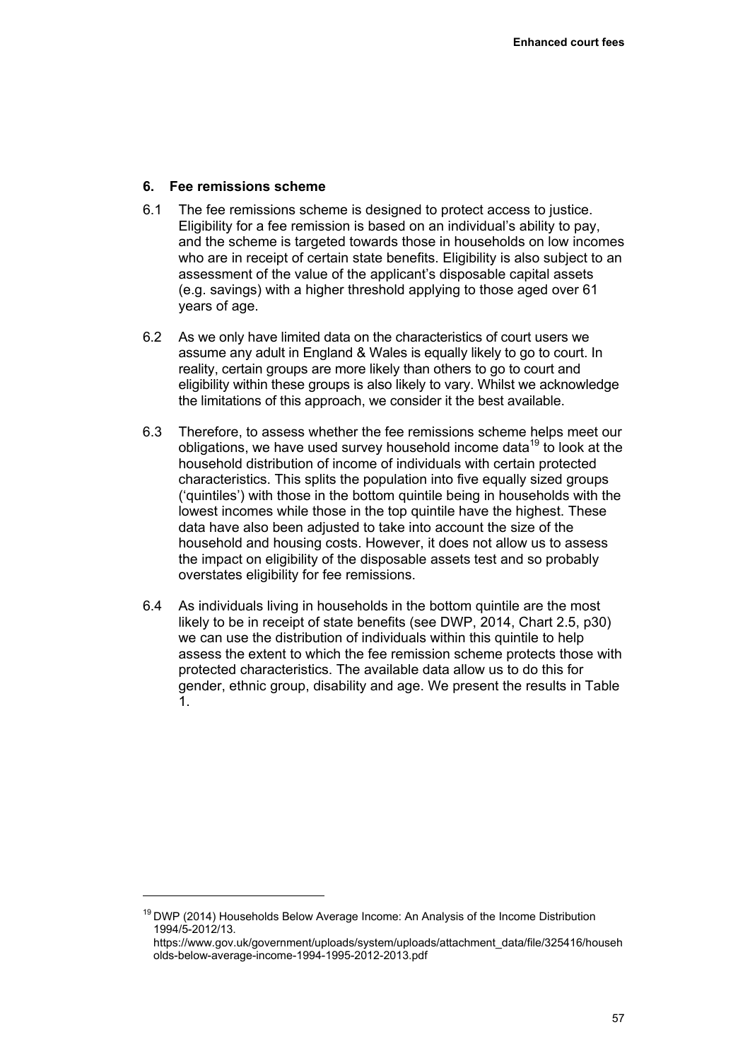## 6. Fee remissions scheme

6.1 The fee remissions scheme is designed to protect access to justice. Eligibility for a fee remission is based on an individual's ability to pay, and the scheme is targeted towards those in households on low incomes who are in receipt of certain state benefits. Eligibility is also subject to an assessment of the value of the applicant's disposable capital assets (e.g. savings) with a higher threshold applying to those aged over 61 years of age.

6.2 As we only have limited data on the characteristics of court users we assume any adult in England & Wales is equally likely to go to court. In reality, certain groups are more likely than others to go to court and eligibility within these groups is also likely to vary. Whilst we acknowledge the limitations of this approach, we consider it the best available.

6.3 Therefore, to assess whether the fee remissions scheme helps meet our obligations, we have used survey household income data[19] to look at the household distribution of income of individuals with certain protected characteristics. This splits the population into five equally sized groups ('quintiles') with those in the bottom quintile being in households with the lowest incomes while those in the top quintile have the highest. These data have also been adjusted to take into account the size of the household and housing costs. However, it does not allow us to assess the impact on eligibility of the disposable assets test and so probably overstates eligibility for fee remissions.

6.4 As individuals living in households in the bottom quintile are the most likely to be in receipt of state benefits (see DWP, 2014, Chart 2.5, p30) we can use the distribution of individuals within this quintile to help assess the extent to which the fee remission scheme protects those with protected characteristics. The available data allow us to do this for gender, ethnic group, disability and age. We present the results in Table 1.

---

[19] DWP (2014) Households Below Average Income: An Analysis of the Income Distribution 1994/5-2012/13. https://www.gov.uk/government/uploads/system/uploads/attachment_data/file/325416/households-below-average-income-1994-1995-2012-2013.pdf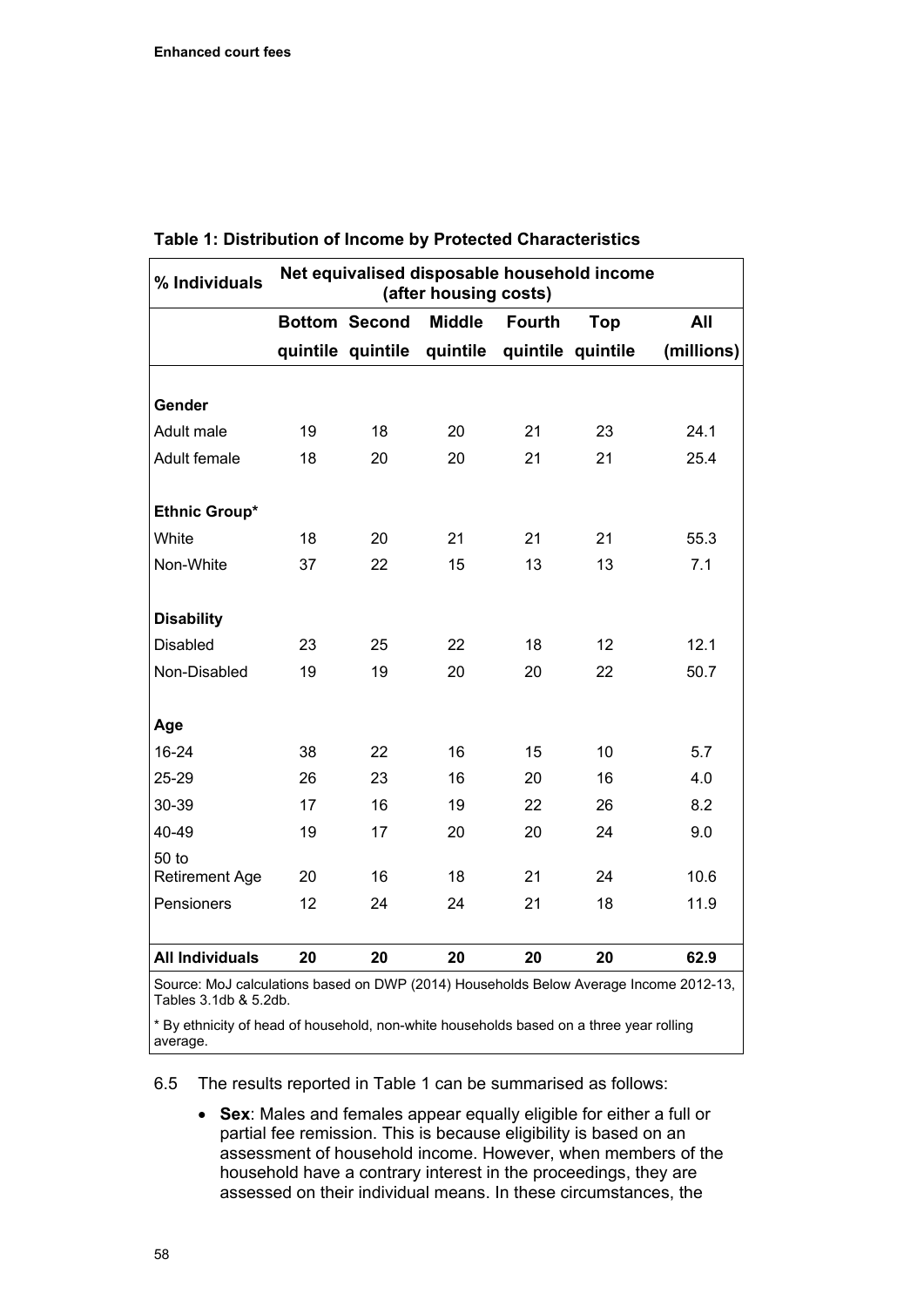**Table 1: Distribution of Income by Protected Characteristics**

| % Individuals | Net equivalised disposable household income (after housing costs) | | | | | |
|---|---|---|---|---|---|---|
| | Bottom quintile | Second quintile | Middle quintile | Fourth quintile | Top quintile | All (millions) |
| **Gender** | | | | | | |
| Adult male | 19 | 18 | 20 | 21 | 23 | 24.1 |
| Adult female | 18 | 20 | 20 | 21 | 21 | 25.4 |
| **Ethnic Group*** | | | | | | |
| White | 18 | 20 | 21 | 21 | 21 | 55.3 |
| Non-White | 37 | 22 | 15 | 13 | 13 | 7.1 |
| **Disability** | | | | | | |
| Disabled | 23 | 25 | 22 | 18 | 12 | 12.1 |
| Non-Disabled | 19 | 19 | 20 | 20 | 22 | 50.7 |
| **Age** | | | | | | |
| 16-24 | 38 | 22 | 16 | 15 | 10 | 5.7 |
| 25-29 | 26 | 23 | 16 | 20 | 16 | 4.0 |
| 30-39 | 17 | 16 | 19 | 22 | 26 | 8.2 |
| 40-49 | 19 | 17 | 20 | 20 | 24 | 9.0 |
| 50 to Retirement Age | 20 | 16 | 18 | 21 | 24 | 10.6 |
| Pensioners | 12 | 24 | 24 | 21 | 18 | 11.9 |
| **All Individuals** | **20** | **20** | **20** | **20** | **20** | **62.9** |

Source: MoJ calculations based on DWP (2014) Households Below Average Income 2012-13, Tables 3.1db & 5.2db.

* By ethnicity of head of household, non-white households based on a three year rolling average.

6.5 The results reported in Table 1 can be summarised as follows:

- **Sex**: Males and females appear equally eligible for either a full or partial fee remission. This is because eligibility is based on an assessment of household income. However, when members of the household have a contrary interest in the proceedings, they are assessed on their individual means. In these circumstances, the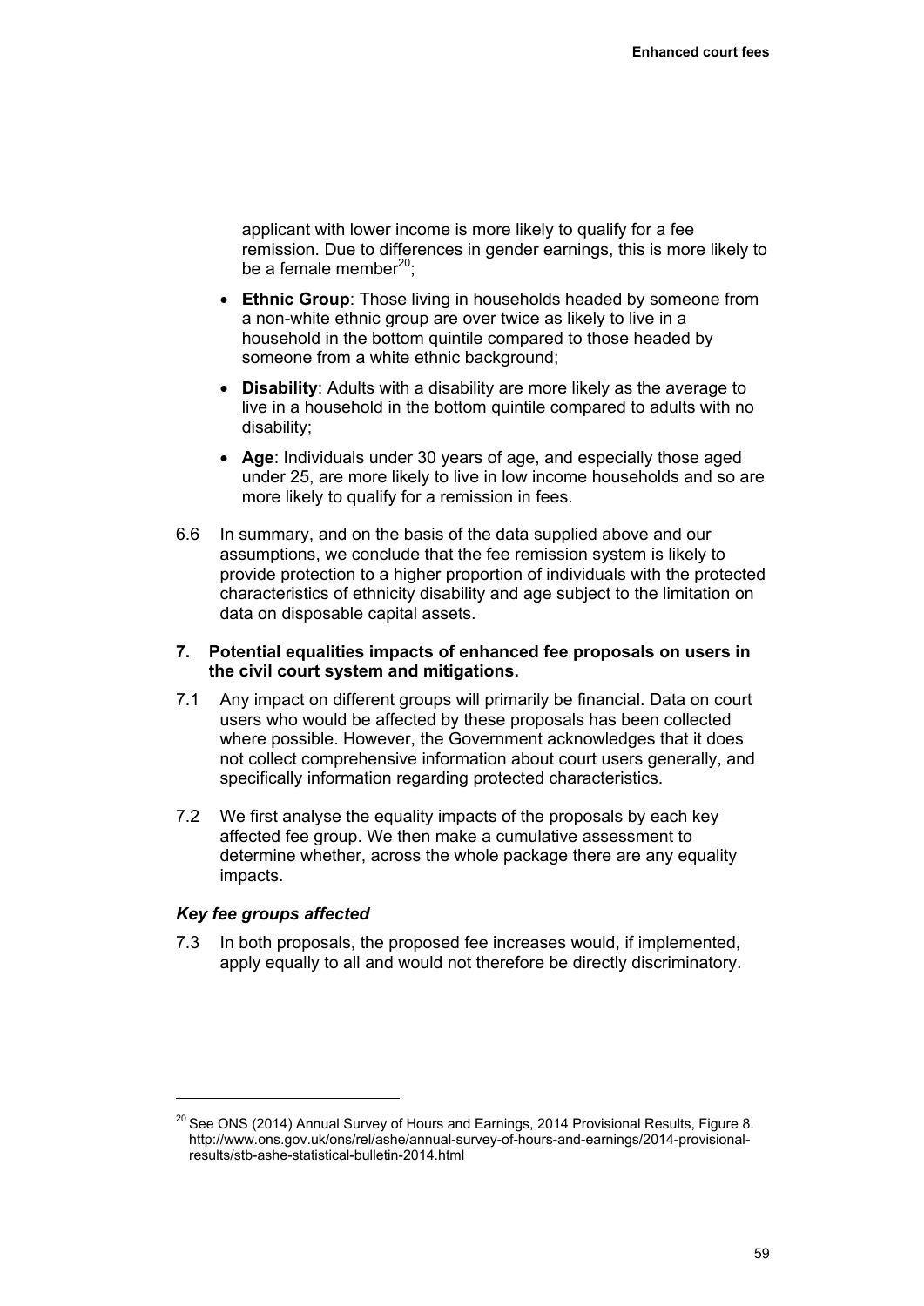applicant with lower income is more likely to qualify for a fee remission. Due to differences in gender earnings, this is more likely to be a female member[20];

- **Ethnic Group**: Those living in households headed by someone from a non-white ethnic group are over twice as likely to live in a household in the bottom quintile compared to those headed by someone from a white ethnic background;
- **Disability**: Adults with a disability are more likely as the average to live in a household in the bottom quintile compared to adults with no disability;
- **Age**: Individuals under 30 years of age, and especially those aged under 25, are more likely to live in low income households and so are more likely to qualify for a remission in fees.

6.6 In summary, and on the basis of the data supplied above and our assumptions, we conclude that the fee remission system is likely to provide protection to a higher proportion of individuals with the protected characteristics of ethnicity disability and age subject to the limitation on data on disposable capital assets.

## 7. Potential equalities impacts of enhanced fee proposals on users in the civil court system and mitigations.

7.1 Any impact on different groups will primarily be financial. Data on court users who would be affected by these proposals has been collected where possible. However, the Government acknowledges that it does not collect comprehensive information about court users generally, and specifically information regarding protected characteristics.

7.2 We first analyse the equality impacts of the proposals by each key affected fee group. We then make a cumulative assessment to determine whether, across the whole package there are any equality impacts.

### *Key fee groups affected*

7.3 In both proposals, the proposed fee increases would, if implemented, apply equally to all and would not therefore be directly discriminatory.

---

[20] See ONS (2014) Annual Survey of Hours and Earnings, 2014 Provisional Results, Figure 8. http://www.ons.gov.uk/ons/rel/ashe/annual-survey-of-hours-and-earnings/2014-provisional-results/stb-ashe-statistical-bulletin-2014.html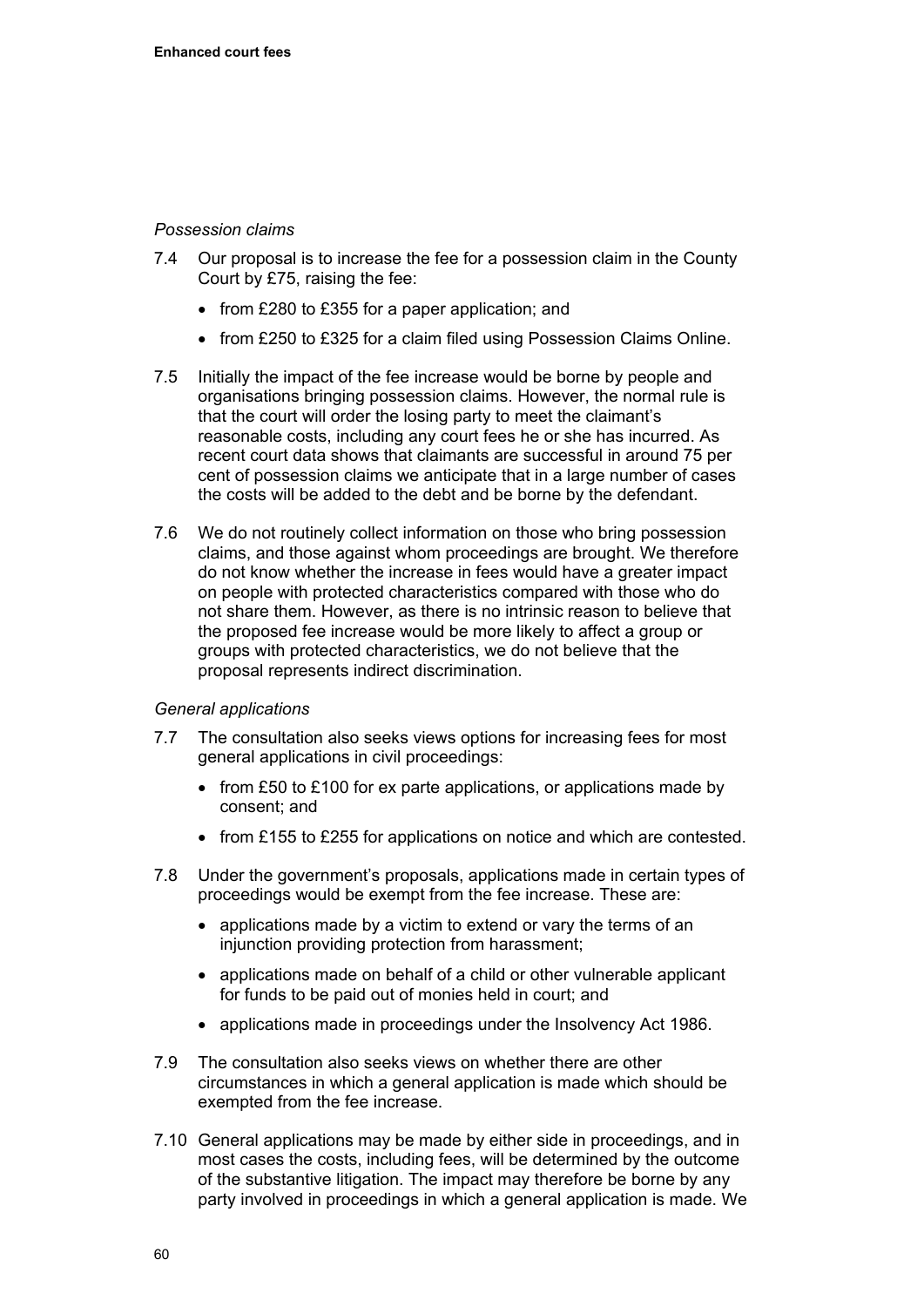*Possession claims*

7.4 Our proposal is to increase the fee for a possession claim in the County Court by £75, raising the fee:

- from £280 to £355 for a paper application; and
- from £250 to £325 for a claim filed using Possession Claims Online.

7.5 Initially the impact of the fee increase would be borne by people and organisations bringing possession claims. However, the normal rule is that the court will order the losing party to meet the claimant's reasonable costs, including any court fees he or she has incurred. As recent court data shows that claimants are successful in around 75 per cent of possession claims we anticipate that in a large number of cases the costs will be added to the debt and be borne by the defendant.

7.6 We do not routinely collect information on those who bring possession claims, and those against whom proceedings are brought. We therefore do not know whether the increase in fees would have a greater impact on people with protected characteristics compared with those who do not share them. However, as there is no intrinsic reason to believe that the proposed fee increase would be more likely to affect a group or groups with protected characteristics, we do not believe that the proposal represents indirect discrimination.

*General applications*

7.7 The consultation also seeks views options for increasing fees for most general applications in civil proceedings:

- from £50 to £100 for ex parte applications, or applications made by consent; and
- from £155 to £255 for applications on notice and which are contested.

7.8 Under the government's proposals, applications made in certain types of proceedings would be exempt from the fee increase. These are:

- applications made by a victim to extend or vary the terms of an injunction providing protection from harassment;
- applications made on behalf of a child or other vulnerable applicant for funds to be paid out of monies held in court; and
- applications made in proceedings under the Insolvency Act 1986.

7.9 The consultation also seeks views on whether there are other circumstances in which a general application is made which should be exempted from the fee increase.

7.10 General applications may be made by either side in proceedings, and in most cases the costs, including fees, will be determined by the outcome of the substantive litigation. The impact may therefore be borne by any party involved in proceedings in which a general application is made. We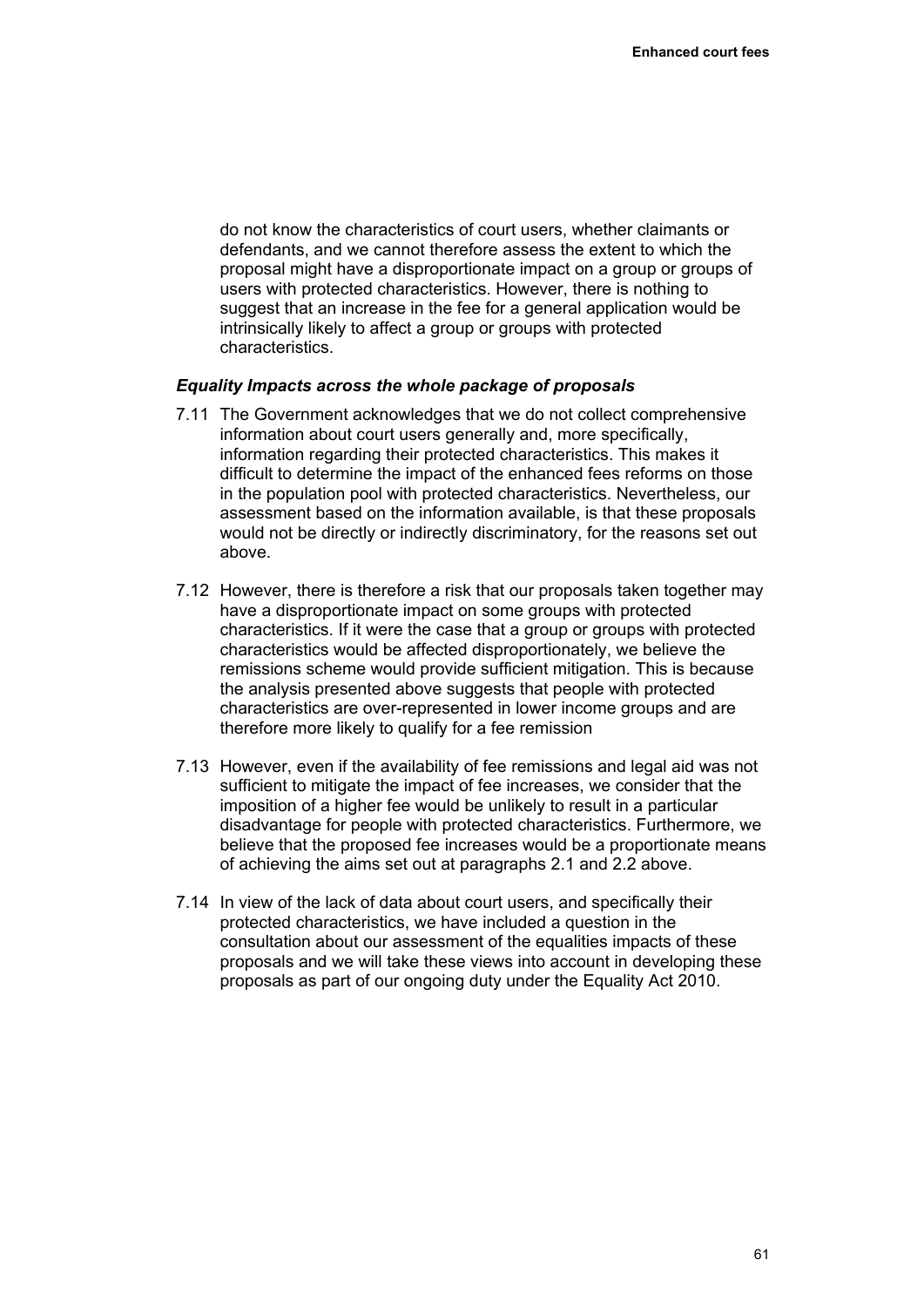do not know the characteristics of court users, whether claimants or defendants, and we cannot therefore assess the extent to which the proposal might have a disproportionate impact on a group or groups of users with protected characteristics. However, there is nothing to suggest that an increase in the fee for a general application would be intrinsically likely to affect a group or groups with protected characteristics.

### *Equality Impacts across the whole package of proposals*

7.11 The Government acknowledges that we do not collect comprehensive information about court users generally and, more specifically, information regarding their protected characteristics. This makes it difficult to determine the impact of the enhanced fees reforms on those in the population pool with protected characteristics. Nevertheless, our assessment based on the information available, is that these proposals would not be directly or indirectly discriminatory, for the reasons set out above.

7.12 However, there is therefore a risk that our proposals taken together may have a disproportionate impact on some groups with protected characteristics. If it were the case that a group or groups with protected characteristics would be affected disproportionately, we believe the remissions scheme would provide sufficient mitigation. This is because the analysis presented above suggests that people with protected characteristics are over-represented in lower income groups and are therefore more likely to qualify for a fee remission

7.13 However, even if the availability of fee remissions and legal aid was not sufficient to mitigate the impact of fee increases, we consider that the imposition of a higher fee would be unlikely to result in a particular disadvantage for people with protected characteristics. Furthermore, we believe that the proposed fee increases would be a proportionate means of achieving the aims set out at paragraphs 2.1 and 2.2 above.

7.14 In view of the lack of data about court users, and specifically their protected characteristics, we have included a question in the consultation about our assessment of the equalities impacts of these proposals and we will take these views into account in developing these proposals as part of our ongoing duty under the Equality Act 2010.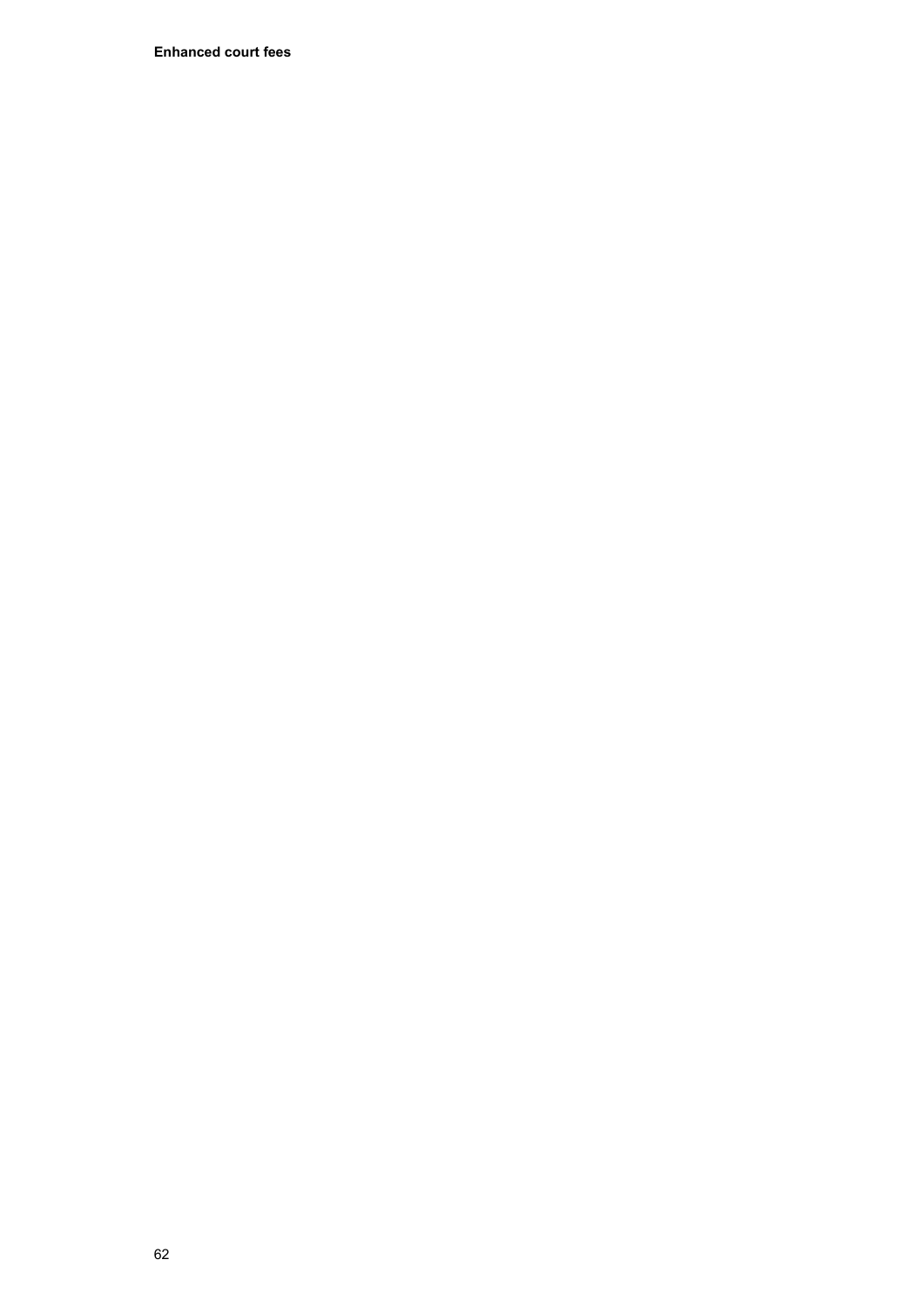**Enhanced court fees**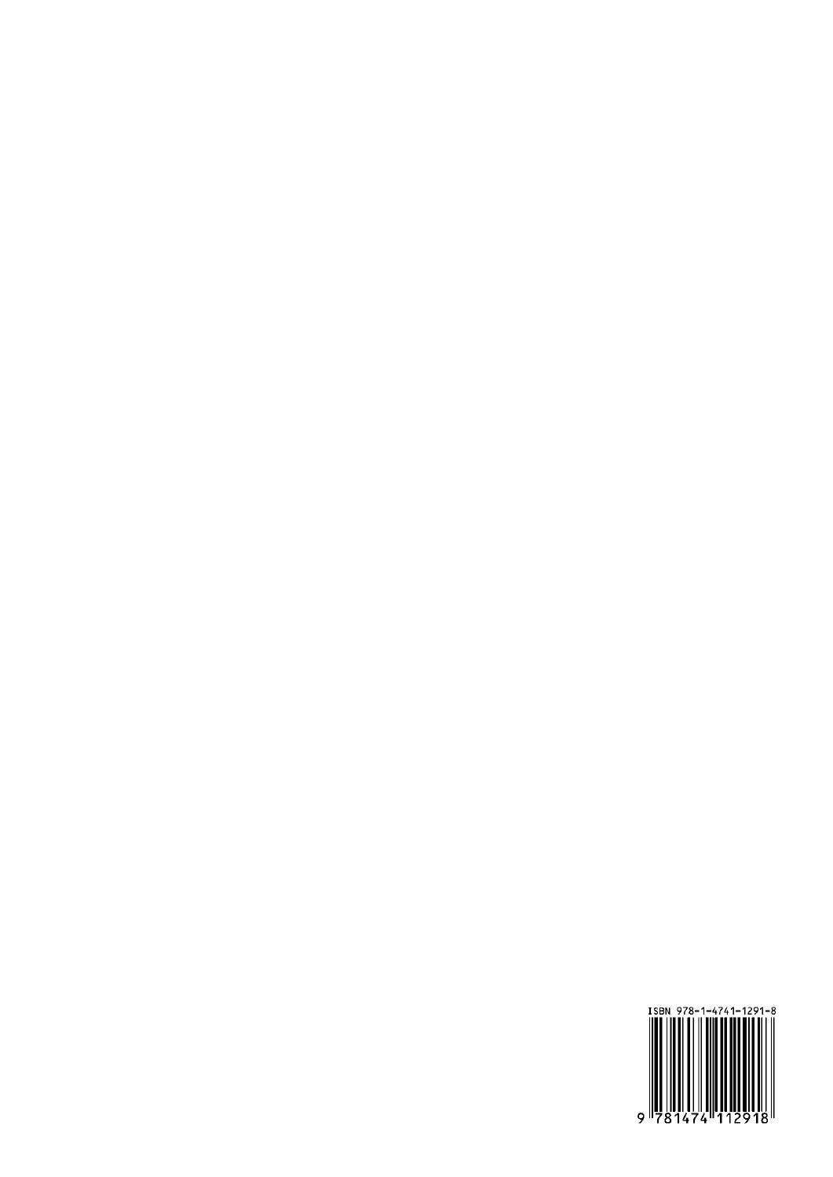ISBN 978-1-4741-1291-8

9 781474 112918